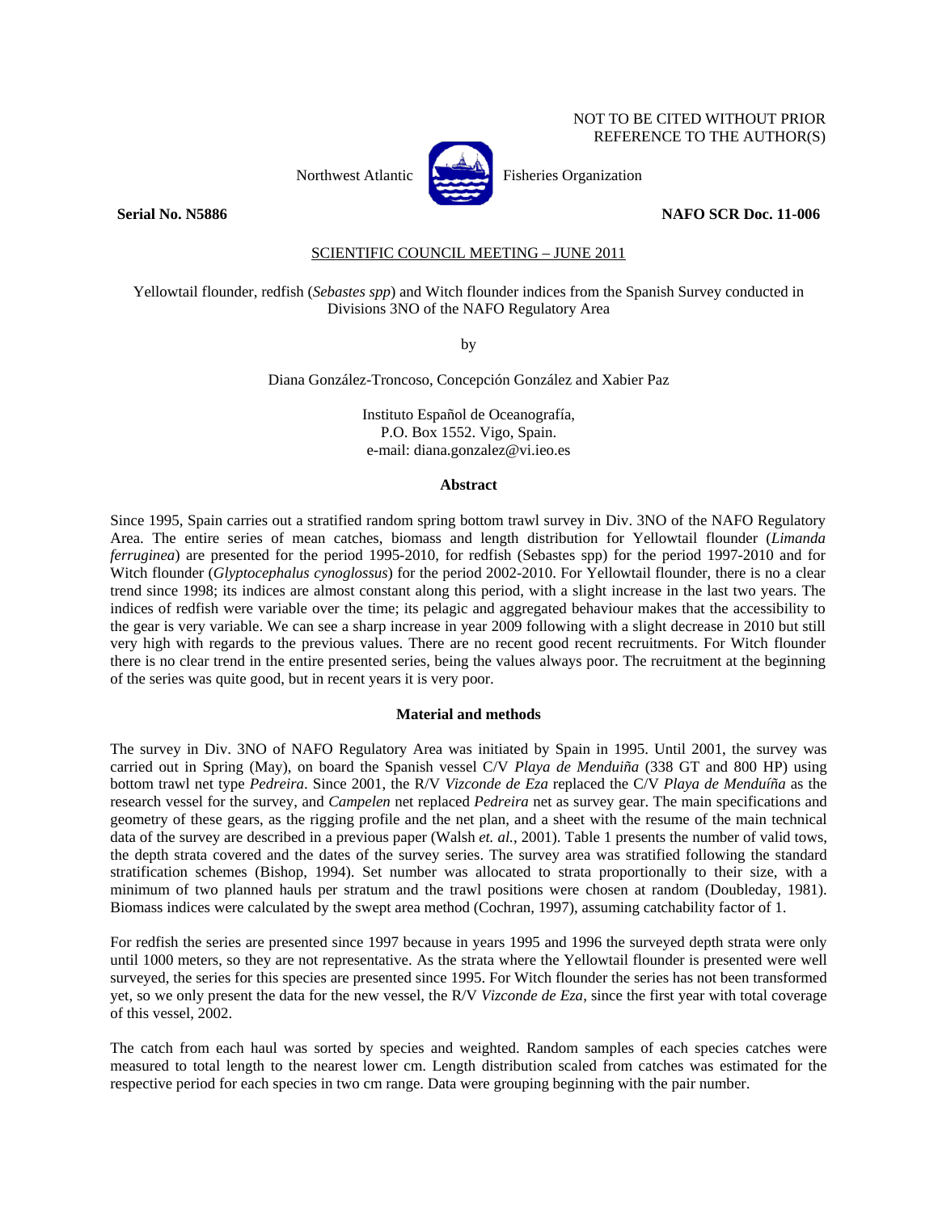NOT TO BE CITED WITHOUT PRIOR REFERENCE TO THE AUTHOR(S)

Northwest Atlantic Fisheries Organization

**Serial No. N5886** **NAFO SCR Doc. 11-006**

SCIENTIFIC COUNCIL MEETING – JUNE 2011

Yellowtail flounder, redfish (*Sebastes spp*) and Witch flounder indices from the Spanish Survey conducted in Divisions 3NO of the NAFO Regulatory Area

by

Diana González-Troncoso, Concepción González and Xabier Paz

Instituto Español de Oceanografía,
P.O. Box 1552. Vigo, Spain.
e-mail: diana.gonzalez@vi.ieo.es

## Abstract

Since 1995, Spain carries out a stratified random spring bottom trawl survey in Div. 3NO of the NAFO Regulatory Area. The entire series of mean catches, biomass and length distribution for Yellowtail flounder (*Limanda ferruginea*) are presented for the period 1995-2010, for redfish (Sebastes spp) for the period 1997-2010 and for Witch flounder (*Glyptocephalus cynoglossus*) for the period 2002-2010. For Yellowtail flounder, there is no a clear trend since 1998; its indices are almost constant along this period, with a slight increase in the last two years. The indices of redfish were variable over the time; its pelagic and aggregated behaviour makes that the accessibility to the gear is very variable. We can see a sharp increase in year 2009 following with a slight decrease in 2010 but still very high with regards to the previous values. There are no recent good recent recruitments. For Witch flounder there is no clear trend in the entire presented series, being the values always poor. The recruitment at the beginning of the series was quite good, but in recent years it is very poor.

## Material and methods

The survey in Div. 3NO of NAFO Regulatory Area was initiated by Spain in 1995. Until 2001, the survey was carried out in Spring (May), on board the Spanish vessel C/V *Playa de Menduiña* (338 GT and 800 HP) using bottom trawl net type *Pedreira*. Since 2001, the R/V *Vizconde de Eza* replaced the C/V *Playa de Menduíña* as the research vessel for the survey, and *Campelen* net replaced *Pedreira* net as survey gear. The main specifications and geometry of these gears, as the rigging profile and the net plan, and a sheet with the resume of the main technical data of the survey are described in a previous paper (Walsh *et. al.*, 2001). Table 1 presents the number of valid tows, the depth strata covered and the dates of the survey series. The survey area was stratified following the standard stratification schemes (Bishop, 1994). Set number was allocated to strata proportionally to their size, with a minimum of two planned hauls per stratum and the trawl positions were chosen at random (Doubleday, 1981). Biomass indices were calculated by the swept area method (Cochran, 1997), assuming catchability factor of 1.

For redfish the series are presented since 1997 because in years 1995 and 1996 the surveyed depth strata were only until 1000 meters, so they are not representative. As the strata where the Yellowtail flounder is presented were well surveyed, the series for this species are presented since 1995. For Witch flounder the series has not been transformed yet, so we only present the data for the new vessel, the R/V *Vizconde de Eza*, since the first year with total coverage of this vessel, 2002.

The catch from each haul was sorted by species and weighted. Random samples of each species catches were measured to total length to the nearest lower cm. Length distribution scaled from catches was estimated for the respective period for each species in two cm range. Data were grouping beginning with the pair number.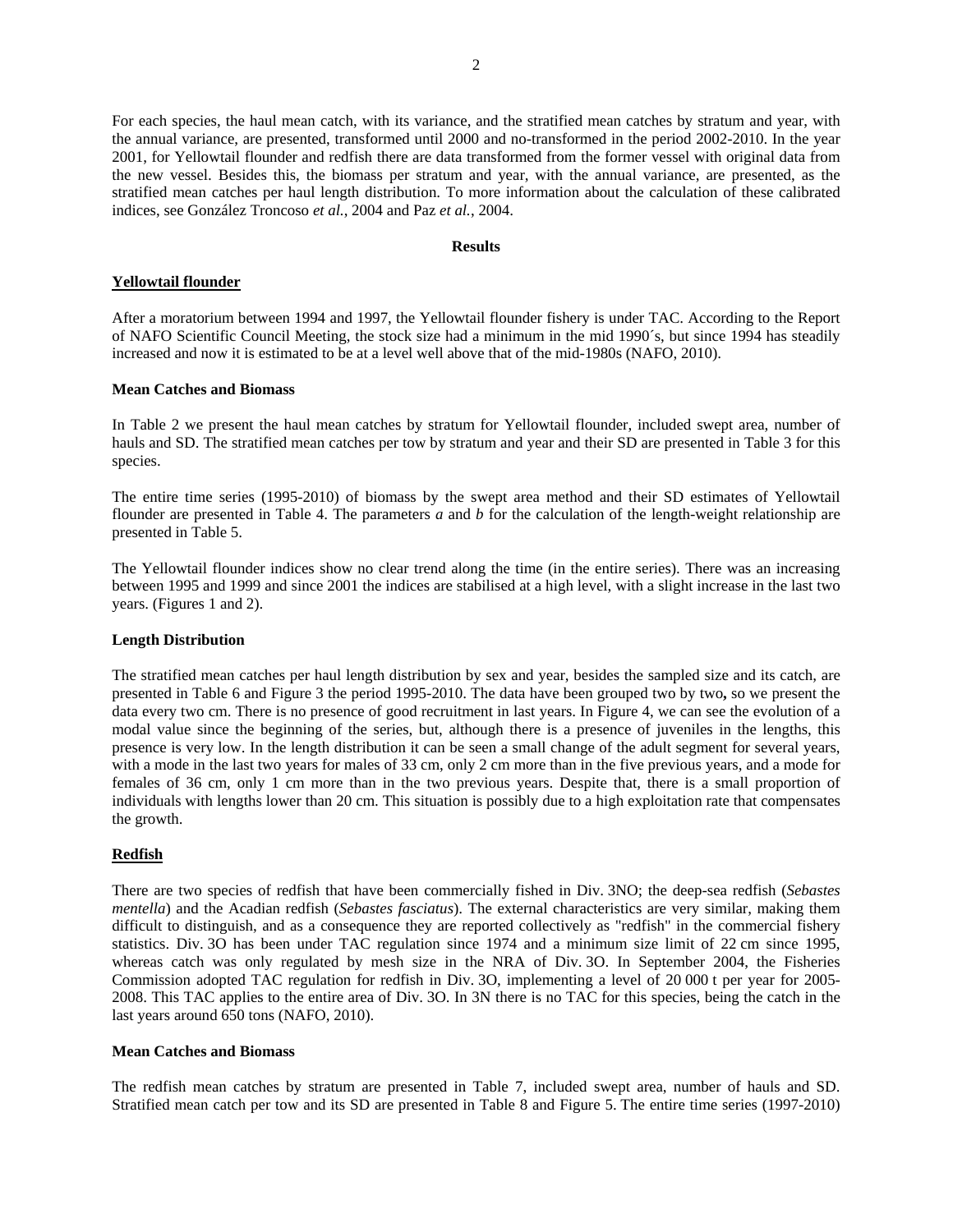For each species, the haul mean catch, with its variance, and the stratified mean catches by stratum and year, with the annual variance, are presented, transformed until 2000 and no-transformed in the period 2002-2010. In the year 2001, for Yellowtail flounder and redfish there are data transformed from the former vessel with original data from the new vessel. Besides this, the biomass per stratum and year, with the annual variance, are presented, as the stratified mean catches per haul length distribution. To more information about the calculation of these calibrated indices, see González Troncoso *et al.*, 2004 and Paz *et al.*, 2004.

## Results

### Yellowtail flounder

After a moratorium between 1994 and 1997, the Yellowtail flounder fishery is under TAC. According to the Report of NAFO Scientific Council Meeting, the stock size had a minimum in the mid 1990´s, but since 1994 has steadily increased and now it is estimated to be at a level well above that of the mid-1980s (NAFO, 2010).

**Mean Catches and Biomass**

In Table 2 we present the haul mean catches by stratum for Yellowtail flounder, included swept area, number of hauls and SD. The stratified mean catches per tow by stratum and year and their SD are presented in Table 3 for this species.

The entire time series (1995-2010) of biomass by the swept area method and their SD estimates of Yellowtail flounder are presented in Table 4. The parameters *a* and *b* for the calculation of the length-weight relationship are presented in Table 5.

The Yellowtail flounder indices show no clear trend along the time (in the entire series). There was an increasing between 1995 and 1999 and since 2001 the indices are stabilised at a high level, with a slight increase in the last two years. (Figures 1 and 2).

**Length Distribution**

The stratified mean catches per haul length distribution by sex and year, besides the sampled size and its catch, are presented in Table 6 and Figure 3 the period 1995-2010. The data have been grouped two by two**,** so we present the data every two cm. There is no presence of good recruitment in last years. In Figure 4, we can see the evolution of a modal value since the beginning of the series, but, although there is a presence of juveniles in the lengths, this presence is very low. In the length distribution it can be seen a small change of the adult segment for several years, with a mode in the last two years for males of 33 cm, only 2 cm more than in the five previous years, and a mode for females of 36 cm, only 1 cm more than in the two previous years. Despite that, there is a small proportion of individuals with lengths lower than 20 cm. This situation is possibly due to a high exploitation rate that compensates the growth.

### Redfish

There are two species of redfish that have been commercially fished in Div. 3NO; the deep-sea redfish (*Sebastes mentella*) and the Acadian redfish (*Sebastes fasciatus*). The external characteristics are very similar, making them difficult to distinguish, and as a consequence they are reported collectively as "redfish" in the commercial fishery statistics. Div. 3O has been under TAC regulation since 1974 and a minimum size limit of 22 cm since 1995, whereas catch was only regulated by mesh size in the NRA of Div. 3O. In September 2004, the Fisheries Commission adopted TAC regulation for redfish in Div. 3O, implementing a level of 20 000 t per year for 2005-2008. This TAC applies to the entire area of Div. 3O. In 3N there is no TAC for this species, being the catch in the last years around 650 tons (NAFO, 2010).

**Mean Catches and Biomass**

The redfish mean catches by stratum are presented in Table 7, included swept area, number of hauls and SD. Stratified mean catch per tow and its SD are presented in Table 8 and Figure 5. The entire time series (1997-2010)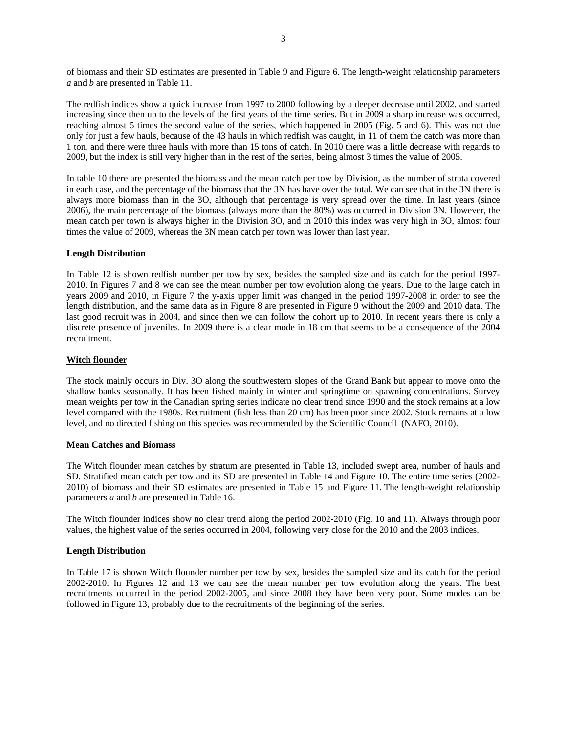of biomass and their SD estimates are presented in Table 9 and Figure 6. The length-weight relationship parameters *a* and *b* are presented in Table 11.

The redfish indices show a quick increase from 1997 to 2000 following by a deeper decrease until 2002, and started increasing since then up to the levels of the first years of the time series. But in 2009 a sharp increase was occurred, reaching almost 5 times the second value of the series, which happened in 2005 (Fig. 5 and 6). This was not due only for just a few hauls, because of the 43 hauls in which redfish was caught, in 11 of them the catch was more than 1 ton, and there were three hauls with more than 15 tons of catch. In 2010 there was a little decrease with regards to 2009, but the index is still very higher than in the rest of the series, being almost 3 times the value of 2005.

In table 10 there are presented the biomass and the mean catch per tow by Division, as the number of strata covered in each case, and the percentage of the biomass that the 3N has have over the total. We can see that in the 3N there is always more biomass than in the 3O, although that percentage is very spread over the time. In last years (since 2006), the main percentage of the biomass (always more than the 80%) was occurred in Division 3N. However, the mean catch per town is always higher in the Division 3O, and in 2010 this index was very high in 3O, almost four times the value of 2009, whereas the 3N mean catch per town was lower than last year.

**Length Distribution**

In Table 12 is shown redfish number per tow by sex, besides the sampled size and its catch for the period 1997-2010. In Figures 7 and 8 we can see the mean number per tow evolution along the years. Due to the large catch in years 2009 and 2010, in Figure 7 the y-axis upper limit was changed in the period 1997-2008 in order to see the length distribution, and the same data as in Figure 8 are presented in Figure 9 without the 2009 and 2010 data. The last good recruit was in 2004, and since then we can follow the cohort up to 2010. In recent years there is only a discrete presence of juveniles. In 2009 there is a clear mode in 18 cm that seems to be a consequence of the 2004 recruitment.

**Witch flounder**

The stock mainly occurs in Div. 3O along the southwestern slopes of the Grand Bank but appear to move onto the shallow banks seasonally. It has been fished mainly in winter and springtime on spawning concentrations. Survey mean weights per tow in the Canadian spring series indicate no clear trend since 1990 and the stock remains at a low level compared with the 1980s. Recruitment (fish less than 20 cm) has been poor since 2002. Stock remains at a low level, and no directed fishing on this species was recommended by the Scientific Council (NAFO, 2010).

**Mean Catches and Biomass**

The Witch flounder mean catches by stratum are presented in Table 13, included swept area, number of hauls and SD. Stratified mean catch per tow and its SD are presented in Table 14 and Figure 10. The entire time series (2002-2010) of biomass and their SD estimates are presented in Table 15 and Figure 11. The length-weight relationship parameters *a* and *b* are presented in Table 16.

The Witch flounder indices show no clear trend along the period 2002-2010 (Fig. 10 and 11). Always through poor values, the highest value of the series occurred in 2004, following very close for the 2010 and the 2003 indices.

**Length Distribution**

In Table 17 is shown Witch flounder number per tow by sex, besides the sampled size and its catch for the period 2002-2010. In Figures 12 and 13 we can see the mean number per tow evolution along the years. The best recruitments occurred in the period 2002-2005, and since 2008 they have been very poor. Some modes can be followed in Figure 13, probably due to the recruitments of the beginning of the series.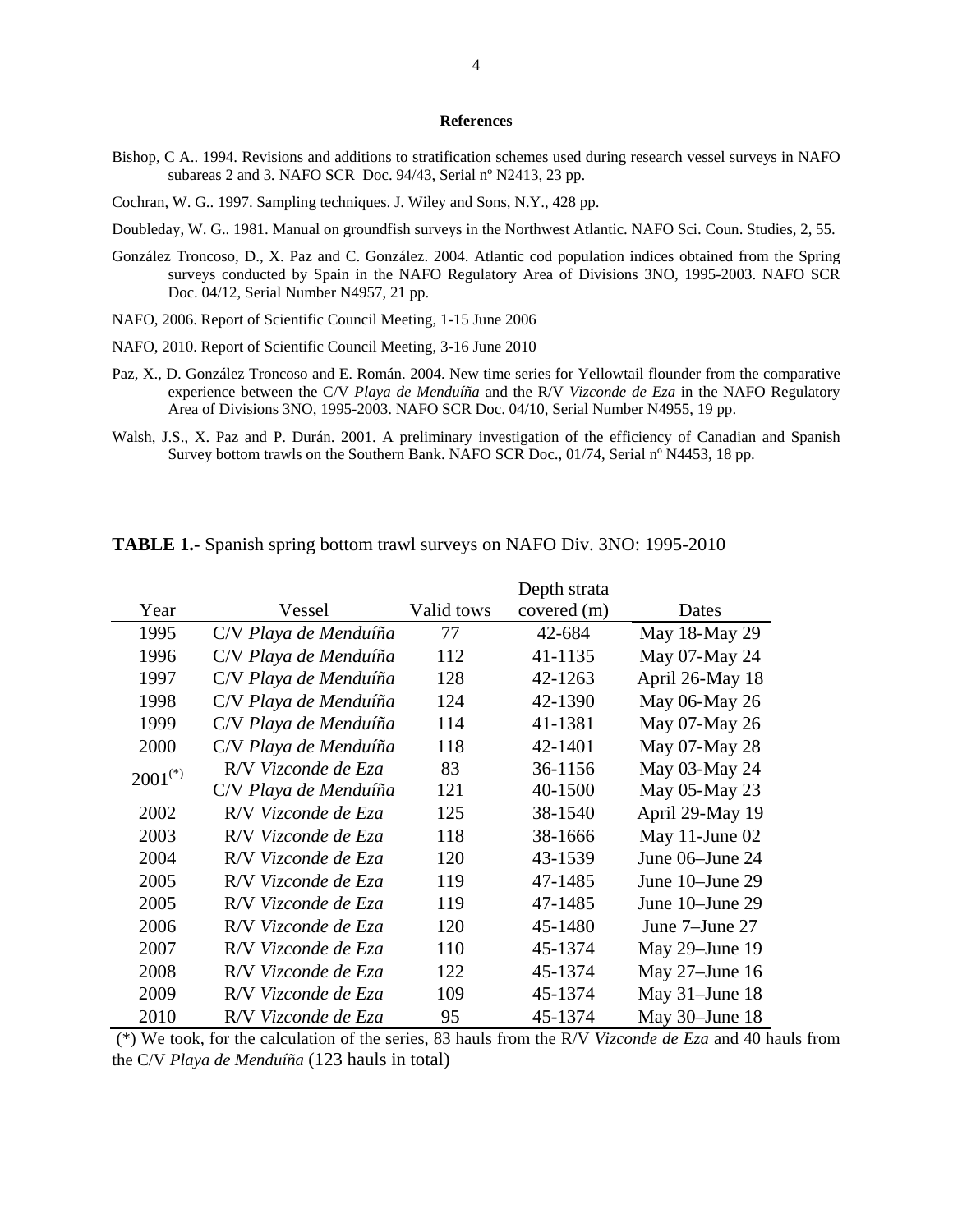## References

Bishop, C A.. 1994. Revisions and additions to stratification schemes used during research vessel surveys in NAFO subareas 2 and 3. NAFO SCR Doc. 94/43, Serial nº N2413, 23 pp.

Cochran, W. G.. 1997. Sampling techniques. J. Wiley and Sons, N.Y., 428 pp.

Doubleday, W. G.. 1981. Manual on groundfish surveys in the Northwest Atlantic. NAFO Sci. Coun. Studies, 2, 55.

González Troncoso, D., X. Paz and C. González. 2004. Atlantic cod population indices obtained from the Spring surveys conducted by Spain in the NAFO Regulatory Area of Divisions 3NO, 1995-2003. NAFO SCR Doc. 04/12, Serial Number N4957, 21 pp.

NAFO, 2006. Report of Scientific Council Meeting, 1-15 June 2006

NAFO, 2010. Report of Scientific Council Meeting, 3-16 June 2010

Paz, X., D. González Troncoso and E. Román. 2004. New time series for Yellowtail flounder from the comparative experience between the C/V *Playa de Menduíña* and the R/V *Vizconde de Eza* in the NAFO Regulatory Area of Divisions 3NO, 1995-2003. NAFO SCR Doc. 04/10, Serial Number N4955, 19 pp.

Walsh, J.S., X. Paz and P. Durán. 2001. A preliminary investigation of the efficiency of Canadian and Spanish Survey bottom trawls on the Southern Bank. NAFO SCR Doc., 01/74, Serial nº N4453, 18 pp.

**TABLE 1.-** Spanish spring bottom trawl surveys on NAFO Div. 3NO: 1995-2010

| Year | Vessel | Valid tows | Depth strata covered (m) | Dates |
|---|---|---|---|---|
| 1995 | C/V *Playa de Menduíña* | 77 | 42-684 | May 18-May 29 |
| 1996 | C/V *Playa de Menduíña* | 112 | 41-1135 | May 07-May 24 |
| 1997 | C/V *Playa de Menduíña* | 128 | 42-1263 | April 26-May 18 |
| 1998 | C/V *Playa de Menduíña* | 124 | 42-1390 | May 06-May 26 |
| 1999 | C/V *Playa de Menduíña* | 114 | 41-1381 | May 07-May 26 |
| 2000 | C/V *Playa de Menduíña* | 118 | 42-1401 | May 07-May 28 |
| 2001(*) | R/V *Vizconde de Eza* | 83 | 36-1156 | May 03-May 24 |
| | C/V *Playa de Menduíña* | 121 | 40-1500 | May 05-May 23 |
| 2002 | R/V *Vizconde de Eza* | 125 | 38-1540 | April 29-May 19 |
| 2003 | R/V *Vizconde de Eza* | 118 | 38-1666 | May 11-June 02 |
| 2004 | R/V *Vizconde de Eza* | 120 | 43-1539 | June 06–June 24 |
| 2005 | R/V *Vizconde de Eza* | 119 | 47-1485 | June 10–June 29 |
| 2005 | R/V *Vizconde de Eza* | 119 | 47-1485 | June 10–June 29 |
| 2006 | R/V *Vizconde de Eza* | 120 | 45-1480 | June 7–June 27 |
| 2007 | R/V *Vizconde de Eza* | 110 | 45-1374 | May 29–June 19 |
| 2008 | R/V *Vizconde de Eza* | 122 | 45-1374 | May 27–June 16 |
| 2009 | R/V *Vizconde de Eza* | 109 | 45-1374 | May 31–June 18 |
| 2010 | R/V *Vizconde de Eza* | 95 | 45-1374 | May 30–June 18 |

(*) We took, for the calculation of the series, 83 hauls from the R/V *Vizconde de Eza* and 40 hauls from the C/V *Playa de Menduíña* (123 hauls in total)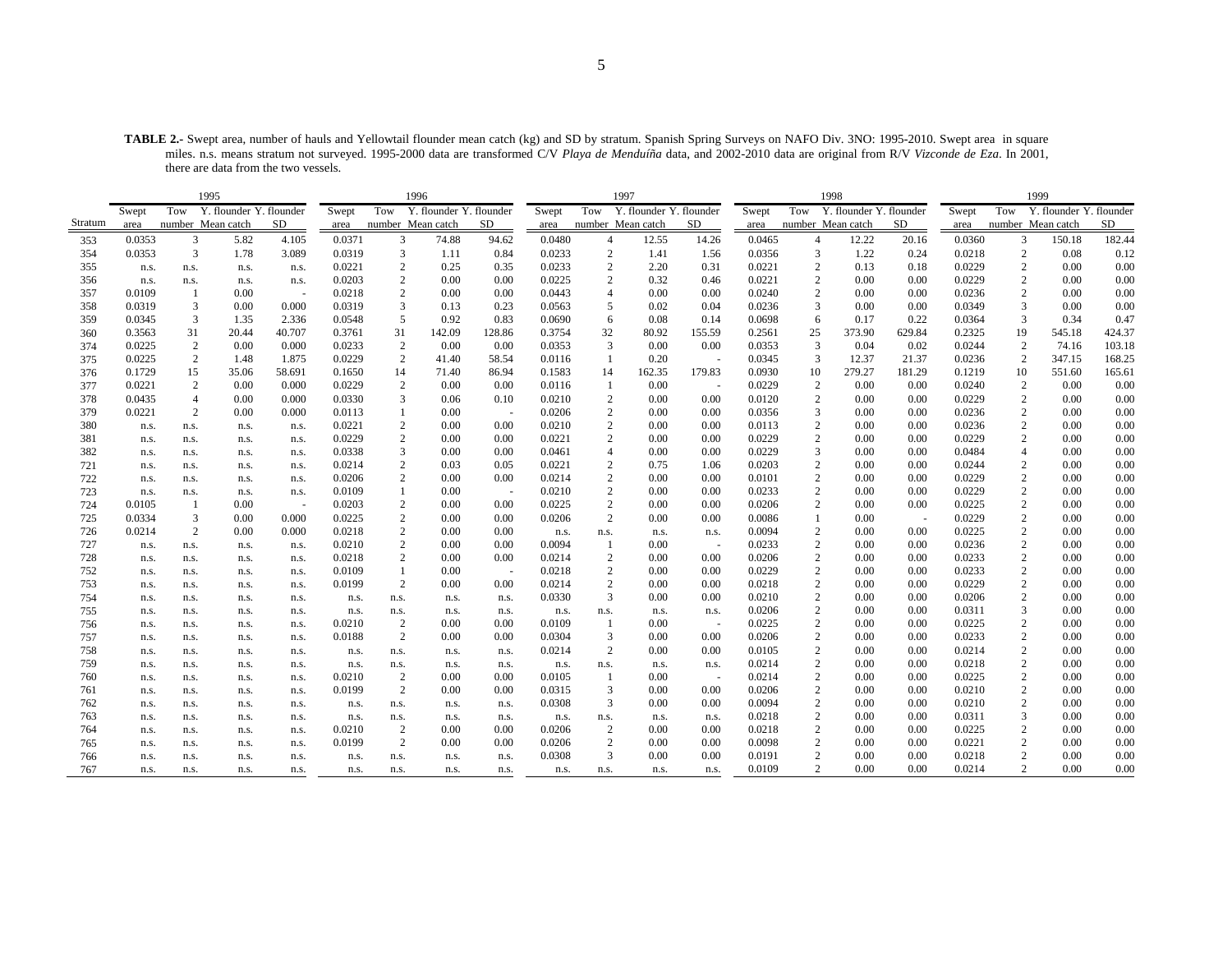**TABLE 2.-** Swept area, number of hauls and Yellowtail flounder mean catch (kg) and SD by stratum. Spanish Spring Surveys on NAFO Div. 3NO: 1995-2010. Swept area in square miles. n.s. means stratum not surveyed. 1995-2000 data are transformed C/V *Playa de Menduíña* data, and 2002-2010 data are original from R/V *Vizconde de Eza*. In 2001, there are data from the two vessels.

| | 1995 | | | | 1996 | | | | 1997 | | | | 1998 | | | | 1999 | | | |
|---|---|---|---|---|---|---|---|---|---|---|---|---|---|---|---|---|---|---|---|---|
| Stratum | Swept area | Tow number | Y. flounder Mean catch | Y. flounder SD | Swept area | Tow number | Y. flounder Mean catch | Y. flounder SD | Swept area | Tow number | Y. flounder Mean catch | Y. flounder SD | Swept area | Tow number | Y. flounder Mean catch | Y. flounder SD | Swept area | Tow number | Y. flounder Mean catch | Y. flounder SD |
| 353 | 0.0353 | 3 | 5.82 | 4.105 | 0.0371 | 3 | 74.88 | 94.62 | 0.0480 | 4 | 12.55 | 14.26 | 0.0465 | 4 | 12.22 | 20.16 | 0.0360 | 3 | 150.18 | 182.44 |
| 354 | 0.0353 | 3 | 1.78 | 3.089 | 0.0319 | 3 | 1.11 | 0.84 | 0.0233 | 2 | 1.41 | 1.56 | 0.0356 | 3 | 1.22 | 0.24 | 0.0218 | 2 | 0.08 | 0.12 |
| 355 | n.s. | n.s. | n.s. | n.s. | 0.0221 | 2 | 0.25 | 0.35 | 0.0233 | 2 | 2.20 | 0.31 | 0.0221 | 2 | 0.13 | 0.18 | 0.0229 | 2 | 0.00 | 0.00 |
| 356 | n.s. | n.s. | n.s. | n.s. | 0.0203 | 2 | 0.00 | 0.00 | 0.0225 | 2 | 0.32 | 0.46 | 0.0221 | 2 | 0.00 | 0.00 | 0.0229 | 2 | 0.00 | 0.00 |
| 357 | 0.0109 | 1 | 0.00 | - | 0.0218 | 2 | 0.00 | 0.00 | 0.0443 | 4 | 0.00 | 0.00 | 0.0240 | 2 | 0.00 | 0.00 | 0.0236 | 2 | 0.00 | 0.00 |
| 358 | 0.0319 | 3 | 0.00 | 0.000 | 0.0319 | 3 | 0.13 | 0.23 | 0.0563 | 5 | 0.02 | 0.04 | 0.0236 | 3 | 0.00 | 0.00 | 0.0349 | 3 | 0.00 | 0.00 |
| 359 | 0.0345 | 3 | 1.35 | 2.336 | 0.0548 | 5 | 0.92 | 0.83 | 0.0690 | 6 | 0.08 | 0.14 | 0.0698 | 6 | 0.17 | 0.22 | 0.0364 | 3 | 0.34 | 0.47 |
| 360 | 0.3563 | 31 | 20.44 | 40.707 | 0.3761 | 31 | 142.09 | 128.86 | 0.3754 | 32 | 80.92 | 155.59 | 0.2561 | 25 | 373.90 | 629.84 | 0.2325 | 19 | 545.18 | 424.37 |
| 374 | 0.0225 | 2 | 0.00 | 0.000 | 0.0233 | 2 | 0.00 | 0.00 | 0.0353 | 3 | 0.00 | 0.00 | 0.0353 | 3 | 0.04 | 0.02 | 0.0244 | 2 | 74.16 | 103.18 |
| 375 | 0.0225 | 2 | 1.48 | 1.875 | 0.0229 | 2 | 41.40 | 58.54 | 0.0116 | 1 | 0.20 | - | 0.0345 | 3 | 12.37 | 21.37 | 0.0236 | 2 | 347.15 | 168.25 |
| 376 | 0.1729 | 15 | 35.06 | 58.691 | 0.1650 | 14 | 71.40 | 86.94 | 0.1583 | 14 | 162.35 | 179.83 | 0.0930 | 10 | 279.27 | 181.29 | 0.1219 | 10 | 551.60 | 165.61 |
| 377 | 0.0221 | 2 | 0.00 | 0.000 | 0.0229 | 2 | 0.00 | 0.00 | 0.0116 | 1 | 0.00 | - | 0.0229 | 2 | 0.00 | 0.00 | 0.0240 | 2 | 0.00 | 0.00 |
| 378 | 0.0435 | 4 | 0.00 | 0.000 | 0.0330 | 3 | 0.06 | 0.10 | 0.0210 | 2 | 0.00 | 0.00 | 0.0120 | 2 | 0.00 | 0.00 | 0.0229 | 2 | 0.00 | 0.00 |
| 379 | 0.0221 | 2 | 0.00 | 0.000 | 0.0113 | 1 | 0.00 | - | 0.0206 | 2 | 0.00 | 0.00 | 0.0356 | 3 | 0.00 | 0.00 | 0.0236 | 2 | 0.00 | 0.00 |
| 380 | n.s. | n.s. | n.s. | n.s. | 0.0221 | 2 | 0.00 | 0.00 | 0.0210 | 2 | 0.00 | 0.00 | 0.0113 | 2 | 0.00 | 0.00 | 0.0236 | 2 | 0.00 | 0.00 |
| 381 | n.s. | n.s. | n.s. | n.s. | 0.0229 | 2 | 0.00 | 0.00 | 0.0221 | 2 | 0.00 | 0.00 | 0.0229 | 2 | 0.00 | 0.00 | 0.0229 | 2 | 0.00 | 0.00 |
| 382 | n.s. | n.s. | n.s. | n.s. | 0.0338 | 3 | 0.00 | 0.00 | 0.0461 | 4 | 0.00 | 0.00 | 0.0229 | 3 | 0.00 | 0.00 | 0.0484 | 4 | 0.00 | 0.00 |
| 721 | n.s. | n.s. | n.s. | n.s. | 0.0214 | 2 | 0.03 | 0.05 | 0.0221 | 2 | 0.75 | 1.06 | 0.0203 | 2 | 0.00 | 0.00 | 0.0244 | 2 | 0.00 | 0.00 |
| 722 | n.s. | n.s. | n.s. | n.s. | 0.0206 | 2 | 0.00 | 0.00 | 0.0214 | 2 | 0.00 | 0.00 | 0.0101 | 2 | 0.00 | 0.00 | 0.0229 | 2 | 0.00 | 0.00 |
| 723 | n.s. | n.s. | n.s. | n.s. | 0.0109 | 1 | 0.00 | - | 0.0210 | 2 | 0.00 | 0.00 | 0.0233 | 2 | 0.00 | 0.00 | 0.0229 | 2 | 0.00 | 0.00 |
| 724 | 0.0105 | 1 | 0.00 | - | 0.0203 | 2 | 0.00 | 0.00 | 0.0225 | 2 | 0.00 | 0.00 | 0.0206 | 2 | 0.00 | 0.00 | 0.0225 | 2 | 0.00 | 0.00 |
| 725 | 0.0334 | 3 | 0.00 | 0.000 | 0.0225 | 2 | 0.00 | 0.00 | 0.0206 | 2 | 0.00 | 0.00 | 0.0086 | 1 | 0.00 | - | 0.0229 | 2 | 0.00 | 0.00 |
| 726 | 0.0214 | 2 | 0.00 | 0.000 | 0.0218 | 2 | 0.00 | 0.00 | n.s. | n.s. | n.s. | n.s. | 0.0094 | 2 | 0.00 | 0.00 | 0.0225 | 2 | 0.00 | 0.00 |
| 727 | n.s. | n.s. | n.s. | n.s. | 0.0210 | 2 | 0.00 | 0.00 | 0.0094 | 1 | 0.00 | - | 0.0233 | 2 | 0.00 | 0.00 | 0.0236 | 2 | 0.00 | 0.00 |
| 728 | n.s. | n.s. | n.s. | n.s. | 0.0218 | 2 | 0.00 | 0.00 | 0.0214 | 2 | 0.00 | 0.00 | 0.0206 | 2 | 0.00 | 0.00 | 0.0233 | 2 | 0.00 | 0.00 |
| 752 | n.s. | n.s. | n.s. | n.s. | 0.0109 | 1 | 0.00 | - | 0.0218 | 2 | 0.00 | 0.00 | 0.0229 | 2 | 0.00 | 0.00 | 0.0233 | 2 | 0.00 | 0.00 |
| 753 | n.s. | n.s. | n.s. | n.s. | 0.0199 | 2 | 0.00 | 0.00 | 0.0214 | 2 | 0.00 | 0.00 | 0.0218 | 2 | 0.00 | 0.00 | 0.0229 | 2 | 0.00 | 0.00 |
| 754 | n.s. | n.s. | n.s. | n.s. | n.s. | n.s. | n.s. | n.s. | 0.0330 | 3 | 0.00 | 0.00 | 0.0210 | 2 | 0.00 | 0.00 | 0.0206 | 2 | 0.00 | 0.00 |
| 755 | n.s. | n.s. | n.s. | n.s. | n.s. | n.s. | n.s. | n.s. | n.s. | n.s. | n.s. | n.s. | 0.0206 | 2 | 0.00 | 0.00 | 0.0311 | 3 | 0.00 | 0.00 |
| 756 | n.s. | n.s. | n.s. | n.s. | 0.0210 | 2 | 0.00 | 0.00 | 0.0109 | 1 | 0.00 | - | 0.0225 | 2 | 0.00 | 0.00 | 0.0225 | 2 | 0.00 | 0.00 |
| 757 | n.s. | n.s. | n.s. | n.s. | 0.0188 | 2 | 0.00 | 0.00 | 0.0304 | 3 | 0.00 | 0.00 | 0.0206 | 2 | 0.00 | 0.00 | 0.0233 | 2 | 0.00 | 0.00 |
| 758 | n.s. | n.s. | n.s. | n.s. | n.s. | n.s. | n.s. | n.s. | 0.0214 | 2 | 0.00 | 0.00 | 0.0105 | 2 | 0.00 | 0.00 | 0.0214 | 2 | 0.00 | 0.00 |
| 759 | n.s. | n.s. | n.s. | n.s. | n.s. | n.s. | n.s. | n.s. | n.s. | n.s. | n.s. | n.s. | 0.0214 | 2 | 0.00 | 0.00 | 0.0218 | 2 | 0.00 | 0.00 |
| 760 | n.s. | n.s. | n.s. | n.s. | 0.0210 | 2 | 0.00 | 0.00 | 0.0105 | 1 | 0.00 | - | 0.0214 | 2 | 0.00 | 0.00 | 0.0225 | 2 | 0.00 | 0.00 |
| 761 | n.s. | n.s. | n.s. | n.s. | 0.0199 | 2 | 0.00 | 0.00 | 0.0315 | 3 | 0.00 | 0.00 | 0.0206 | 2 | 0.00 | 0.00 | 0.0210 | 2 | 0.00 | 0.00 |
| 762 | n.s. | n.s. | n.s. | n.s. | n.s. | n.s. | n.s. | n.s. | 0.0308 | 3 | 0.00 | 0.00 | 0.0094 | 2 | 0.00 | 0.00 | 0.0210 | 2 | 0.00 | 0.00 |
| 763 | n.s. | n.s. | n.s. | n.s. | n.s. | n.s. | n.s. | n.s. | n.s. | n.s. | n.s. | n.s. | 0.0218 | 2 | 0.00 | 0.00 | 0.0311 | 3 | 0.00 | 0.00 |
| 764 | n.s. | n.s. | n.s. | n.s. | 0.0210 | 2 | 0.00 | 0.00 | 0.0206 | 2 | 0.00 | 0.00 | 0.0218 | 2 | 0.00 | 0.00 | 0.0225 | 2 | 0.00 | 0.00 |
| 765 | n.s. | n.s. | n.s. | n.s. | 0.0199 | 2 | 0.00 | 0.00 | 0.0206 | 2 | 0.00 | 0.00 | 0.0098 | 2 | 0.00 | 0.00 | 0.0221 | 2 | 0.00 | 0.00 |
| 766 | n.s. | n.s. | n.s. | n.s. | n.s. | n.s. | n.s. | n.s. | 0.0308 | 3 | 0.00 | 0.00 | 0.0191 | 2 | 0.00 | 0.00 | 0.0218 | 2 | 0.00 | 0.00 |
| 767 | n.s. | n.s. | n.s. | n.s. | n.s. | n.s. | n.s. | n.s. | n.s. | n.s. | n.s. | n.s. | 0.0109 | 2 | 0.00 | 0.00 | 0.0214 | 2 | 0.00 | 0.00 |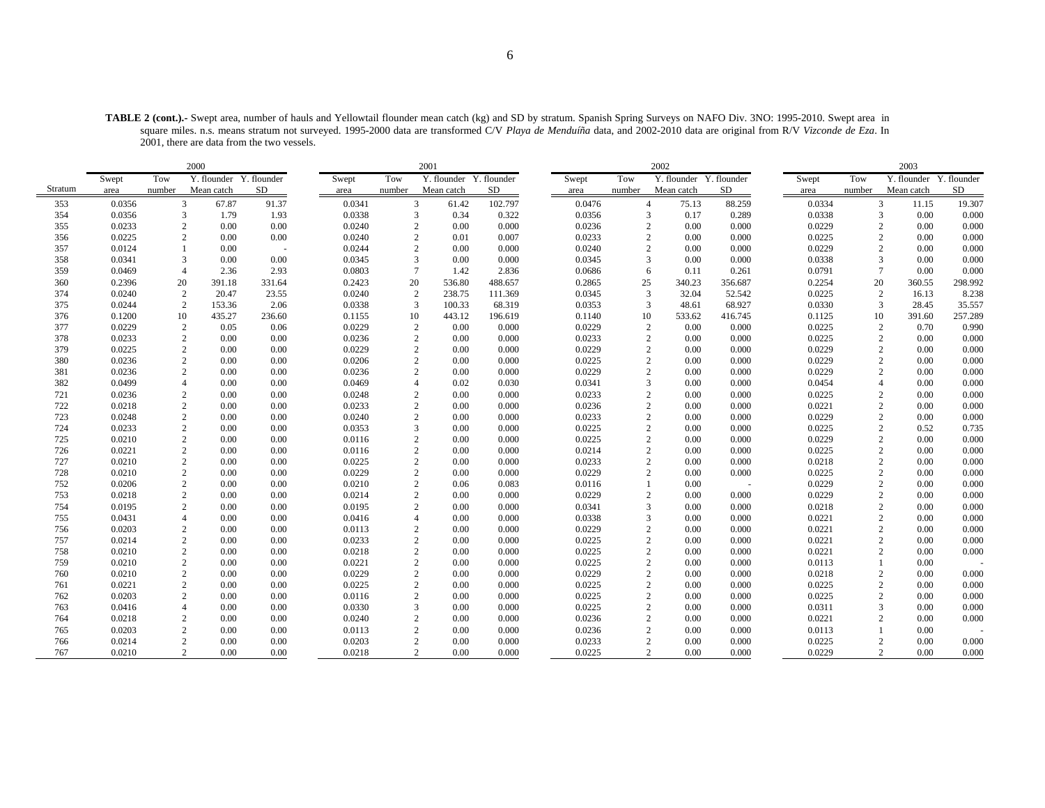**TABLE 2 (cont.).-** Swept area, number of hauls and Yellowtail flounder mean catch (kg) and SD by stratum. Spanish Spring Surveys on NAFO Div. 3NO: 1995-2010. Swept area in square miles. n.s. means stratum not surveyed. 1995-2000 data are transformed C/V *Playa de Menduíña* data, and 2002-2010 data are original from R/V *Vizconde de Eza*. In 2001, there are data from the two vessels.

| | 2000 | | | | 2001 | | | | 2002 | | | | 2003 | | | |
|---|---|---|---|---|---|---|---|---|---|---|---|---|---|---|---|---|
| Stratum | Swept area | Tow number | Y. flounder Mean catch | Y. flounder SD | Swept area | Tow number | Y. flounder Mean catch | Y. flounder SD | Swept area | Tow number | Y. flounder Mean catch | Y. flounder SD | Swept area | Tow number | Y. flounder Mean catch | Y. flounder SD |
| 353 | 0.0356 | 3 | 67.87 | 91.37 | 0.0341 | 3 | 61.42 | 102.797 | 0.0476 | 4 | 75.13 | 88.259 | 0.0334 | 3 | 11.15 | 19.307 |
| 354 | 0.0356 | 3 | 1.79 | 1.93 | 0.0338 | 3 | 0.34 | 0.322 | 0.0356 | 3 | 0.17 | 0.289 | 0.0338 | 3 | 0.00 | 0.000 |
| 355 | 0.0233 | 2 | 0.00 | 0.00 | 0.0240 | 2 | 0.00 | 0.000 | 0.0236 | 2 | 0.00 | 0.000 | 0.0229 | 2 | 0.00 | 0.000 |
| 356 | 0.0225 | 2 | 0.00 | 0.00 | 0.0240 | 2 | 0.01 | 0.007 | 0.0233 | 2 | 0.00 | 0.000 | 0.0225 | 2 | 0.00 | 0.000 |
| 357 | 0.0124 | 1 | 0.00 | - | 0.0244 | 2 | 0.00 | 0.000 | 0.0240 | 2 | 0.00 | 0.000 | 0.0229 | 2 | 0.00 | 0.000 |
| 358 | 0.0341 | 3 | 0.00 | 0.00 | 0.0345 | 3 | 0.00 | 0.000 | 0.0345 | 3 | 0.00 | 0.000 | 0.0338 | 3 | 0.00 | 0.000 |
| 359 | 0.0469 | 4 | 2.36 | 2.93 | 0.0803 | 7 | 1.42 | 2.836 | 0.0686 | 6 | 0.11 | 0.261 | 0.0791 | 7 | 0.00 | 0.000 |
| 360 | 0.2396 | 20 | 391.18 | 331.64 | 0.2423 | 20 | 536.80 | 488.657 | 0.2865 | 25 | 340.23 | 356.687 | 0.2254 | 20 | 360.55 | 298.992 |
| 374 | 0.0240 | 2 | 20.47 | 23.55 | 0.0240 | 2 | 238.75 | 111.369 | 0.0345 | 3 | 32.04 | 52.542 | 0.0225 | 2 | 16.13 | 8.238 |
| 375 | 0.0244 | 2 | 153.36 | 2.06 | 0.0338 | 3 | 100.33 | 68.319 | 0.0353 | 3 | 48.61 | 68.927 | 0.0330 | 3 | 28.45 | 35.557 |
| 376 | 0.1200 | 10 | 435.27 | 236.60 | 0.1155 | 10 | 443.12 | 196.619 | 0.1140 | 10 | 533.62 | 416.745 | 0.1125 | 10 | 391.60 | 257.289 |
| 377 | 0.0229 | 2 | 0.05 | 0.06 | 0.0229 | 2 | 0.00 | 0.000 | 0.0229 | 2 | 0.00 | 0.000 | 0.0225 | 2 | 0.70 | 0.990 |
| 378 | 0.0233 | 2 | 0.00 | 0.00 | 0.0236 | 2 | 0.00 | 0.000 | 0.0233 | 2 | 0.00 | 0.000 | 0.0225 | 2 | 0.00 | 0.000 |
| 379 | 0.0225 | 2 | 0.00 | 0.00 | 0.0229 | 2 | 0.00 | 0.000 | 0.0229 | 2 | 0.00 | 0.000 | 0.0229 | 2 | 0.00 | 0.000 |
| 380 | 0.0236 | 2 | 0.00 | 0.00 | 0.0206 | 2 | 0.00 | 0.000 | 0.0225 | 2 | 0.00 | 0.000 | 0.0229 | 2 | 0.00 | 0.000 |
| 381 | 0.0236 | 2 | 0.00 | 0.00 | 0.0236 | 2 | 0.00 | 0.000 | 0.0229 | 2 | 0.00 | 0.000 | 0.0229 | 2 | 0.00 | 0.000 |
| 382 | 0.0499 | 4 | 0.00 | 0.00 | 0.0469 | 4 | 0.02 | 0.030 | 0.0341 | 3 | 0.00 | 0.000 | 0.0454 | 4 | 0.00 | 0.000 |
| 721 | 0.0236 | 2 | 0.00 | 0.00 | 0.0248 | 2 | 0.00 | 0.000 | 0.0233 | 2 | 0.00 | 0.000 | 0.0225 | 2 | 0.00 | 0.000 |
| 722 | 0.0218 | 2 | 0.00 | 0.00 | 0.0233 | 2 | 0.00 | 0.000 | 0.0236 | 2 | 0.00 | 0.000 | 0.0221 | 2 | 0.00 | 0.000 |
| 723 | 0.0248 | 2 | 0.00 | 0.00 | 0.0240 | 2 | 0.00 | 0.000 | 0.0233 | 2 | 0.00 | 0.000 | 0.0229 | 2 | 0.00 | 0.000 |
| 724 | 0.0233 | 2 | 0.00 | 0.00 | 0.0353 | 3 | 0.00 | 0.000 | 0.0225 | 2 | 0.00 | 0.000 | 0.0225 | 2 | 0.52 | 0.735 |
| 725 | 0.0210 | 2 | 0.00 | 0.00 | 0.0116 | 2 | 0.00 | 0.000 | 0.0225 | 2 | 0.00 | 0.000 | 0.0229 | 2 | 0.00 | 0.000 |
| 726 | 0.0221 | 2 | 0.00 | 0.00 | 0.0116 | 2 | 0.00 | 0.000 | 0.0214 | 2 | 0.00 | 0.000 | 0.0225 | 2 | 0.00 | 0.000 |
| 727 | 0.0210 | 2 | 0.00 | 0.00 | 0.0225 | 2 | 0.00 | 0.000 | 0.0233 | 2 | 0.00 | 0.000 | 0.0218 | 2 | 0.00 | 0.000 |
| 728 | 0.0210 | 2 | 0.00 | 0.00 | 0.0229 | 2 | 0.00 | 0.000 | 0.0229 | 2 | 0.00 | 0.000 | 0.0225 | 2 | 0.00 | 0.000 |
| 752 | 0.0206 | 2 | 0.00 | 0.00 | 0.0210 | 2 | 0.06 | 0.083 | 0.0116 | 1 | 0.00 | - | 0.0229 | 2 | 0.00 | 0.000 |
| 753 | 0.0218 | 2 | 0.00 | 0.00 | 0.0214 | 2 | 0.00 | 0.000 | 0.0229 | 2 | 0.00 | 0.000 | 0.0229 | 2 | 0.00 | 0.000 |
| 754 | 0.0195 | 2 | 0.00 | 0.00 | 0.0195 | 2 | 0.00 | 0.000 | 0.0341 | 3 | 0.00 | 0.000 | 0.0218 | 2 | 0.00 | 0.000 |
| 755 | 0.0431 | 4 | 0.00 | 0.00 | 0.0416 | 4 | 0.00 | 0.000 | 0.0338 | 3 | 0.00 | 0.000 | 0.0221 | 2 | 0.00 | 0.000 |
| 756 | 0.0203 | 2 | 0.00 | 0.00 | 0.0113 | 2 | 0.00 | 0.000 | 0.0229 | 2 | 0.00 | 0.000 | 0.0221 | 2 | 0.00 | 0.000 |
| 757 | 0.0214 | 2 | 0.00 | 0.00 | 0.0233 | 2 | 0.00 | 0.000 | 0.0225 | 2 | 0.00 | 0.000 | 0.0221 | 2 | 0.00 | 0.000 |
| 758 | 0.0210 | 2 | 0.00 | 0.00 | 0.0218 | 2 | 0.00 | 0.000 | 0.0225 | 2 | 0.00 | 0.000 | 0.0221 | 2 | 0.00 | 0.000 |
| 759 | 0.0210 | 2 | 0.00 | 0.00 | 0.0221 | 2 | 0.00 | 0.000 | 0.0225 | 2 | 0.00 | 0.000 | 0.0113 | 1 | 0.00 | - |
| 760 | 0.0210 | 2 | 0.00 | 0.00 | 0.0229 | 2 | 0.00 | 0.000 | 0.0229 | 2 | 0.00 | 0.000 | 0.0218 | 2 | 0.00 | 0.000 |
| 761 | 0.0221 | 2 | 0.00 | 0.00 | 0.0225 | 2 | 0.00 | 0.000 | 0.0225 | 2 | 0.00 | 0.000 | 0.0225 | 2 | 0.00 | 0.000 |
| 762 | 0.0203 | 2 | 0.00 | 0.00 | 0.0116 | 2 | 0.00 | 0.000 | 0.0225 | 2 | 0.00 | 0.000 | 0.0225 | 2 | 0.00 | 0.000 |
| 763 | 0.0416 | 4 | 0.00 | 0.00 | 0.0330 | 3 | 0.00 | 0.000 | 0.0225 | 2 | 0.00 | 0.000 | 0.0311 | 3 | 0.00 | 0.000 |
| 764 | 0.0218 | 2 | 0.00 | 0.00 | 0.0240 | 2 | 0.00 | 0.000 | 0.0236 | 2 | 0.00 | 0.000 | 0.0221 | 2 | 0.00 | 0.000 |
| 765 | 0.0203 | 2 | 0.00 | 0.00 | 0.0113 | 2 | 0.00 | 0.000 | 0.0236 | 2 | 0.00 | 0.000 | 0.0113 | 1 | 0.00 | - |
| 766 | 0.0214 | 2 | 0.00 | 0.00 | 0.0203 | 2 | 0.00 | 0.000 | 0.0233 | 2 | 0.00 | 0.000 | 0.0225 | 2 | 0.00 | 0.000 |
| 767 | 0.0210 | 2 | 0.00 | 0.00 | 0.0218 | 2 | 0.00 | 0.000 | 0.0225 | 2 | 0.00 | 0.000 | 0.0229 | 2 | 0.00 | 0.000 |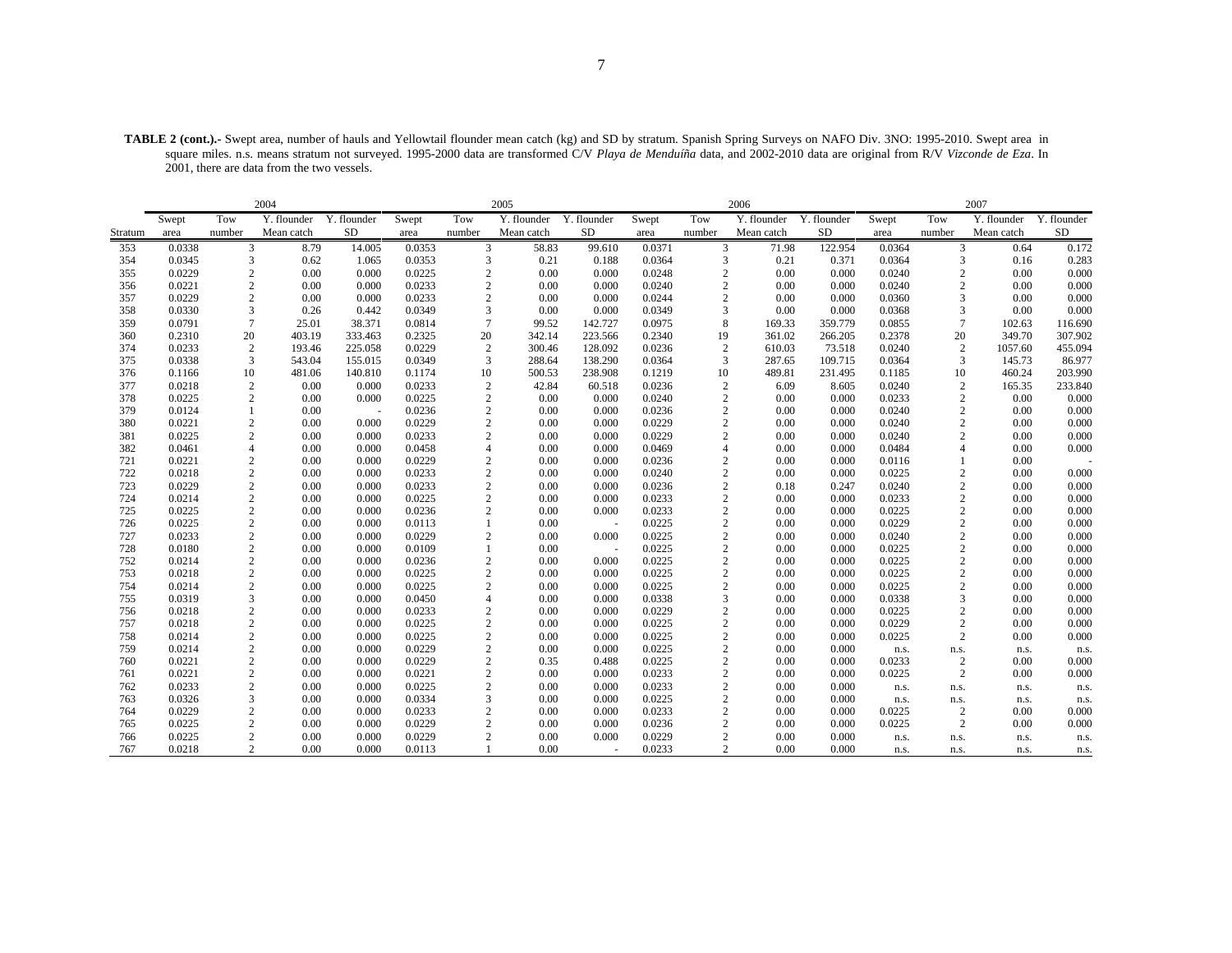**TABLE 2 (cont.).-** Swept area, number of hauls and Yellowtail flounder mean catch (kg) and SD by stratum. Spanish Spring Surveys on NAFO Div. 3NO: 1995-2010. Swept area in square miles. n.s. means stratum not surveyed. 1995-2000 data are transformed C/V *Playa de Menduíña* data, and 2002-2010 data are original from R/V *Vizconde de Eza*. In 2001, there are data from the two vessels.

| | 2004 | | | | 2005 | | | | 2006 | | | | 2007 | | | |
|---|---|---|---|---|---|---|---|---|---|---|---|---|---|---|---|---|
| Stratum | Swept area | Tow number | Y. flounder Mean catch | Y. flounder SD | Swept area | Tow number | Y. flounder Mean catch | Y. flounder SD | Swept area | Tow number | Y. flounder Mean catch | Y. flounder SD | Swept area | Tow number | Y. flounder Mean catch | Y. flounder SD |
| 353 | 0.0338 | 3 | 8.79 | 14.005 | 0.0353 | 3 | 58.83 | 99.610 | 0.0371 | 3 | 71.98 | 122.954 | 0.0364 | 3 | 0.64 | 0.172 |
| 354 | 0.0345 | 3 | 0.62 | 1.065 | 0.0353 | 3 | 0.21 | 0.188 | 0.0364 | 3 | 0.21 | 0.371 | 0.0364 | 3 | 0.16 | 0.283 |
| 355 | 0.0229 | 2 | 0.00 | 0.000 | 0.0225 | 2 | 0.00 | 0.000 | 0.0248 | 2 | 0.00 | 0.000 | 0.0240 | 2 | 0.00 | 0.000 |
| 356 | 0.0221 | 2 | 0.00 | 0.000 | 0.0233 | 2 | 0.00 | 0.000 | 0.0240 | 2 | 0.00 | 0.000 | 0.0240 | 2 | 0.00 | 0.000 |
| 357 | 0.0229 | 2 | 0.00 | 0.000 | 0.0233 | 2 | 0.00 | 0.000 | 0.0244 | 2 | 0.00 | 0.000 | 0.0360 | 3 | 0.00 | 0.000 |
| 358 | 0.0330 | 3 | 0.26 | 0.442 | 0.0349 | 3 | 0.00 | 0.000 | 0.0349 | 3 | 0.00 | 0.000 | 0.0368 | 3 | 0.00 | 0.000 |
| 359 | 0.0791 | 7 | 25.01 | 38.371 | 0.0814 | 7 | 99.52 | 142.727 | 0.0975 | 8 | 169.33 | 359.779 | 0.0855 | 7 | 102.63 | 116.690 |
| 360 | 0.2310 | 20 | 403.19 | 333.463 | 0.2325 | 20 | 342.14 | 223.566 | 0.2340 | 19 | 361.02 | 266.205 | 0.2378 | 20 | 349.70 | 307.902 |
| 374 | 0.0233 | 2 | 193.46 | 225.058 | 0.0229 | 2 | 300.46 | 128.092 | 0.0236 | 2 | 610.03 | 73.518 | 0.0240 | 2 | 1057.60 | 455.094 |
| 375 | 0.0338 | 3 | 543.04 | 155.015 | 0.0349 | 3 | 288.64 | 138.290 | 0.0364 | 3 | 287.65 | 109.715 | 0.0364 | 3 | 145.73 | 86.977 |
| 376 | 0.1166 | 10 | 481.06 | 140.810 | 0.1174 | 10 | 500.53 | 238.908 | 0.1219 | 10 | 489.81 | 231.495 | 0.1185 | 10 | 460.24 | 203.990 |
| 377 | 0.0218 | 2 | 0.00 | 0.000 | 0.0233 | 2 | 42.84 | 60.518 | 0.0236 | 2 | 6.09 | 8.605 | 0.0240 | 2 | 165.35 | 233.840 |
| 378 | 0.0225 | 2 | 0.00 | 0.000 | 0.0225 | 2 | 0.00 | 0.000 | 0.0240 | 2 | 0.00 | 0.000 | 0.0233 | 2 | 0.00 | 0.000 |
| 379 | 0.0124 | 1 | 0.00 | - | 0.0236 | 2 | 0.00 | 0.000 | 0.0236 | 2 | 0.00 | 0.000 | 0.0240 | 2 | 0.00 | 0.000 |
| 380 | 0.0221 | 2 | 0.00 | 0.000 | 0.0229 | 2 | 0.00 | 0.000 | 0.0229 | 2 | 0.00 | 0.000 | 0.0240 | 2 | 0.00 | 0.000 |
| 381 | 0.0225 | 2 | 0.00 | 0.000 | 0.0233 | 2 | 0.00 | 0.000 | 0.0229 | 2 | 0.00 | 0.000 | 0.0240 | 2 | 0.00 | 0.000 |
| 382 | 0.0461 | 4 | 0.00 | 0.000 | 0.0458 | 4 | 0.00 | 0.000 | 0.0469 | 4 | 0.00 | 0.000 | 0.0484 | 4 | 0.00 | 0.000 |
| 721 | 0.0221 | 2 | 0.00 | 0.000 | 0.0229 | 2 | 0.00 | 0.000 | 0.0236 | 2 | 0.00 | 0.000 | 0.0116 | 1 | 0.00 | - |
| 722 | 0.0218 | 2 | 0.00 | 0.000 | 0.0233 | 2 | 0.00 | 0.000 | 0.0240 | 2 | 0.00 | 0.000 | 0.0225 | 2 | 0.00 | 0.000 |
| 723 | 0.0229 | 2 | 0.00 | 0.000 | 0.0233 | 2 | 0.00 | 0.000 | 0.0236 | 2 | 0.18 | 0.247 | 0.0240 | 2 | 0.00 | 0.000 |
| 724 | 0.0214 | 2 | 0.00 | 0.000 | 0.0225 | 2 | 0.00 | 0.000 | 0.0233 | 2 | 0.00 | 0.000 | 0.0233 | 2 | 0.00 | 0.000 |
| 725 | 0.0225 | 2 | 0.00 | 0.000 | 0.0236 | 2 | 0.00 | 0.000 | 0.0233 | 2 | 0.00 | 0.000 | 0.0225 | 2 | 0.00 | 0.000 |
| 726 | 0.0225 | 2 | 0.00 | 0.000 | 0.0113 | 1 | 0.00 | - | 0.0225 | 2 | 0.00 | 0.000 | 0.0229 | 2 | 0.00 | 0.000 |
| 727 | 0.0233 | 2 | 0.00 | 0.000 | 0.0229 | 2 | 0.00 | 0.000 | 0.0225 | 2 | 0.00 | 0.000 | 0.0240 | 2 | 0.00 | 0.000 |
| 728 | 0.0180 | 2 | 0.00 | 0.000 | 0.0109 | 1 | 0.00 | - | 0.0225 | 2 | 0.00 | 0.000 | 0.0225 | 2 | 0.00 | 0.000 |
| 752 | 0.0214 | 2 | 0.00 | 0.000 | 0.0236 | 2 | 0.00 | 0.000 | 0.0225 | 2 | 0.00 | 0.000 | 0.0225 | 2 | 0.00 | 0.000 |
| 753 | 0.0218 | 2 | 0.00 | 0.000 | 0.0225 | 2 | 0.00 | 0.000 | 0.0225 | 2 | 0.00 | 0.000 | 0.0225 | 2 | 0.00 | 0.000 |
| 754 | 0.0214 | 2 | 0.00 | 0.000 | 0.0225 | 2 | 0.00 | 0.000 | 0.0225 | 2 | 0.00 | 0.000 | 0.0225 | 2 | 0.00 | 0.000 |
| 755 | 0.0319 | 3 | 0.00 | 0.000 | 0.0450 | 4 | 0.00 | 0.000 | 0.0338 | 3 | 0.00 | 0.000 | 0.0338 | 3 | 0.00 | 0.000 |
| 756 | 0.0218 | 2 | 0.00 | 0.000 | 0.0233 | 2 | 0.00 | 0.000 | 0.0229 | 2 | 0.00 | 0.000 | 0.0225 | 2 | 0.00 | 0.000 |
| 757 | 0.0218 | 2 | 0.00 | 0.000 | 0.0225 | 2 | 0.00 | 0.000 | 0.0225 | 2 | 0.00 | 0.000 | 0.0229 | 2 | 0.00 | 0.000 |
| 758 | 0.0214 | 2 | 0.00 | 0.000 | 0.0225 | 2 | 0.00 | 0.000 | 0.0225 | 2 | 0.00 | 0.000 | 0.0225 | 2 | 0.00 | 0.000 |
| 759 | 0.0214 | 2 | 0.00 | 0.000 | 0.0229 | 2 | 0.00 | 0.000 | 0.0225 | 2 | 0.00 | 0.000 | n.s. | n.s. | n.s. | n.s. |
| 760 | 0.0221 | 2 | 0.00 | 0.000 | 0.0229 | 2 | 0.35 | 0.488 | 0.0225 | 2 | 0.00 | 0.000 | 0.0233 | 2 | 0.00 | 0.000 |
| 761 | 0.0221 | 2 | 0.00 | 0.000 | 0.0221 | 2 | 0.00 | 0.000 | 0.0233 | 2 | 0.00 | 0.000 | 0.0225 | 2 | 0.00 | 0.000 |
| 762 | 0.0233 | 2 | 0.00 | 0.000 | 0.0225 | 2 | 0.00 | 0.000 | 0.0233 | 2 | 0.00 | 0.000 | n.s. | n.s. | n.s. | n.s. |
| 763 | 0.0326 | 3 | 0.00 | 0.000 | 0.0334 | 3 | 0.00 | 0.000 | 0.0225 | 2 | 0.00 | 0.000 | n.s. | n.s. | n.s. | n.s. |
| 764 | 0.0229 | 2 | 0.00 | 0.000 | 0.0233 | 2 | 0.00 | 0.000 | 0.0233 | 2 | 0.00 | 0.000 | 0.0225 | 2 | 0.00 | 0.000 |
| 765 | 0.0225 | 2 | 0.00 | 0.000 | 0.0229 | 2 | 0.00 | 0.000 | 0.0236 | 2 | 0.00 | 0.000 | 0.0225 | 2 | 0.00 | 0.000 |
| 766 | 0.0225 | 2 | 0.00 | 0.000 | 0.0229 | 2 | 0.00 | 0.000 | 0.0229 | 2 | 0.00 | 0.000 | n.s. | n.s. | n.s. | n.s. |
| 767 | 0.0218 | 2 | 0.00 | 0.000 | 0.0113 | 1 | 0.00 | - | 0.0233 | 2 | 0.00 | 0.000 | n.s. | n.s. | n.s. | n.s. |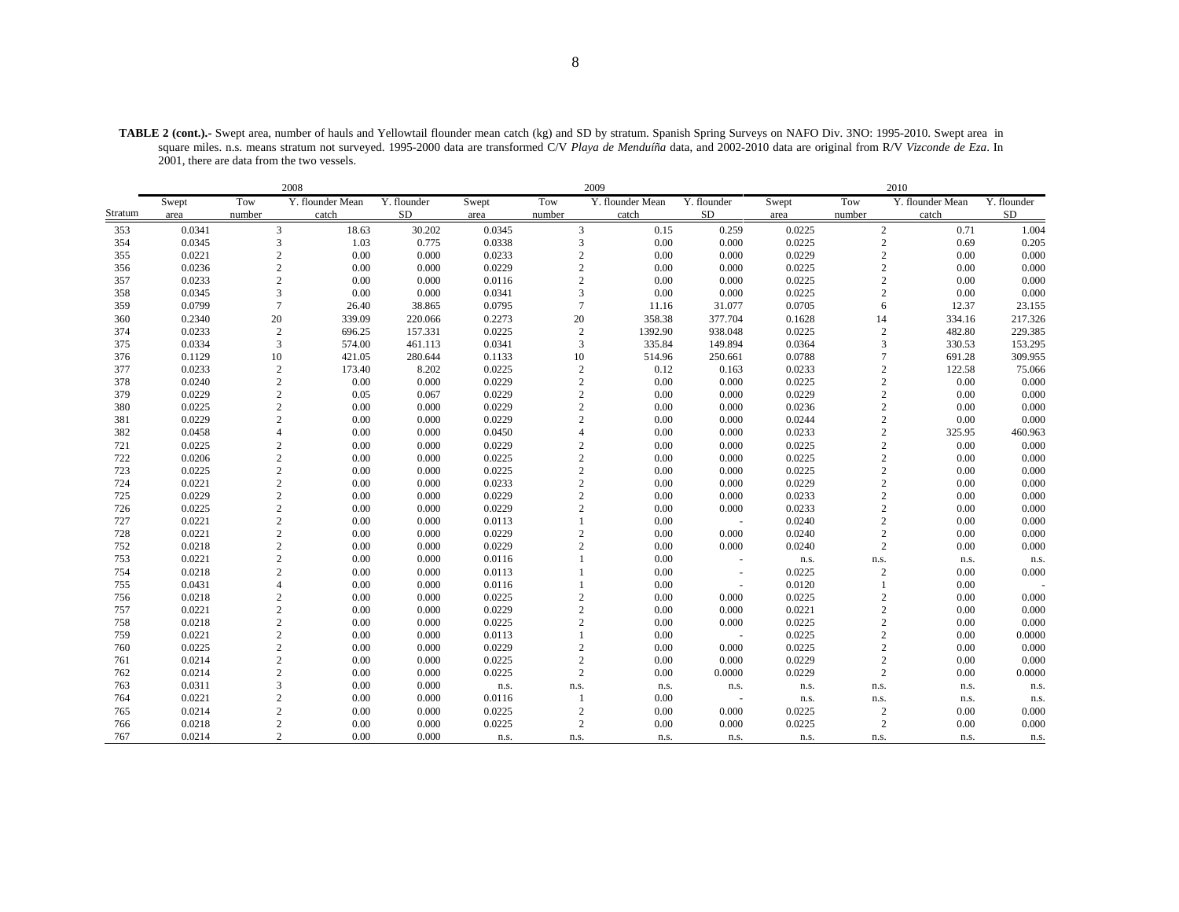**TABLE 2 (cont.).-** Swept area, number of hauls and Yellowtail flounder mean catch (kg) and SD by stratum. Spanish Spring Surveys on NAFO Div. 3NO: 1995-2010. Swept area in square miles. n.s. means stratum not surveyed. 1995-2000 data are transformed C/V *Playa de Menduíña* data, and 2002-2010 data are original from R/V *Vizconde de Eza*. In 2001, there are data from the two vessels.

| | 2008 | | | | 2009 | | | | 2010 | | | |
|---|---|---|---|---|---|---|---|---|---|---|---|---|
| Stratum | Swept area | Tow number | Y. flounder Mean catch | Y. flounder SD | Swept area | Tow number | Y. flounder Mean catch | Y. flounder SD | Swept area | Tow number | Y. flounder Mean catch | Y. flounder SD |
| 353 | 0.0341 | 3 | 18.63 | 30.202 | 0.0345 | 3 | 0.15 | 0.259 | 0.0225 | 2 | 0.71 | 1.004 |
| 354 | 0.0345 | 3 | 1.03 | 0.775 | 0.0338 | 3 | 0.00 | 0.000 | 0.0225 | 2 | 0.69 | 0.205 |
| 355 | 0.0221 | 2 | 0.00 | 0.000 | 0.0233 | 2 | 0.00 | 0.000 | 0.0229 | 2 | 0.00 | 0.000 |
| 356 | 0.0236 | 2 | 0.00 | 0.000 | 0.0229 | 2 | 0.00 | 0.000 | 0.0225 | 2 | 0.00 | 0.000 |
| 357 | 0.0233 | 2 | 0.00 | 0.000 | 0.0116 | 2 | 0.00 | 0.000 | 0.0225 | 2 | 0.00 | 0.000 |
| 358 | 0.0345 | 3 | 0.00 | 0.000 | 0.0341 | 3 | 0.00 | 0.000 | 0.0225 | 2 | 0.00 | 0.000 |
| 359 | 0.0799 | 7 | 26.40 | 38.865 | 0.0795 | 7 | 11.16 | 31.077 | 0.0705 | 6 | 12.37 | 23.155 |
| 360 | 0.2340 | 20 | 339.09 | 220.066 | 0.2273 | 20 | 358.38 | 377.704 | 0.1628 | 14 | 334.16 | 217.326 |
| 374 | 0.0233 | 2 | 696.25 | 157.331 | 0.0225 | 2 | 1392.90 | 938.048 | 0.0225 | 2 | 482.80 | 229.385 |
| 375 | 0.0334 | 3 | 574.00 | 461.113 | 0.0341 | 3 | 335.84 | 149.894 | 0.0364 | 3 | 330.53 | 153.295 |
| 376 | 0.1129 | 10 | 421.05 | 280.644 | 0.1133 | 10 | 514.96 | 250.661 | 0.0788 | 7 | 691.28 | 309.955 |
| 377 | 0.0233 | 2 | 173.40 | 8.202 | 0.0225 | 2 | 0.12 | 0.163 | 0.0233 | 2 | 122.58 | 75.066 |
| 378 | 0.0240 | 2 | 0.00 | 0.000 | 0.0229 | 2 | 0.00 | 0.000 | 0.0225 | 2 | 0.00 | 0.000 |
| 379 | 0.0229 | 2 | 0.05 | 0.067 | 0.0229 | 2 | 0.00 | 0.000 | 0.0229 | 2 | 0.00 | 0.000 |
| 380 | 0.0225 | 2 | 0.00 | 0.000 | 0.0229 | 2 | 0.00 | 0.000 | 0.0236 | 2 | 0.00 | 0.000 |
| 381 | 0.0229 | 2 | 0.00 | 0.000 | 0.0229 | 2 | 0.00 | 0.000 | 0.0244 | 2 | 0.00 | 0.000 |
| 382 | 0.0458 | 4 | 0.00 | 0.000 | 0.0450 | 4 | 0.00 | 0.000 | 0.0233 | 2 | 325.95 | 460.963 |
| 721 | 0.0225 | 2 | 0.00 | 0.000 | 0.0229 | 2 | 0.00 | 0.000 | 0.0225 | 2 | 0.00 | 0.000 |
| 722 | 0.0206 | 2 | 0.00 | 0.000 | 0.0225 | 2 | 0.00 | 0.000 | 0.0225 | 2 | 0.00 | 0.000 |
| 723 | 0.0225 | 2 | 0.00 | 0.000 | 0.0225 | 2 | 0.00 | 0.000 | 0.0225 | 2 | 0.00 | 0.000 |
| 724 | 0.0221 | 2 | 0.00 | 0.000 | 0.0233 | 2 | 0.00 | 0.000 | 0.0229 | 2 | 0.00 | 0.000 |
| 725 | 0.0229 | 2 | 0.00 | 0.000 | 0.0229 | 2 | 0.00 | 0.000 | 0.0233 | 2 | 0.00 | 0.000 |
| 726 | 0.0225 | 2 | 0.00 | 0.000 | 0.0229 | 2 | 0.00 | 0.000 | 0.0233 | 2 | 0.00 | 0.000 |
| 727 | 0.0221 | 2 | 0.00 | 0.000 | 0.0113 | 1 | 0.00 | - | 0.0240 | 2 | 0.00 | 0.000 |
| 728 | 0.0221 | 2 | 0.00 | 0.000 | 0.0229 | 2 | 0.00 | 0.000 | 0.0240 | 2 | 0.00 | 0.000 |
| 752 | 0.0218 | 2 | 0.00 | 0.000 | 0.0229 | 2 | 0.00 | 0.000 | 0.0240 | 2 | 0.00 | 0.000 |
| 753 | 0.0221 | 2 | 0.00 | 0.000 | 0.0116 | 1 | 0.00 | - | n.s. | n.s. | n.s. | n.s. |
| 754 | 0.0218 | 2 | 0.00 | 0.000 | 0.0113 | 1 | 0.00 | - | 0.0225 | 2 | 0.00 | 0.000 |
| 755 | 0.0431 | 4 | 0.00 | 0.000 | 0.0116 | 1 | 0.00 | - | 0.0120 | 1 | 0.00 | - |
| 756 | 0.0218 | 2 | 0.00 | 0.000 | 0.0225 | 2 | 0.00 | 0.000 | 0.0225 | 2 | 0.00 | 0.000 |
| 757 | 0.0221 | 2 | 0.00 | 0.000 | 0.0229 | 2 | 0.00 | 0.000 | 0.0221 | 2 | 0.00 | 0.000 |
| 758 | 0.0218 | 2 | 0.00 | 0.000 | 0.0225 | 2 | 0.00 | 0.000 | 0.0225 | 2 | 0.00 | 0.000 |
| 759 | 0.0221 | 2 | 0.00 | 0.000 | 0.0113 | 1 | 0.00 | - | 0.0225 | 2 | 0.00 | 0.0000 |
| 760 | 0.0225 | 2 | 0.00 | 0.000 | 0.0229 | 2 | 0.00 | 0.000 | 0.0225 | 2 | 0.00 | 0.000 |
| 761 | 0.0214 | 2 | 0.00 | 0.000 | 0.0225 | 2 | 0.00 | 0.000 | 0.0229 | 2 | 0.00 | 0.000 |
| 762 | 0.0214 | 2 | 0.00 | 0.000 | 0.0225 | 2 | 0.00 | 0.0000 | 0.0229 | 2 | 0.00 | 0.0000 |
| 763 | 0.0311 | 3 | 0.00 | 0.000 | n.s. | n.s. | n.s. | n.s. | n.s. | n.s. | n.s. | n.s. |
| 764 | 0.0221 | 2 | 0.00 | 0.000 | 0.0116 | 1 | 0.00 | - | n.s. | n.s. | n.s. | n.s. |
| 765 | 0.0214 | 2 | 0.00 | 0.000 | 0.0225 | 2 | 0.00 | 0.000 | 0.0225 | 2 | 0.00 | 0.000 |
| 766 | 0.0218 | 2 | 0.00 | 0.000 | 0.0225 | 2 | 0.00 | 0.000 | 0.0225 | 2 | 0.00 | 0.000 |
| 767 | 0.0214 | 2 | 0.00 | 0.000 | n.s. | n.s. | n.s. | n.s. | n.s. | n.s. | n.s. | n.s. |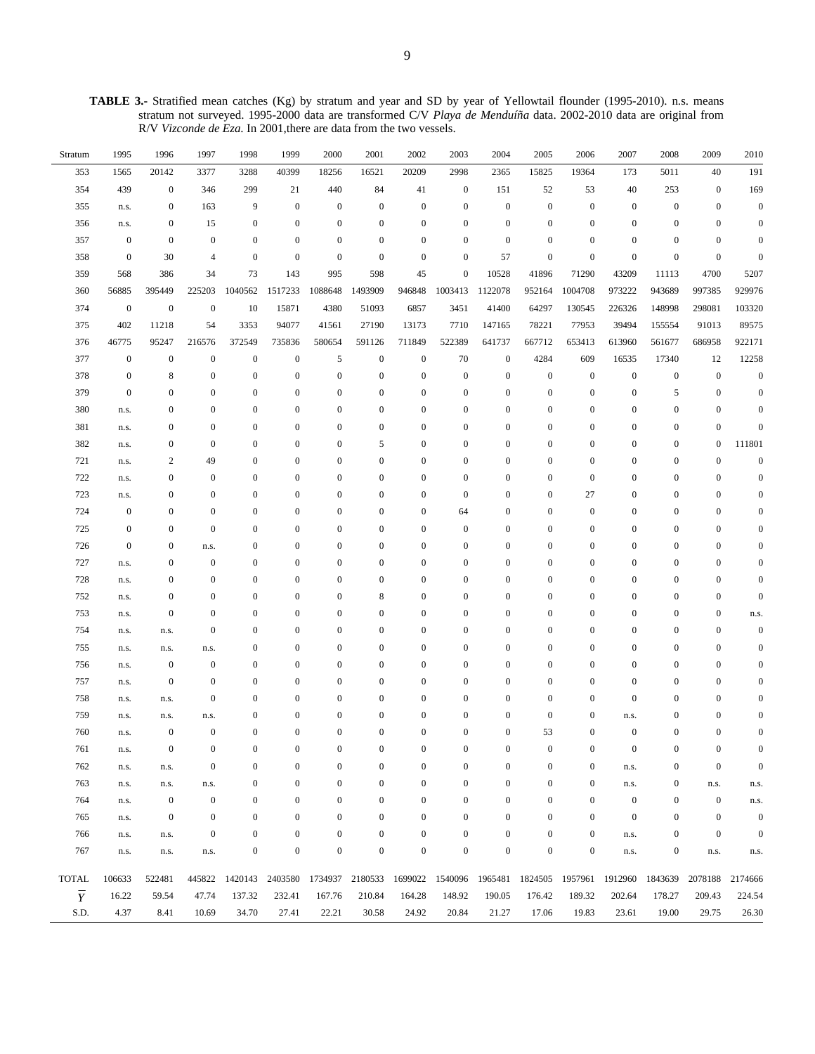**TABLE 3.-** Stratified mean catches (Kg) by stratum and year and SD by year of Yellowtail flounder (1995-2010). n.s. means stratum not surveyed. 1995-2000 data are transformed C/V *Playa de Menduíña* data. 2002-2010 data are original from R/V *Vizconde de Eza*. In 2001,there are data from the two vessels.

| Stratum | 1995 | 1996 | 1997 | 1998 | 1999 | 2000 | 2001 | 2002 | 2003 | 2004 | 2005 | 2006 | 2007 | 2008 | 2009 | 2010 |
|---|---|---|---|---|---|---|---|---|---|---|---|---|---|---|---|---|
| 353 | 1565 | 20142 | 3377 | 3288 | 40399 | 18256 | 16521 | 20209 | 2998 | 2365 | 15825 | 19364 | 173 | 5011 | 40 | 191 |
| 354 | 439 | 0 | 346 | 299 | 21 | 440 | 84 | 41 | 0 | 151 | 52 | 53 | 40 | 253 | 0 | 169 |
| 355 | n.s. | 0 | 163 | 9 | 0 | 0 | 0 | 0 | 0 | 0 | 0 | 0 | 0 | 0 | 0 | 0 |
| 356 | n.s. | 0 | 15 | 0 | 0 | 0 | 0 | 0 | 0 | 0 | 0 | 0 | 0 | 0 | 0 | 0 |
| 357 | 0 | 0 | 0 | 0 | 0 | 0 | 0 | 0 | 0 | 0 | 0 | 0 | 0 | 0 | 0 | 0 |
| 358 | 0 | 30 | 4 | 0 | 0 | 0 | 0 | 0 | 0 | 57 | 0 | 0 | 0 | 0 | 0 | 0 |
| 359 | 568 | 386 | 34 | 73 | 143 | 995 | 598 | 45 | 0 | 10528 | 41896 | 71290 | 43209 | 11113 | 4700 | 5207 |
| 360 | 56885 | 395449 | 225203 | 1040562 | 1517233 | 1088648 | 1493909 | 946848 | 1003413 | 1122078 | 952164 | 1004708 | 973222 | 943689 | 997385 | 929976 |
| 374 | 0 | 0 | 0 | 10 | 15871 | 4380 | 51093 | 6857 | 3451 | 41400 | 64297 | 130545 | 226326 | 148998 | 298081 | 103320 |
| 375 | 402 | 11218 | 54 | 3353 | 94077 | 41561 | 27190 | 13173 | 7710 | 147165 | 78221 | 77953 | 39494 | 155554 | 91013 | 89575 |
| 376 | 46775 | 95247 | 216576 | 372549 | 735836 | 580654 | 591126 | 711849 | 522389 | 641737 | 667712 | 653413 | 613960 | 561677 | 686958 | 922171 |
| 377 | 0 | 0 | 0 | 0 | 0 | 5 | 0 | 0 | 70 | 0 | 4284 | 609 | 16535 | 17340 | 12 | 12258 |
| 378 | 0 | 8 | 0 | 0 | 0 | 0 | 0 | 0 | 0 | 0 | 0 | 0 | 0 | 0 | 0 | 0 |
| 379 | 0 | 0 | 0 | 0 | 0 | 0 | 0 | 0 | 0 | 0 | 0 | 0 | 0 | 5 | 0 | 0 |
| 380 | n.s. | 0 | 0 | 0 | 0 | 0 | 0 | 0 | 0 | 0 | 0 | 0 | 0 | 0 | 0 | 0 |
| 381 | n.s. | 0 | 0 | 0 | 0 | 0 | 0 | 0 | 0 | 0 | 0 | 0 | 0 | 0 | 0 | 0 |
| 382 | n.s. | 0 | 0 | 0 | 0 | 0 | 5 | 0 | 0 | 0 | 0 | 0 | 0 | 0 | 0 | 111801 |
| 721 | n.s. | 2 | 49 | 0 | 0 | 0 | 0 | 0 | 0 | 0 | 0 | 0 | 0 | 0 | 0 | 0 |
| 722 | n.s. | 0 | 0 | 0 | 0 | 0 | 0 | 0 | 0 | 0 | 0 | 0 | 0 | 0 | 0 | 0 |
| 723 | n.s. | 0 | 0 | 0 | 0 | 0 | 0 | 0 | 0 | 0 | 0 | 27 | 0 | 0 | 0 | 0 |
| 724 | 0 | 0 | 0 | 0 | 0 | 0 | 0 | 0 | 64 | 0 | 0 | 0 | 0 | 0 | 0 | 0 |
| 725 | 0 | 0 | 0 | 0 | 0 | 0 | 0 | 0 | 0 | 0 | 0 | 0 | 0 | 0 | 0 | 0 |
| 726 | 0 | 0 | n.s. | 0 | 0 | 0 | 0 | 0 | 0 | 0 | 0 | 0 | 0 | 0 | 0 | 0 |
| 727 | n.s. | 0 | 0 | 0 | 0 | 0 | 0 | 0 | 0 | 0 | 0 | 0 | 0 | 0 | 0 | 0 |
| 728 | n.s. | 0 | 0 | 0 | 0 | 0 | 0 | 0 | 0 | 0 | 0 | 0 | 0 | 0 | 0 | 0 |
| 752 | n.s. | 0 | 0 | 0 | 0 | 0 | 8 | 0 | 0 | 0 | 0 | 0 | 0 | 0 | 0 | 0 |
| 753 | n.s. | 0 | 0 | 0 | 0 | 0 | 0 | 0 | 0 | 0 | 0 | 0 | 0 | 0 | 0 | n.s. |
| 754 | n.s. | n.s. | 0 | 0 | 0 | 0 | 0 | 0 | 0 | 0 | 0 | 0 | 0 | 0 | 0 | 0 |
| 755 | n.s. | n.s. | n.s. | 0 | 0 | 0 | 0 | 0 | 0 | 0 | 0 | 0 | 0 | 0 | 0 | 0 |
| 756 | n.s. | 0 | 0 | 0 | 0 | 0 | 0 | 0 | 0 | 0 | 0 | 0 | 0 | 0 | 0 | 0 |
| 757 | n.s. | 0 | 0 | 0 | 0 | 0 | 0 | 0 | 0 | 0 | 0 | 0 | 0 | 0 | 0 | 0 |
| 758 | n.s. | n.s. | 0 | 0 | 0 | 0 | 0 | 0 | 0 | 0 | 0 | 0 | 0 | 0 | 0 | 0 |
| 759 | n.s. | n.s. | n.s. | 0 | 0 | 0 | 0 | 0 | 0 | 0 | 0 | 0 | n.s. | 0 | 0 | 0 |
| 760 | n.s. | 0 | 0 | 0 | 0 | 0 | 0 | 0 | 0 | 0 | 53 | 0 | 0 | 0 | 0 | 0 |
| 761 | n.s. | 0 | 0 | 0 | 0 | 0 | 0 | 0 | 0 | 0 | 0 | 0 | 0 | 0 | 0 | 0 |
| 762 | n.s. | n.s. | 0 | 0 | 0 | 0 | 0 | 0 | 0 | 0 | 0 | 0 | n.s. | 0 | 0 | 0 |
| 763 | n.s. | n.s. | n.s. | 0 | 0 | 0 | 0 | 0 | 0 | 0 | 0 | 0 | n.s. | 0 | n.s. | n.s. |
| 764 | n.s. | 0 | 0 | 0 | 0 | 0 | 0 | 0 | 0 | 0 | 0 | 0 | 0 | 0 | 0 | n.s. |
| 765 | n.s. | 0 | 0 | 0 | 0 | 0 | 0 | 0 | 0 | 0 | 0 | 0 | 0 | 0 | 0 | 0 |
| 766 | n.s. | n.s. | 0 | 0 | 0 | 0 | 0 | 0 | 0 | 0 | 0 | 0 | n.s. | 0 | 0 | 0 |
| 767 | n.s. | n.s. | n.s. | 0 | 0 | 0 | 0 | 0 | 0 | 0 | 0 | 0 | n.s. | 0 | n.s. | n.s. |
| TOTAL | 106633 | 522481 | 445822 | 1420143 | 2403580 | 1734937 | 2180533 | 1699022 | 1540096 | 1965481 | 1824505 | 1957961 | 1912960 | 1843639 | 2078188 | 2174666 |
| $\overline{Y}$ | 16.22 | 59.54 | 47.74 | 137.32 | 232.41 | 167.76 | 210.84 | 164.28 | 148.92 | 190.05 | 176.42 | 189.32 | 202.64 | 178.27 | 209.43 | 224.54 |
| S.D. | 4.37 | 8.41 | 10.69 | 34.70 | 27.41 | 22.21 | 30.58 | 24.92 | 20.84 | 21.27 | 17.06 | 19.83 | 23.61 | 19.00 | 29.75 | 26.30 |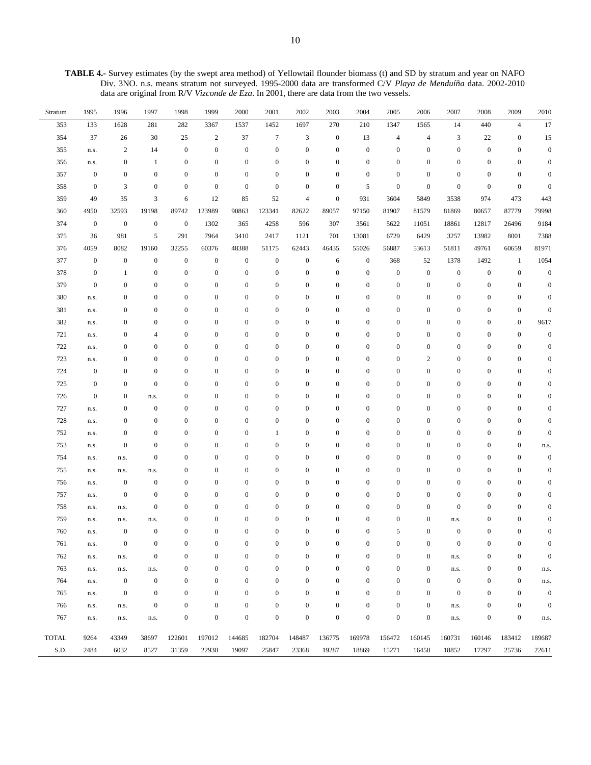**TABLE 4.-** Survey estimates (by the swept area method) of Yellowtail flounder biomass (t) and SD by stratum and year on NAFO Div. 3NO. n.s. means stratum not surveyed. 1995-2000 data are transformed C/V *Playa de Menduíña* data. 2002-2010 data are original from R/V *Vizconde de Eza*. In 2001, there are data from the two vessels.

| Stratum | 1995 | 1996 | 1997 | 1998 | 1999 | 2000 | 2001 | 2002 | 2003 | 2004 | 2005 | 2006 | 2007 | 2008 | 2009 | 2010 |
|---|---|---|---|---|---|---|---|---|---|---|---|---|---|---|---|---|
| 353 | 133 | 1628 | 281 | 282 | 3367 | 1537 | 1452 | 1697 | 270 | 210 | 1347 | 1565 | 14 | 440 | 4 | 17 |
| 354 | 37 | 26 | 30 | 25 | 2 | 37 | 7 | 3 | 0 | 13 | 4 | 4 | 3 | 22 | 0 | 15 |
| 355 | n.s. | 2 | 14 | 0 | 0 | 0 | 0 | 0 | 0 | 0 | 0 | 0 | 0 | 0 | 0 | 0 |
| 356 | n.s. | 0 | 1 | 0 | 0 | 0 | 0 | 0 | 0 | 0 | 0 | 0 | 0 | 0 | 0 | 0 |
| 357 | 0 | 0 | 0 | 0 | 0 | 0 | 0 | 0 | 0 | 0 | 0 | 0 | 0 | 0 | 0 | 0 |
| 358 | 0 | 3 | 0 | 0 | 0 | 0 | 0 | 0 | 0 | 5 | 0 | 0 | 0 | 0 | 0 | 0 |
| 359 | 49 | 35 | 3 | 6 | 12 | 85 | 52 | 4 | 0 | 931 | 3604 | 5849 | 3538 | 974 | 473 | 443 |
| 360 | 4950 | 32593 | 19198 | 89742 | 123989 | 90863 | 123341 | 82622 | 89057 | 97150 | 81907 | 81579 | 81869 | 80657 | 87779 | 79998 |
| 374 | 0 | 0 | 0 | 0 | 1302 | 365 | 4258 | 596 | 307 | 3561 | 5622 | 11051 | 18861 | 12817 | 26496 | 9184 |
| 375 | 36 | 981 | 5 | 291 | 7964 | 3410 | 2417 | 1121 | 701 | 13081 | 6729 | 6429 | 3257 | 13982 | 8001 | 7388 |
| 376 | 4059 | 8082 | 19160 | 32255 | 60376 | 48388 | 51175 | 62443 | 46435 | 55026 | 56887 | 53613 | 51811 | 49761 | 60659 | 81971 |
| 377 | 0 | 0 | 0 | 0 | 0 | 0 | 0 | 0 | 6 | 0 | 368 | 52 | 1378 | 1492 | 1 | 1054 |
| 378 | 0 | 1 | 0 | 0 | 0 | 0 | 0 | 0 | 0 | 0 | 0 | 0 | 0 | 0 | 0 | 0 |
| 379 | 0 | 0 | 0 | 0 | 0 | 0 | 0 | 0 | 0 | 0 | 0 | 0 | 0 | 0 | 0 | 0 |
| 380 | n.s. | 0 | 0 | 0 | 0 | 0 | 0 | 0 | 0 | 0 | 0 | 0 | 0 | 0 | 0 | 0 |
| 381 | n.s. | 0 | 0 | 0 | 0 | 0 | 0 | 0 | 0 | 0 | 0 | 0 | 0 | 0 | 0 | 0 |
| 382 | n.s. | 0 | 0 | 0 | 0 | 0 | 0 | 0 | 0 | 0 | 0 | 0 | 0 | 0 | 0 | 9617 |
| 721 | n.s. | 0 | 4 | 0 | 0 | 0 | 0 | 0 | 0 | 0 | 0 | 0 | 0 | 0 | 0 | 0 |
| 722 | n.s. | 0 | 0 | 0 | 0 | 0 | 0 | 0 | 0 | 0 | 0 | 0 | 0 | 0 | 0 | 0 |
| 723 | n.s. | 0 | 0 | 0 | 0 | 0 | 0 | 0 | 0 | 0 | 0 | 2 | 0 | 0 | 0 | 0 |
| 724 | 0 | 0 | 0 | 0 | 0 | 0 | 0 | 0 | 0 | 0 | 0 | 0 | 0 | 0 | 0 | 0 |
| 725 | 0 | 0 | 0 | 0 | 0 | 0 | 0 | 0 | 0 | 0 | 0 | 0 | 0 | 0 | 0 | 0 |
| 726 | 0 | 0 | n.s. | 0 | 0 | 0 | 0 | 0 | 0 | 0 | 0 | 0 | 0 | 0 | 0 | 0 |
| 727 | n.s. | 0 | 0 | 0 | 0 | 0 | 0 | 0 | 0 | 0 | 0 | 0 | 0 | 0 | 0 | 0 |
| 728 | n.s. | 0 | 0 | 0 | 0 | 0 | 0 | 0 | 0 | 0 | 0 | 0 | 0 | 0 | 0 | 0 |
| 752 | n.s. | 0 | 0 | 0 | 0 | 0 | 1 | 0 | 0 | 0 | 0 | 0 | 0 | 0 | 0 | 0 |
| 753 | n.s. | 0 | 0 | 0 | 0 | 0 | 0 | 0 | 0 | 0 | 0 | 0 | 0 | 0 | 0 | n.s. |
| 754 | n.s. | n.s. | 0 | 0 | 0 | 0 | 0 | 0 | 0 | 0 | 0 | 0 | 0 | 0 | 0 | 0 |
| 755 | n.s. | n.s. | n.s. | 0 | 0 | 0 | 0 | 0 | 0 | 0 | 0 | 0 | 0 | 0 | 0 | 0 |
| 756 | n.s. | 0 | 0 | 0 | 0 | 0 | 0 | 0 | 0 | 0 | 0 | 0 | 0 | 0 | 0 | 0 |
| 757 | n.s. | 0 | 0 | 0 | 0 | 0 | 0 | 0 | 0 | 0 | 0 | 0 | 0 | 0 | 0 | 0 |
| 758 | n.s. | n.s. | 0 | 0 | 0 | 0 | 0 | 0 | 0 | 0 | 0 | 0 | 0 | 0 | 0 | 0 |
| 759 | n.s. | n.s. | n.s. | 0 | 0 | 0 | 0 | 0 | 0 | 0 | 0 | 0 | n.s. | 0 | 0 | 0 |
| 760 | n.s. | 0 | 0 | 0 | 0 | 0 | 0 | 0 | 0 | 0 | 5 | 0 | 0 | 0 | 0 | 0 |
| 761 | n.s. | 0 | 0 | 0 | 0 | 0 | 0 | 0 | 0 | 0 | 0 | 0 | 0 | 0 | 0 | 0 |
| 762 | n.s. | n.s. | 0 | 0 | 0 | 0 | 0 | 0 | 0 | 0 | 0 | 0 | n.s. | 0 | 0 | 0 |
| 763 | n.s. | n.s. | n.s. | 0 | 0 | 0 | 0 | 0 | 0 | 0 | 0 | 0 | n.s. | 0 | 0 | n.s. |
| 764 | n.s. | 0 | 0 | 0 | 0 | 0 | 0 | 0 | 0 | 0 | 0 | 0 | 0 | 0 | 0 | n.s. |
| 765 | n.s. | 0 | 0 | 0 | 0 | 0 | 0 | 0 | 0 | 0 | 0 | 0 | 0 | 0 | 0 | 0 |
| 766 | n.s. | n.s. | 0 | 0 | 0 | 0 | 0 | 0 | 0 | 0 | 0 | 0 | n.s. | 0 | 0 | 0 |
| 767 | n.s. | n.s. | n.s. | 0 | 0 | 0 | 0 | 0 | 0 | 0 | 0 | 0 | n.s. | 0 | 0 | n.s. |
| TOTAL | 9264 | 43349 | 38697 | 122601 | 197012 | 144685 | 182704 | 148487 | 136775 | 169978 | 156472 | 160145 | 160731 | 160146 | 183412 | 189687 |
| S.D. | 2484 | 6032 | 8527 | 31359 | 22938 | 19097 | 25847 | 23368 | 19287 | 18869 | 15271 | 16458 | 18852 | 17297 | 25736 | 22611 |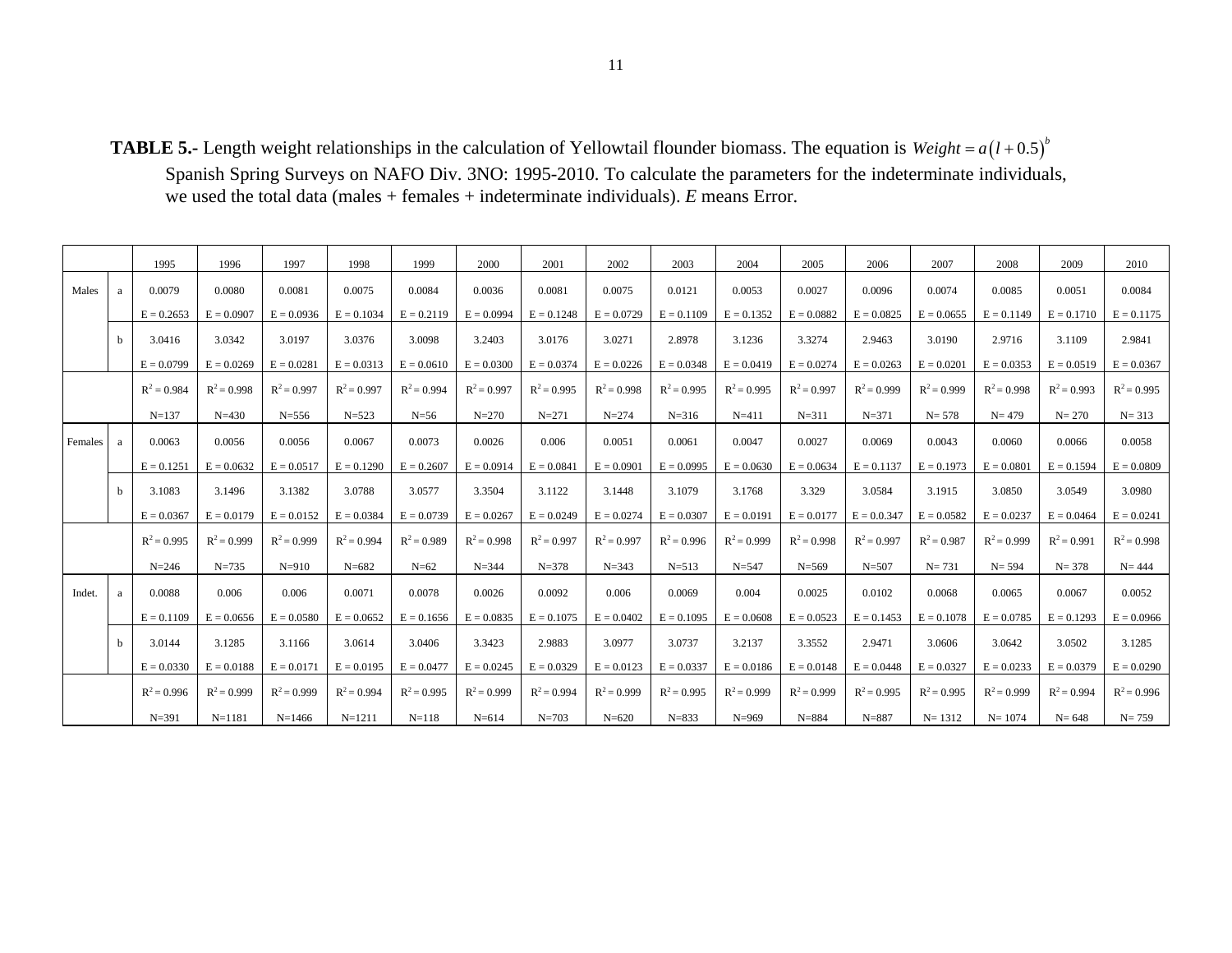**TABLE 5.-** Length weight relationships in the calculation of Yellowtail flounder biomass. The equation is $Weight = a(l+0.5)^b$ Spanish Spring Surveys on NAFO Div. 3NO: 1995-2010. To calculate the parameters for the indeterminate individuals, we used the total data (males + females + indeterminate individuals). *E* means Error.

| | | 1995 | 1996 | 1997 | 1998 | 1999 | 2000 | 2001 | 2002 | 2003 | 2004 | 2005 | 2006 | 2007 | 2008 | 2009 | 2010 |
|---|---|---|---|---|---|---|---|---|---|---|---|---|---|---|---|---|---|
| Males | a | 0.0079 | 0.0080 | 0.0081 | 0.0075 | 0.0084 | 0.0036 | 0.0081 | 0.0075 | 0.0121 | 0.0053 | 0.0027 | 0.0096 | 0.0074 | 0.0085 | 0.0051 | 0.0084 |
| | | E = 0.2653 | E = 0.0907 | E = 0.0936 | E = 0.1034 | E = 0.2119 | E = 0.0994 | E = 0.1248 | E = 0.0729 | E = 0.1109 | E = 0.1352 | E = 0.0882 | E = 0.0825 | E = 0.0655 | E = 0.1149 | E = 0.1710 | E = 0.1175 |
| | b | 3.0416 | 3.0342 | 3.0197 | 3.0376 | 3.0098 | 3.2403 | 3.0176 | 3.0271 | 2.8978 | 3.1236 | 3.3274 | 2.9463 | 3.0190 | 2.9716 | 3.1109 | 2.9841 |
| | | E = 0.0799 | E = 0.0269 | E = 0.0281 | E = 0.0313 | E = 0.0610 | E = 0.0300 | E = 0.0374 | E = 0.0226 | E = 0.0348 | E = 0.0419 | E = 0.0274 | E = 0.0263 | E = 0.0201 | E = 0.0353 | E = 0.0519 | E = 0.0367 |
| | | $R^2$ = 0.984 | $R^2$ = 0.998 | $R^2$ = 0.997 | $R^2$ = 0.997 | $R^2$ = 0.994 | $R^2$ = 0.997 | $R^2$ = 0.995 | $R^2$ = 0.998 | $R^2$ = 0.995 | $R^2$ = 0.995 | $R^2$ = 0.997 | $R^2$ = 0.999 | $R^2$ = 0.999 | $R^2$ = 0.998 | $R^2$ = 0.993 | $R^2$ = 0.995 |
| | | N=137 | N=430 | N=556 | N=523 | N=56 | N=270 | N=271 | N=274 | N=316 | N=411 | N=311 | N=371 | N= 578 | N= 479 | N= 270 | N= 313 |
| Females | a | 0.0063 | 0.0056 | 0.0056 | 0.0067 | 0.0073 | 0.0026 | 0.006 | 0.0051 | 0.0061 | 0.0047 | 0.0027 | 0.0069 | 0.0043 | 0.0060 | 0.0066 | 0.0058 |
| | | E = 0.1251 | E = 0.0632 | E = 0.0517 | E = 0.1290 | E = 0.2607 | E = 0.0914 | E = 0.0841 | E = 0.0901 | E = 0.0995 | E = 0.0630 | E = 0.0634 | E = 0.1137 | E = 0.1973 | E = 0.0801 | E = 0.1594 | E = 0.0809 |
| | b | 3.1083 | 3.1496 | 3.1382 | 3.0788 | 3.0577 | 3.3504 | 3.1122 | 3.1448 | 3.1079 | 3.1768 | 3.329 | 3.0584 | 3.1915 | 3.0850 | 3.0549 | 3.0980 |
| | | E = 0.0367 | E = 0.0179 | E = 0.0152 | E = 0.0384 | E = 0.0739 | E = 0.0267 | E = 0.0249 | E = 0.0274 | E = 0.0307 | E = 0.0191 | E = 0.0177 | E = 0.0.347 | E = 0.0582 | E = 0.0237 | E = 0.0464 | E = 0.0241 |
| | | $R^2$ = 0.995 | $R^2$ = 0.999 | $R^2$ = 0.999 | $R^2$ = 0.994 | $R^2$ = 0.989 | $R^2$ = 0.998 | $R^2$ = 0.997 | $R^2$ = 0.997 | $R^2$ = 0.996 | $R^2$ = 0.999 | $R^2$ = 0.998 | $R^2$ = 0.997 | $R^2$ = 0.987 | $R^2$ = 0.999 | $R^2$ = 0.991 | $R^2$ = 0.998 |
| | | N=246 | N=735 | N=910 | N=682 | N=62 | N=344 | N=378 | N=343 | N=513 | N=547 | N=569 | N=507 | N= 731 | N= 594 | N= 378 | N= 444 |
| Indet. | a | 0.0088 | 0.006 | 0.006 | 0.0071 | 0.0078 | 0.0026 | 0.0092 | 0.006 | 0.0069 | 0.004 | 0.0025 | 0.0102 | 0.0068 | 0.0065 | 0.0067 | 0.0052 |
| | | E = 0.1109 | E = 0.0656 | E = 0.0580 | E = 0.0652 | E = 0.1656 | E = 0.0835 | E = 0.1075 | E = 0.0402 | E = 0.1095 | E = 0.0608 | E = 0.0523 | E = 0.1453 | E = 0.1078 | E = 0.0785 | E = 0.1293 | E = 0.0966 |
| | b | 3.0144 | 3.1285 | 3.1166 | 3.0614 | 3.0406 | 3.3423 | 2.9883 | 3.0977 | 3.0737 | 3.2137 | 3.3552 | 2.9471 | 3.0606 | 3.0642 | 3.0502 | 3.1285 |
| | | E = 0.0330 | E = 0.0188 | E = 0.0171 | E = 0.0195 | E = 0.0477 | E = 0.0245 | E = 0.0329 | E = 0.0123 | E = 0.0337 | E = 0.0186 | E = 0.0148 | E = 0.0448 | E = 0.0327 | E = 0.0233 | E = 0.0379 | E = 0.0290 |
| | | $R^2$ = 0.996 | $R^2$ = 0.999 | $R^2$ = 0.999 | $R^2$ = 0.994 | $R^2$ = 0.995 | $R^2$ = 0.999 | $R^2$ = 0.994 | $R^2$ = 0.999 | $R^2$ = 0.995 | $R^2$ = 0.999 | $R^2$ = 0.999 | $R^2$ = 0.995 | $R^2$ = 0.995 | $R^2$ = 0.999 | $R^2$ = 0.994 | $R^2$ = 0.996 |
| | | N=391 | N=1181 | N=1466 | N=1211 | N=118 | N=614 | N=703 | N=620 | N=833 | N=969 | N=884 | N=887 | N= 1312 | N= 1074 | N= 648 | N= 759 |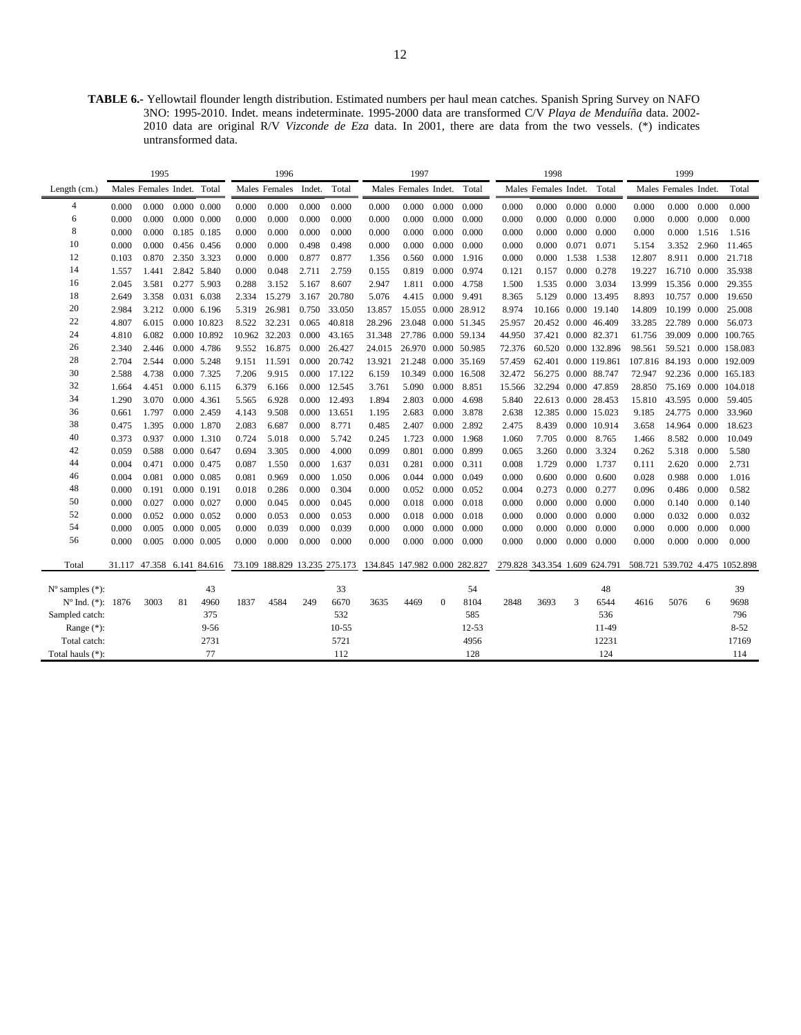**TABLE 6.-** Yellowtail flounder length distribution. Estimated numbers per haul mean catches. Spanish Spring Survey on NAFO 3NO: 1995-2010. Indet. means indeterminate. 1995-2000 data are transformed C/V *Playa de Menduíña* data. 2002-2010 data are original R/V *Vizconde de Eza* data. In 2001, there are data from the two vessels. (*) indicates untransformed data.

| | 1995 | | | | 1996 | | | | 1997 | | | | 1998 | | | | 1999 | | | |
|---|---|---|---|---|---|---|---|---|---|---|---|---|---|---|---|---|---|---|---|---|
| Length (cm.) | Males | Females | Indet. | Total | Males | Females | Indet. | Total | Males | Females | Indet. | Total | Males | Females | Indet. | Total | Males | Females | Indet. | Total |
| 4 | 0.000 | 0.000 | 0.000 | 0.000 | 0.000 | 0.000 | 0.000 | 0.000 | 0.000 | 0.000 | 0.000 | 0.000 | 0.000 | 0.000 | 0.000 | 0.000 | 0.000 | 0.000 | 0.000 | 0.000 |
| 6 | 0.000 | 0.000 | 0.000 | 0.000 | 0.000 | 0.000 | 0.000 | 0.000 | 0.000 | 0.000 | 0.000 | 0.000 | 0.000 | 0.000 | 0.000 | 0.000 | 0.000 | 0.000 | 0.000 | 0.000 |
| 8 | 0.000 | 0.000 | 0.185 | 0.185 | 0.000 | 0.000 | 0.000 | 0.000 | 0.000 | 0.000 | 0.000 | 0.000 | 0.000 | 0.000 | 0.000 | 0.000 | 0.000 | 0.000 | 1.516 | 1.516 |
| 10 | 0.000 | 0.000 | 0.456 | 0.456 | 0.000 | 0.000 | 0.498 | 0.498 | 0.000 | 0.000 | 0.000 | 0.000 | 0.000 | 0.000 | 0.071 | 0.071 | 5.154 | 3.352 | 2.960 | 11.465 |
| 12 | 0.103 | 0.870 | 2.350 | 3.323 | 0.000 | 0.000 | 0.877 | 0.877 | 1.356 | 0.560 | 0.000 | 1.916 | 0.000 | 0.000 | 1.538 | 1.538 | 12.807 | 8.911 | 0.000 | 21.718 |
| 14 | 1.557 | 1.441 | 2.842 | 5.840 | 0.000 | 0.048 | 2.711 | 2.759 | 0.155 | 0.819 | 0.000 | 0.974 | 0.121 | 0.157 | 0.000 | 0.278 | 19.227 | 16.710 | 0.000 | 35.938 |
| 16 | 2.045 | 3.581 | 0.277 | 5.903 | 0.288 | 3.152 | 5.167 | 8.607 | 2.947 | 1.811 | 0.000 | 4.758 | 1.500 | 1.535 | 0.000 | 3.034 | 13.999 | 15.356 | 0.000 | 29.355 |
| 18 | 2.649 | 3.358 | 0.031 | 6.038 | 2.334 | 15.279 | 3.167 | 20.780 | 5.076 | 4.415 | 0.000 | 9.491 | 8.365 | 5.129 | 0.000 | 13.495 | 8.893 | 10.757 | 0.000 | 19.650 |
| 20 | 2.984 | 3.212 | 0.000 | 6.196 | 5.319 | 26.981 | 0.750 | 33.050 | 13.857 | 15.055 | 0.000 | 28.912 | 8.974 | 10.166 | 0.000 | 19.140 | 14.809 | 10.199 | 0.000 | 25.008 |
| 22 | 4.807 | 6.015 | 0.000 | 10.823 | 8.522 | 32.231 | 0.065 | 40.818 | 28.296 | 23.048 | 0.000 | 51.345 | 25.957 | 20.452 | 0.000 | 46.409 | 33.285 | 22.789 | 0.000 | 56.073 |
| 24 | 4.810 | 6.082 | 0.000 | 10.892 | 10.962 | 32.203 | 0.000 | 43.165 | 31.348 | 27.786 | 0.000 | 59.134 | 44.950 | 37.421 | 0.000 | 82.371 | 61.756 | 39.009 | 0.000 | 100.765 |
| 26 | 2.340 | 2.446 | 0.000 | 4.786 | 9.552 | 16.875 | 0.000 | 26.427 | 24.015 | 26.970 | 0.000 | 50.985 | 72.376 | 60.520 | 0.000 | 132.896 | 98.561 | 59.521 | 0.000 | 158.083 |
| 28 | 2.704 | 2.544 | 0.000 | 5.248 | 9.151 | 11.591 | 0.000 | 20.742 | 13.921 | 21.248 | 0.000 | 35.169 | 57.459 | 62.401 | 0.000 | 119.861 | 107.816 | 84.193 | 0.000 | 192.009 |
| 30 | 2.588 | 4.738 | 0.000 | 7.325 | 7.206 | 9.915 | 0.000 | 17.122 | 6.159 | 10.349 | 0.000 | 16.508 | 32.472 | 56.275 | 0.000 | 88.747 | 72.947 | 92.236 | 0.000 | 165.183 |
| 32 | 1.664 | 4.451 | 0.000 | 6.115 | 6.379 | 6.166 | 0.000 | 12.545 | 3.761 | 5.090 | 0.000 | 8.851 | 15.566 | 32.294 | 0.000 | 47.859 | 28.850 | 75.169 | 0.000 | 104.018 |
| 34 | 1.290 | 3.070 | 0.000 | 4.361 | 5.565 | 6.928 | 0.000 | 12.493 | 1.894 | 2.803 | 0.000 | 4.698 | 5.840 | 22.613 | 0.000 | 28.453 | 15.810 | 43.595 | 0.000 | 59.405 |
| 36 | 0.661 | 1.797 | 0.000 | 2.459 | 4.143 | 9.508 | 0.000 | 13.651 | 1.195 | 2.683 | 0.000 | 3.878 | 2.638 | 12.385 | 0.000 | 15.023 | 9.185 | 24.775 | 0.000 | 33.960 |
| 38 | 0.475 | 1.395 | 0.000 | 1.870 | 2.083 | 6.687 | 0.000 | 8.771 | 0.485 | 2.407 | 0.000 | 2.892 | 2.475 | 8.439 | 0.000 | 10.914 | 3.658 | 14.964 | 0.000 | 18.623 |
| 40 | 0.373 | 0.937 | 0.000 | 1.310 | 0.724 | 5.018 | 0.000 | 5.742 | 0.245 | 1.723 | 0.000 | 1.968 | 1.060 | 7.705 | 0.000 | 8.765 | 1.466 | 8.582 | 0.000 | 10.049 |
| 42 | 0.059 | 0.588 | 0.000 | 0.647 | 0.694 | 3.305 | 0.000 | 4.000 | 0.099 | 0.801 | 0.000 | 0.899 | 0.065 | 3.260 | 0.000 | 3.324 | 0.262 | 5.318 | 0.000 | 5.580 |
| 44 | 0.004 | 0.471 | 0.000 | 0.475 | 0.087 | 1.550 | 0.000 | 1.637 | 0.031 | 0.281 | 0.000 | 0.311 | 0.008 | 1.729 | 0.000 | 1.737 | 0.111 | 2.620 | 0.000 | 2.731 |
| 46 | 0.004 | 0.081 | 0.000 | 0.085 | 0.081 | 0.969 | 0.000 | 1.050 | 0.006 | 0.044 | 0.000 | 0.049 | 0.000 | 0.600 | 0.000 | 0.600 | 0.028 | 0.988 | 0.000 | 1.016 |
| 48 | 0.000 | 0.191 | 0.000 | 0.191 | 0.018 | 0.286 | 0.000 | 0.304 | 0.000 | 0.052 | 0.000 | 0.052 | 0.004 | 0.273 | 0.000 | 0.277 | 0.096 | 0.486 | 0.000 | 0.582 |
| 50 | 0.000 | 0.027 | 0.000 | 0.027 | 0.000 | 0.045 | 0.000 | 0.045 | 0.000 | 0.018 | 0.000 | 0.018 | 0.000 | 0.000 | 0.000 | 0.000 | 0.000 | 0.140 | 0.000 | 0.140 |
| 52 | 0.000 | 0.052 | 0.000 | 0.052 | 0.000 | 0.053 | 0.000 | 0.053 | 0.000 | 0.018 | 0.000 | 0.018 | 0.000 | 0.000 | 0.000 | 0.000 | 0.000 | 0.032 | 0.000 | 0.032 |
| 54 | 0.000 | 0.005 | 0.000 | 0.005 | 0.000 | 0.039 | 0.000 | 0.039 | 0.000 | 0.000 | 0.000 | 0.000 | 0.000 | 0.000 | 0.000 | 0.000 | 0.000 | 0.000 | 0.000 | 0.000 |
| 56 | 0.000 | 0.005 | 0.000 | 0.005 | 0.000 | 0.000 | 0.000 | 0.000 | 0.000 | 0.000 | 0.000 | 0.000 | 0.000 | 0.000 | 0.000 | 0.000 | 0.000 | 0.000 | 0.000 | 0.000 |
| Total | 31.117 | 47.358 | 6.141 | 84.616 | 73.109 | 188.829 | 13.235 | 275.173 | 134.845 | 147.982 | 0.000 | 282.827 | 279.828 | 343.354 | 1.609 | 624.791 | 508.721 | 539.702 | 4.475 | 1052.898 |
| Nº samples (*): | | | | 43 | | | | 33 | | | | 54 | | | | 48 | | | | 39 |
| Nº Ind. (*): | 1876 | 3003 | 81 | 4960 | 1837 | 4584 | 249 | 6670 | 3635 | 4469 | 0 | 8104 | 2848 | 3693 | 3 | 6544 | 4616 | 5076 | 6 | 9698 |
| Sampled catch: | | | | 375 | | | | 532 | | | | 585 | | | | 536 | | | | 796 |
| Range (*): | | | | 9-56 | | | | 10-55 | | | | 12-53 | | | | 11-49 | | | | 8-52 |
| Total catch: | | | | 2731 | | | | 5721 | | | | 4956 | | | | 12231 | | | | 17169 |
| Total hauls (*): | | | | 77 | | | | 112 | | | | 128 | | | | 124 | | | | 114 |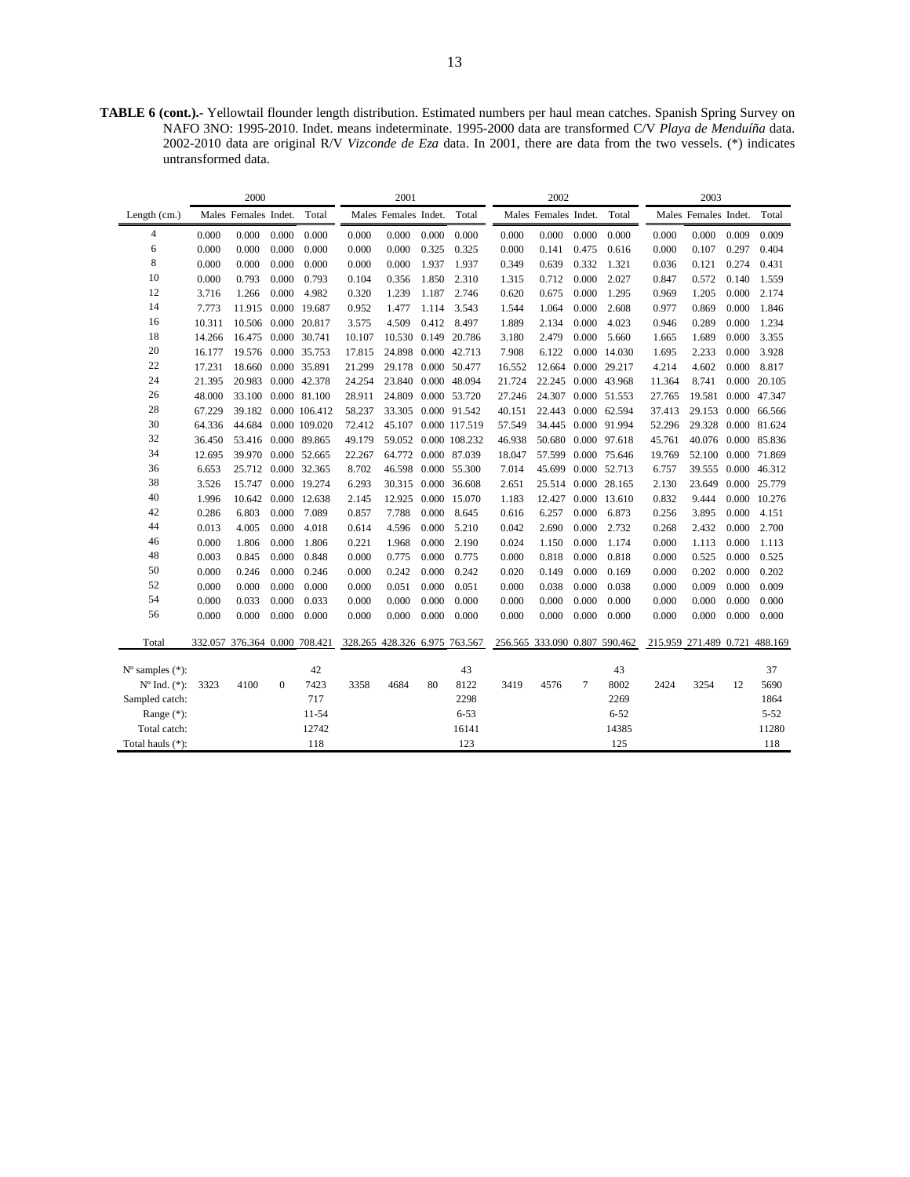**TABLE 6 (cont.).-** Yellowtail flounder length distribution. Estimated numbers per haul mean catches. Spanish Spring Survey on NAFO 3NO: 1995-2010. Indet. means indeterminate. 1995-2000 data are transformed C/V *Playa de Menduíña* data. 2002-2010 data are original R/V *Vizconde de Eza* data. In 2001, there are data from the two vessels. (*) indicates untransformed data.

| | 2000 | | | | 2001 | | | | 2002 | | | | 2003 | | | |
|---|---|---|---|---|---|---|---|---|---|---|---|---|---|---|---|---|
| Length (cm.) | Males | Females | Indet. | Total | Males | Females | Indet. | Total | Males | Females | Indet. | Total | Males | Females | Indet. | Total |
| 4 | 0.000 | 0.000 | 0.000 | 0.000 | 0.000 | 0.000 | 0.000 | 0.000 | 0.000 | 0.000 | 0.000 | 0.000 | 0.000 | 0.000 | 0.009 | 0.009 |
| 6 | 0.000 | 0.000 | 0.000 | 0.000 | 0.000 | 0.000 | 0.325 | 0.325 | 0.000 | 0.141 | 0.475 | 0.616 | 0.000 | 0.107 | 0.297 | 0.404 |
| 8 | 0.000 | 0.000 | 0.000 | 0.000 | 0.000 | 0.000 | 1.937 | 1.937 | 0.349 | 0.639 | 0.332 | 1.321 | 0.036 | 0.121 | 0.274 | 0.431 |
| 10 | 0.000 | 0.793 | 0.000 | 0.793 | 0.104 | 0.356 | 1.850 | 2.310 | 1.315 | 0.712 | 0.000 | 2.027 | 0.847 | 0.572 | 0.140 | 1.559 |
| 12 | 3.716 | 1.266 | 0.000 | 4.982 | 0.320 | 1.239 | 1.187 | 2.746 | 0.620 | 0.675 | 0.000 | 1.295 | 0.969 | 1.205 | 0.000 | 2.174 |
| 14 | 7.773 | 11.915 | 0.000 | 19.687 | 0.952 | 1.477 | 1.114 | 3.543 | 1.544 | 1.064 | 0.000 | 2.608 | 0.977 | 0.869 | 0.000 | 1.846 |
| 16 | 10.311 | 10.506 | 0.000 | 20.817 | 3.575 | 4.509 | 0.412 | 8.497 | 1.889 | 2.134 | 0.000 | 4.023 | 0.946 | 0.289 | 0.000 | 1.234 |
| 18 | 14.266 | 16.475 | 0.000 | 30.741 | 10.107 | 10.530 | 0.149 | 20.786 | 3.180 | 2.479 | 0.000 | 5.660 | 1.665 | 1.689 | 0.000 | 3.355 |
| 20 | 16.177 | 19.576 | 0.000 | 35.753 | 17.815 | 24.898 | 0.000 | 42.713 | 7.908 | 6.122 | 0.000 | 14.030 | 1.695 | 2.233 | 0.000 | 3.928 |
| 22 | 17.231 | 18.660 | 0.000 | 35.891 | 21.299 | 29.178 | 0.000 | 50.477 | 16.552 | 12.664 | 0.000 | 29.217 | 4.214 | 4.602 | 0.000 | 8.817 |
| 24 | 21.395 | 20.983 | 0.000 | 42.378 | 24.254 | 23.840 | 0.000 | 48.094 | 21.724 | 22.245 | 0.000 | 43.968 | 11.364 | 8.741 | 0.000 | 20.105 |
| 26 | 48.000 | 33.100 | 0.000 | 81.100 | 28.911 | 24.809 | 0.000 | 53.720 | 27.246 | 24.307 | 0.000 | 51.553 | 27.765 | 19.581 | 0.000 | 47.347 |
| 28 | 67.229 | 39.182 | 0.000 | 106.412 | 58.237 | 33.305 | 0.000 | 91.542 | 40.151 | 22.443 | 0.000 | 62.594 | 37.413 | 29.153 | 0.000 | 66.566 |
| 30 | 64.336 | 44.684 | 0.000 | 109.020 | 72.412 | 45.107 | 0.000 | 117.519 | 57.549 | 34.445 | 0.000 | 91.994 | 52.296 | 29.328 | 0.000 | 81.624 |
| 32 | 36.450 | 53.416 | 0.000 | 89.865 | 49.179 | 59.052 | 0.000 | 108.232 | 46.938 | 50.680 | 0.000 | 97.618 | 45.761 | 40.076 | 0.000 | 85.836 |
| 34 | 12.695 | 39.970 | 0.000 | 52.665 | 22.267 | 64.772 | 0.000 | 87.039 | 18.047 | 57.599 | 0.000 | 75.646 | 19.769 | 52.100 | 0.000 | 71.869 |
| 36 | 6.653 | 25.712 | 0.000 | 32.365 | 8.702 | 46.598 | 0.000 | 55.300 | 7.014 | 45.699 | 0.000 | 52.713 | 6.757 | 39.555 | 0.000 | 46.312 |
| 38 | 3.526 | 15.747 | 0.000 | 19.274 | 6.293 | 30.315 | 0.000 | 36.608 | 2.651 | 25.514 | 0.000 | 28.165 | 2.130 | 23.649 | 0.000 | 25.779 |
| 40 | 1.996 | 10.642 | 0.000 | 12.638 | 2.145 | 12.925 | 0.000 | 15.070 | 1.183 | 12.427 | 0.000 | 13.610 | 0.832 | 9.444 | 0.000 | 10.276 |
| 42 | 0.286 | 6.803 | 0.000 | 7.089 | 0.857 | 7.788 | 0.000 | 8.645 | 0.616 | 6.257 | 0.000 | 6.873 | 0.256 | 3.895 | 0.000 | 4.151 |
| 44 | 0.013 | 4.005 | 0.000 | 4.018 | 0.614 | 4.596 | 0.000 | 5.210 | 0.042 | 2.690 | 0.000 | 2.732 | 0.268 | 2.432 | 0.000 | 2.700 |
| 46 | 0.000 | 1.806 | 0.000 | 1.806 | 0.221 | 1.968 | 0.000 | 2.190 | 0.024 | 1.150 | 0.000 | 1.174 | 0.000 | 1.113 | 0.000 | 1.113 |
| 48 | 0.003 | 0.845 | 0.000 | 0.848 | 0.000 | 0.775 | 0.000 | 0.775 | 0.000 | 0.818 | 0.000 | 0.818 | 0.000 | 0.525 | 0.000 | 0.525 |
| 50 | 0.000 | 0.246 | 0.000 | 0.246 | 0.000 | 0.242 | 0.000 | 0.242 | 0.020 | 0.149 | 0.000 | 0.169 | 0.000 | 0.202 | 0.000 | 0.202 |
| 52 | 0.000 | 0.000 | 0.000 | 0.000 | 0.000 | 0.051 | 0.000 | 0.051 | 0.000 | 0.038 | 0.000 | 0.038 | 0.000 | 0.009 | 0.000 | 0.009 |
| 54 | 0.000 | 0.033 | 0.000 | 0.033 | 0.000 | 0.000 | 0.000 | 0.000 | 0.000 | 0.000 | 0.000 | 0.000 | 0.000 | 0.000 | 0.000 | 0.000 |
| 56 | 0.000 | 0.000 | 0.000 | 0.000 | 0.000 | 0.000 | 0.000 | 0.000 | 0.000 | 0.000 | 0.000 | 0.000 | 0.000 | 0.000 | 0.000 | 0.000 |
| Total | 332.057 | 376.364 | 0.000 | 708.421 | 328.265 | 428.326 | 6.975 | 763.567 | 256.565 | 333.090 | 0.807 | 590.462 | 215.959 | 271.489 | 0.721 | 488.169 |
| Nº samples (*): | | | | 42 | | | | 43 | | | | 43 | | | | 37 |
| Nº Ind. (*): | 3323 | 4100 | 0 | 7423 | 3358 | 4684 | 80 | 8122 | 3419 | 4576 | 7 | 8002 | 2424 | 3254 | 12 | 5690 |
| Sampled catch: | | | | 717 | | | | 2298 | | | | 2269 | | | | 1864 |
| Range (*): | | | | 11-54 | | | | 6-53 | | | | 6-52 | | | | 5-52 |
| Total catch: | | | | 12742 | | | | 16141 | | | | 14385 | | | | 11280 |
| Total hauls (*): | | | | 118 | | | | 123 | | | | 125 | | | | 118 |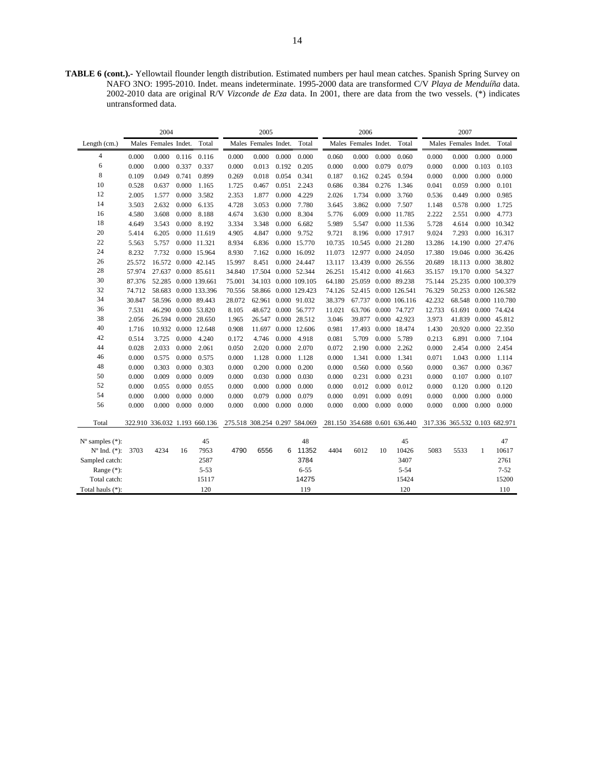**TABLE 6 (cont.).-** Yellowtail flounder length distribution. Estimated numbers per haul mean catches. Spanish Spring Survey on NAFO 3NO: 1995-2010. Indet. means indeterminate. 1995-2000 data are transformed C/V *Playa de Menduíña* data. 2002-2010 data are original R/V *Vizconde de Eza* data. In 2001, there are data from the two vessels. (*) indicates untransformed data.

| | 2004 | | | | 2005 | | | | 2006 | | | | 2007 | | | |
|---|---|---|---|---|---|---|---|---|---|---|---|---|---|---|---|---|
| Length (cm.) | Males | Females | Indet. | Total | Males | Females | Indet. | Total | Males | Females | Indet. | Total | Males | Females | Indet. | Total |
| 4 | 0.000 | 0.000 | 0.116 | 0.116 | 0.000 | 0.000 | 0.000 | 0.000 | 0.060 | 0.000 | 0.000 | 0.060 | 0.000 | 0.000 | 0.000 | 0.000 |
| 6 | 0.000 | 0.000 | 0.337 | 0.337 | 0.000 | 0.013 | 0.192 | 0.205 | 0.000 | 0.000 | 0.079 | 0.079 | 0.000 | 0.000 | 0.103 | 0.103 |
| 8 | 0.109 | 0.049 | 0.741 | 0.899 | 0.269 | 0.018 | 0.054 | 0.341 | 0.187 | 0.162 | 0.245 | 0.594 | 0.000 | 0.000 | 0.000 | 0.000 |
| 10 | 0.528 | 0.637 | 0.000 | 1.165 | 1.725 | 0.467 | 0.051 | 2.243 | 0.686 | 0.384 | 0.276 | 1.346 | 0.041 | 0.059 | 0.000 | 0.101 |
| 12 | 2.005 | 1.577 | 0.000 | 3.582 | 2.353 | 1.877 | 0.000 | 4.229 | 2.026 | 1.734 | 0.000 | 3.760 | 0.536 | 0.449 | 0.000 | 0.985 |
| 14 | 3.503 | 2.632 | 0.000 | 6.135 | 4.728 | 3.053 | 0.000 | 7.780 | 3.645 | 3.862 | 0.000 | 7.507 | 1.148 | 0.578 | 0.000 | 1.725 |
| 16 | 4.580 | 3.608 | 0.000 | 8.188 | 4.674 | 3.630 | 0.000 | 8.304 | 5.776 | 6.009 | 0.000 | 11.785 | 2.222 | 2.551 | 0.000 | 4.773 |
| 18 | 4.649 | 3.543 | 0.000 | 8.192 | 3.334 | 3.348 | 0.000 | 6.682 | 5.989 | 5.547 | 0.000 | 11.536 | 5.728 | 4.614 | 0.000 | 10.342 |
| 20 | 5.414 | 6.205 | 0.000 | 11.619 | 4.905 | 4.847 | 0.000 | 9.752 | 9.721 | 8.196 | 0.000 | 17.917 | 9.024 | 7.293 | 0.000 | 16.317 |
| 22 | 5.563 | 5.757 | 0.000 | 11.321 | 8.934 | 6.836 | 0.000 | 15.770 | 10.735 | 10.545 | 0.000 | 21.280 | 13.286 | 14.190 | 0.000 | 27.476 |
| 24 | 8.232 | 7.732 | 0.000 | 15.964 | 8.930 | 7.162 | 0.000 | 16.092 | 11.073 | 12.977 | 0.000 | 24.050 | 17.380 | 19.046 | 0.000 | 36.426 |
| 26 | 25.572 | 16.572 | 0.000 | 42.145 | 15.997 | 8.451 | 0.000 | 24.447 | 13.117 | 13.439 | 0.000 | 26.556 | 20.689 | 18.113 | 0.000 | 38.802 |
| 28 | 57.974 | 27.637 | 0.000 | 85.611 | 34.840 | 17.504 | 0.000 | 52.344 | 26.251 | 15.412 | 0.000 | 41.663 | 35.157 | 19.170 | 0.000 | 54.327 |
| 30 | 87.376 | 52.285 | 0.000 | 139.661 | 75.001 | 34.103 | 0.000 | 109.105 | 64.180 | 25.059 | 0.000 | 89.238 | 75.144 | 25.235 | 0.000 | 100.379 |
| 32 | 74.712 | 58.683 | 0.000 | 133.396 | 70.556 | 58.866 | 0.000 | 129.423 | 74.126 | 52.415 | 0.000 | 126.541 | 76.329 | 50.253 | 0.000 | 126.582 |
| 34 | 30.847 | 58.596 | 0.000 | 89.443 | 28.072 | 62.961 | 0.000 | 91.032 | 38.379 | 67.737 | 0.000 | 106.116 | 42.232 | 68.548 | 0.000 | 110.780 |
| 36 | 7.531 | 46.290 | 0.000 | 53.820 | 8.105 | 48.672 | 0.000 | 56.777 | 11.021 | 63.706 | 0.000 | 74.727 | 12.733 | 61.691 | 0.000 | 74.424 |
| 38 | 2.056 | 26.594 | 0.000 | 28.650 | 1.965 | 26.547 | 0.000 | 28.512 | 3.046 | 39.877 | 0.000 | 42.923 | 3.973 | 41.839 | 0.000 | 45.812 |
| 40 | 1.716 | 10.932 | 0.000 | 12.648 | 0.908 | 11.697 | 0.000 | 12.606 | 0.981 | 17.493 | 0.000 | 18.474 | 1.430 | 20.920 | 0.000 | 22.350 |
| 42 | 0.514 | 3.725 | 0.000 | 4.240 | 0.172 | 4.746 | 0.000 | 4.918 | 0.081 | 5.709 | 0.000 | 5.789 | 0.213 | 6.891 | 0.000 | 7.104 |
| 44 | 0.028 | 2.033 | 0.000 | 2.061 | 0.050 | 2.020 | 0.000 | 2.070 | 0.072 | 2.190 | 0.000 | 2.262 | 0.000 | 2.454 | 0.000 | 2.454 |
| 46 | 0.000 | 0.575 | 0.000 | 0.575 | 0.000 | 1.128 | 0.000 | 1.128 | 0.000 | 1.341 | 0.000 | 1.341 | 0.071 | 1.043 | 0.000 | 1.114 |
| 48 | 0.000 | 0.303 | 0.000 | 0.303 | 0.000 | 0.200 | 0.000 | 0.200 | 0.000 | 0.560 | 0.000 | 0.560 | 0.000 | 0.367 | 0.000 | 0.367 |
| 50 | 0.000 | 0.009 | 0.000 | 0.009 | 0.000 | 0.030 | 0.000 | 0.030 | 0.000 | 0.231 | 0.000 | 0.231 | 0.000 | 0.107 | 0.000 | 0.107 |
| 52 | 0.000 | 0.055 | 0.000 | 0.055 | 0.000 | 0.000 | 0.000 | 0.000 | 0.000 | 0.012 | 0.000 | 0.012 | 0.000 | 0.120 | 0.000 | 0.120 |
| 54 | 0.000 | 0.000 | 0.000 | 0.000 | 0.000 | 0.079 | 0.000 | 0.079 | 0.000 | 0.091 | 0.000 | 0.091 | 0.000 | 0.000 | 0.000 | 0.000 |
| 56 | 0.000 | 0.000 | 0.000 | 0.000 | 0.000 | 0.000 | 0.000 | 0.000 | 0.000 | 0.000 | 0.000 | 0.000 | 0.000 | 0.000 | 0.000 | 0.000 |
| Total | 322.910 | 336.032 | 1.193 | 660.136 | 275.518 | 308.254 | 0.297 | 584.069 | 281.150 | 354.688 | 0.601 | 636.440 | 317.336 | 365.532 | 0.103 | 682.971 |
| Nº samples (*): | | | | 45 | | | | 48 | | | | 45 | | | | 47 |
| Nº Ind. (*): | 3703 | 4234 | 16 | 7953 | 4790 | 6556 | 6 | 11352 | 4404 | 6012 | 10 | 10426 | 5083 | 5533 | 1 | 10617 |
| Sampled catch: | | | | 2587 | | | | 3784 | | | | 3407 | | | | 2761 |
| Range (*): | | | | 5-53 | | | | 6-55 | | | | 5-54 | | | | 7-52 |
| Total catch: | | | | 15117 | | | | 14275 | | | | 15424 | | | | 15200 |
| Total hauls (*): | | | | 120 | | | | 119 | | | | 120 | | | | 110 |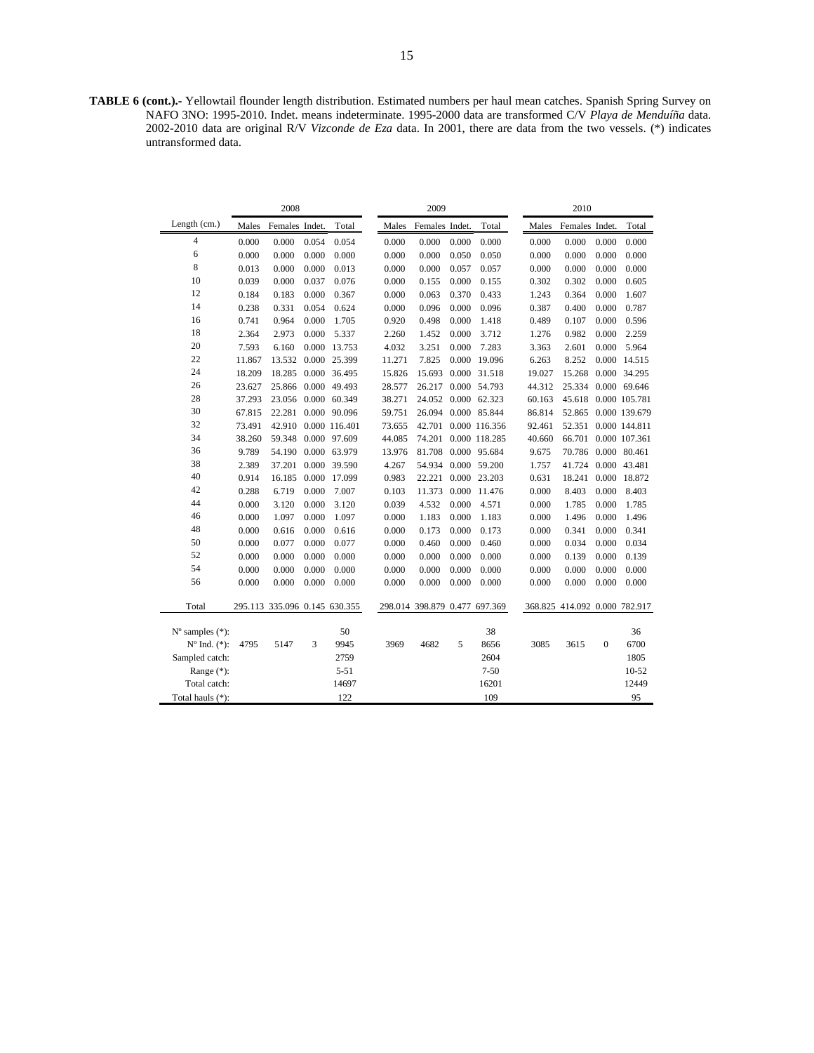**TABLE 6 (cont.).-** Yellowtail flounder length distribution. Estimated numbers per haul mean catches. Spanish Spring Survey on NAFO 3NO: 1995-2010. Indet. means indeterminate. 1995-2000 data are transformed C/V *Playa de Menduíña* data. 2002-2010 data are original R/V *Vizconde de Eza* data. In 2001, there are data from the two vessels. (*) indicates untransformed data.

| | 2008 | | | | 2009 | | | | 2010 | | | |
|---|---|---|---|---|---|---|---|---|---|---|---|---|
| Length (cm.) | Males | Females | Indet. | Total | Males | Females | Indet. | Total | Males | Females | Indet. | Total |
| 4 | 0.000 | 0.000 | 0.054 | 0.054 | 0.000 | 0.000 | 0.000 | 0.000 | 0.000 | 0.000 | 0.000 | 0.000 |
| 6 | 0.000 | 0.000 | 0.000 | 0.000 | 0.000 | 0.000 | 0.050 | 0.050 | 0.000 | 0.000 | 0.000 | 0.000 |
| 8 | 0.013 | 0.000 | 0.000 | 0.013 | 0.000 | 0.000 | 0.057 | 0.057 | 0.000 | 0.000 | 0.000 | 0.000 |
| 10 | 0.039 | 0.000 | 0.037 | 0.076 | 0.000 | 0.155 | 0.000 | 0.155 | 0.302 | 0.302 | 0.000 | 0.605 |
| 12 | 0.184 | 0.183 | 0.000 | 0.367 | 0.000 | 0.063 | 0.370 | 0.433 | 1.243 | 0.364 | 0.000 | 1.607 |
| 14 | 0.238 | 0.331 | 0.054 | 0.624 | 0.000 | 0.096 | 0.000 | 0.096 | 0.387 | 0.400 | 0.000 | 0.787 |
| 16 | 0.741 | 0.964 | 0.000 | 1.705 | 0.920 | 0.498 | 0.000 | 1.418 | 0.489 | 0.107 | 0.000 | 0.596 |
| 18 | 2.364 | 2.973 | 0.000 | 5.337 | 2.260 | 1.452 | 0.000 | 3.712 | 1.276 | 0.982 | 0.000 | 2.259 |
| 20 | 7.593 | 6.160 | 0.000 | 13.753 | 4.032 | 3.251 | 0.000 | 7.283 | 3.363 | 2.601 | 0.000 | 5.964 |
| 22 | 11.867 | 13.532 | 0.000 | 25.399 | 11.271 | 7.825 | 0.000 | 19.096 | 6.263 | 8.252 | 0.000 | 14.515 |
| 24 | 18.209 | 18.285 | 0.000 | 36.495 | 15.826 | 15.693 | 0.000 | 31.518 | 19.027 | 15.268 | 0.000 | 34.295 |
| 26 | 23.627 | 25.866 | 0.000 | 49.493 | 28.577 | 26.217 | 0.000 | 54.793 | 44.312 | 25.334 | 0.000 | 69.646 |
| 28 | 37.293 | 23.056 | 0.000 | 60.349 | 38.271 | 24.052 | 0.000 | 62.323 | 60.163 | 45.618 | 0.000 | 105.781 |
| 30 | 67.815 | 22.281 | 0.000 | 90.096 | 59.751 | 26.094 | 0.000 | 85.844 | 86.814 | 52.865 | 0.000 | 139.679 |
| 32 | 73.491 | 42.910 | 0.000 | 116.401 | 73.655 | 42.701 | 0.000 | 116.356 | 92.461 | 52.351 | 0.000 | 144.811 |
| 34 | 38.260 | 59.348 | 0.000 | 97.609 | 44.085 | 74.201 | 0.000 | 118.285 | 40.660 | 66.701 | 0.000 | 107.361 |
| 36 | 9.789 | 54.190 | 0.000 | 63.979 | 13.976 | 81.708 | 0.000 | 95.684 | 9.675 | 70.786 | 0.000 | 80.461 |
| 38 | 2.389 | 37.201 | 0.000 | 39.590 | 4.267 | 54.934 | 0.000 | 59.200 | 1.757 | 41.724 | 0.000 | 43.481 |
| 40 | 0.914 | 16.185 | 0.000 | 17.099 | 0.983 | 22.221 | 0.000 | 23.203 | 0.631 | 18.241 | 0.000 | 18.872 |
| 42 | 0.288 | 6.719 | 0.000 | 7.007 | 0.103 | 11.373 | 0.000 | 11.476 | 0.000 | 8.403 | 0.000 | 8.403 |
| 44 | 0.000 | 3.120 | 0.000 | 3.120 | 0.039 | 4.532 | 0.000 | 4.571 | 0.000 | 1.785 | 0.000 | 1.785 |
| 46 | 0.000 | 1.097 | 0.000 | 1.097 | 0.000 | 1.183 | 0.000 | 1.183 | 0.000 | 1.496 | 0.000 | 1.496 |
| 48 | 0.000 | 0.616 | 0.000 | 0.616 | 0.000 | 0.173 | 0.000 | 0.173 | 0.000 | 0.341 | 0.000 | 0.341 |
| 50 | 0.000 | 0.077 | 0.000 | 0.077 | 0.000 | 0.460 | 0.000 | 0.460 | 0.000 | 0.034 | 0.000 | 0.034 |
| 52 | 0.000 | 0.000 | 0.000 | 0.000 | 0.000 | 0.000 | 0.000 | 0.000 | 0.000 | 0.139 | 0.000 | 0.139 |
| 54 | 0.000 | 0.000 | 0.000 | 0.000 | 0.000 | 0.000 | 0.000 | 0.000 | 0.000 | 0.000 | 0.000 | 0.000 |
| 56 | 0.000 | 0.000 | 0.000 | 0.000 | 0.000 | 0.000 | 0.000 | 0.000 | 0.000 | 0.000 | 0.000 | 0.000 |
| Total | 295.113 | 335.096 | 0.145 | 630.355 | 298.014 | 398.879 | 0.477 | 697.369 | 368.825 | 414.092 | 0.000 | 782.917 |
| Nº samples (*): | | | | 50 | | | | 38 | | | | 36 |
| Nº Ind. (*): | 4795 | 5147 | 3 | 9945 | 3969 | 4682 | 5 | 8656 | 3085 | 3615 | 0 | 6700 |
| Sampled catch: | | | | 2759 | | | | 2604 | | | | 1805 |
| Range (*): | | | | 5-51 | | | | 7-50 | | | | 10-52 |
| Total catch: | | | | 14697 | | | | 16201 | | | | 12449 |
| Total hauls (*): | | | | 122 | | | | 109 | | | | 95 |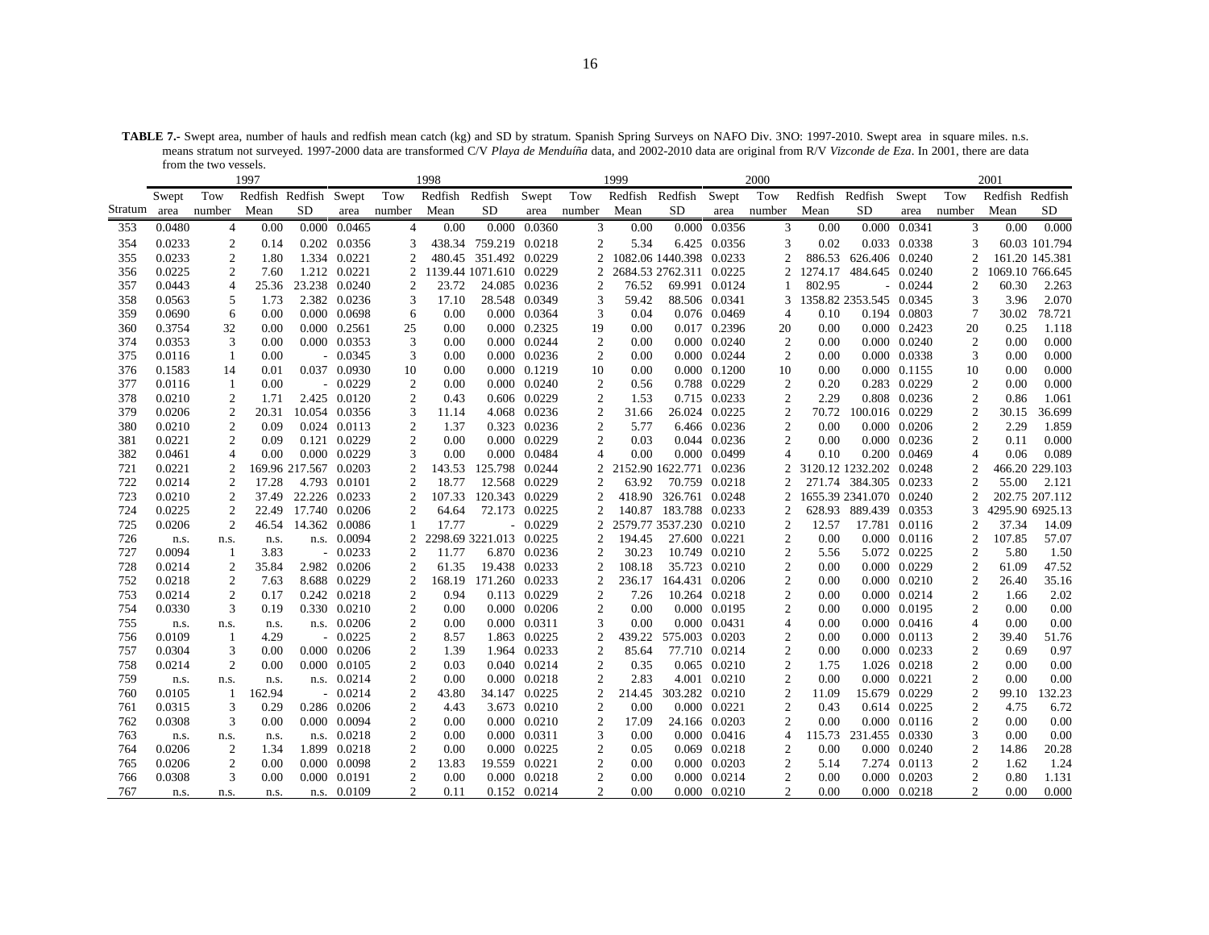**TABLE 7.-** Swept area, number of hauls and redfish mean catch (kg) and SD by stratum. Spanish Spring Surveys on NAFO Div. 3NO: 1997-2010. Swept area in square miles. n.s. means stratum not surveyed. 1997-2000 data are transformed C/V *Playa de Menduíña* data, and 2002-2010 data are original from R/V *Vizconde de Eza*. In 2001, there are data from the two vessels.

| | 1997 | | | | 1998 | | | | 1999 | | | | 2000 | | | | 2001 | | | |
|---|---|---|---|---|---|---|---|---|---|---|---|---|---|---|---|---|---|---|---|---|
| Stratum | Swept area | Tow number | Redfish Mean | Redfish SD | Swept area | Tow number | Redfish Mean | Redfish SD | Swept area | Tow number | Redfish Mean | Redfish SD | Swept area | Tow number | Redfish Mean | Redfish SD | Swept area | Tow number | Redfish Mean | Redfish SD |
| 353 | 0.0480 | 4 | 0.00 | 0.000 | 0.0465 | 4 | 0.00 | 0.000 | 0.0360 | 3 | 0.00 | 0.000 | 0.0356 | 3 | 0.00 | 0.000 | 0.0341 | 3 | 0.00 | 0.000 |
| 354 | 0.0233 | 2 | 0.14 | 0.202 | 0.0356 | 3 | 438.34 | 759.219 | 0.0218 | 2 | 5.34 | 6.425 | 0.0356 | 3 | 0.02 | 0.033 | 0.0338 | 3 | 60.03 | 101.794 |
| 355 | 0.0233 | 2 | 1.80 | 1.334 | 0.0221 | 2 | 480.45 | 351.492 | 0.0229 | 2 | 1082.06 | 1440.398 | 0.0233 | 2 | 886.53 | 626.406 | 0.0240 | 2 | 161.20 | 145.381 |
| 356 | 0.0225 | 2 | 7.60 | 1.212 | 0.0221 | 2 | 1139.44 | 1071.610 | 0.0229 | 2 | 2684.53 | 2762.311 | 0.0225 | 2 | 1274.17 | 484.645 | 0.0240 | 2 | 1069.10 | 766.645 |
| 357 | 0.0443 | 4 | 25.36 | 23.238 | 0.0240 | 2 | 23.72 | 24.085 | 0.0236 | 2 | 76.52 | 69.991 | 0.0124 | 1 | 802.95 | - | 0.0244 | 2 | 60.30 | 2.263 |
| 358 | 0.0563 | 5 | 1.73 | 2.382 | 0.0236 | 3 | 17.10 | 28.548 | 0.0349 | 3 | 59.42 | 88.506 | 0.0341 | 3 | 1358.82 | 2353.545 | 0.0345 | 3 | 3.96 | 2.070 |
| 359 | 0.0690 | 6 | 0.00 | 0.000 | 0.0698 | 6 | 0.00 | 0.000 | 0.0364 | 3 | 0.04 | 0.076 | 0.0469 | 4 | 0.10 | 0.194 | 0.0803 | 7 | 30.02 | 78.721 |
| 360 | 0.3754 | 32 | 0.00 | 0.000 | 0.2561 | 25 | 0.00 | 0.000 | 0.2325 | 19 | 0.00 | 0.017 | 0.2396 | 20 | 0.00 | 0.000 | 0.2423 | 20 | 0.25 | 1.118 |
| 374 | 0.0353 | 3 | 0.00 | 0.000 | 0.0353 | 3 | 0.00 | 0.000 | 0.0244 | 2 | 0.00 | 0.000 | 0.0240 | 2 | 0.00 | 0.000 | 0.0240 | 2 | 0.00 | 0.000 |
| 375 | 0.0116 | 1 | 0.00 | - | 0.0345 | 3 | 0.00 | 0.000 | 0.0236 | 2 | 0.00 | 0.000 | 0.0244 | 2 | 0.00 | 0.000 | 0.0338 | 3 | 0.00 | 0.000 |
| 376 | 0.1583 | 14 | 0.01 | 0.037 | 0.0930 | 10 | 0.00 | 0.000 | 0.1219 | 10 | 0.00 | 0.000 | 0.1200 | 10 | 0.00 | 0.000 | 0.1155 | 10 | 0.00 | 0.000 |
| 377 | 0.0116 | 1 | 0.00 | - | 0.0229 | 2 | 0.00 | 0.000 | 0.0240 | 2 | 0.56 | 0.788 | 0.0229 | 2 | 0.20 | 0.283 | 0.0229 | 2 | 0.00 | 0.000 |
| 378 | 0.0210 | 2 | 1.71 | 2.425 | 0.0120 | 2 | 0.43 | 0.606 | 0.0229 | 2 | 1.53 | 0.715 | 0.0233 | 2 | 2.29 | 0.808 | 0.0236 | 2 | 0.86 | 1.061 |
| 379 | 0.0206 | 2 | 20.31 | 10.054 | 0.0356 | 3 | 11.14 | 4.068 | 0.0236 | 2 | 31.66 | 26.024 | 0.0225 | 2 | 70.72 | 100.016 | 0.0229 | 2 | 30.15 | 36.699 |
| 380 | 0.0210 | 2 | 0.09 | 0.024 | 0.0113 | 2 | 1.37 | 0.323 | 0.0236 | 2 | 5.77 | 6.466 | 0.0236 | 2 | 0.00 | 0.000 | 0.0206 | 2 | 2.29 | 1.859 |
| 381 | 0.0221 | 2 | 0.09 | 0.121 | 0.0229 | 2 | 0.00 | 0.000 | 0.0229 | 2 | 0.03 | 0.044 | 0.0236 | 2 | 0.00 | 0.000 | 0.0236 | 2 | 0.11 | 0.000 |
| 382 | 0.0461 | 4 | 0.00 | 0.000 | 0.0229 | 3 | 0.00 | 0.000 | 0.0484 | 4 | 0.00 | 0.000 | 0.0499 | 4 | 0.10 | 0.200 | 0.0469 | 4 | 0.06 | 0.089 |
| 721 | 0.0221 | 2 | 169.96 | 217.567 | 0.0203 | 2 | 143.53 | 125.798 | 0.0244 | 2 | 2152.90 | 1622.771 | 0.0236 | 2 | 3120.12 | 1232.202 | 0.0248 | 2 | 466.20 | 229.103 |
| 722 | 0.0214 | 2 | 17.28 | 4.793 | 0.0101 | 2 | 18.77 | 12.568 | 0.0229 | 2 | 63.92 | 70.759 | 0.0218 | 2 | 271.74 | 384.305 | 0.0233 | 2 | 55.00 | 2.121 |
| 723 | 0.0210 | 2 | 37.49 | 22.226 | 0.0233 | 2 | 107.33 | 120.343 | 0.0229 | 2 | 418.90 | 326.761 | 0.0248 | 2 | 1655.39 | 2341.070 | 0.0240 | 2 | 202.75 | 207.112 |
| 724 | 0.0225 | 2 | 22.49 | 17.740 | 0.0206 | 2 | 64.64 | 72.173 | 0.0225 | 2 | 140.87 | 183.788 | 0.0233 | 2 | 628.93 | 889.439 | 0.0353 | 3 | 4295.90 | 6925.13 |
| 725 | 0.0206 | 2 | 46.54 | 14.362 | 0.0086 | 1 | 17.77 | - | 0.0229 | 2 | 2579.77 | 3537.230 | 0.0210 | 2 | 12.57 | 17.781 | 0.0116 | 2 | 37.34 | 14.09 |
| 726 | n.s. | n.s. | n.s. | n.s. | 0.0094 | 2 | 2298.69 | 3221.013 | 0.0225 | 2 | 194.45 | 27.600 | 0.0221 | 2 | 0.00 | 0.000 | 0.0116 | 2 | 107.85 | 57.07 |
| 727 | 0.0094 | 1 | 3.83 | - | 0.0233 | 2 | 11.77 | 6.870 | 0.0236 | 2 | 30.23 | 10.749 | 0.0210 | 2 | 5.56 | 5.072 | 0.0225 | 2 | 5.80 | 1.50 |
| 728 | 0.0214 | 2 | 35.84 | 2.982 | 0.0206 | 2 | 61.35 | 19.438 | 0.0233 | 2 | 108.18 | 35.723 | 0.0210 | 2 | 0.00 | 0.000 | 0.0229 | 2 | 61.09 | 47.52 |
| 752 | 0.0218 | 2 | 7.63 | 8.688 | 0.0229 | 2 | 168.19 | 171.260 | 0.0233 | 2 | 236.17 | 164.431 | 0.0206 | 2 | 0.00 | 0.000 | 0.0210 | 2 | 26.40 | 35.16 |
| 753 | 0.0214 | 2 | 0.17 | 0.242 | 0.0218 | 2 | 0.94 | 0.113 | 0.0229 | 2 | 7.26 | 10.264 | 0.0218 | 2 | 0.00 | 0.000 | 0.0214 | 2 | 1.66 | 2.02 |
| 754 | 0.0330 | 3 | 0.19 | 0.330 | 0.0210 | 2 | 0.00 | 0.000 | 0.0206 | 2 | 0.00 | 0.000 | 0.0195 | 2 | 0.00 | 0.000 | 0.0195 | 2 | 0.00 | 0.00 |
| 755 | n.s. | n.s. | n.s. | n.s. | 0.0206 | 2 | 0.00 | 0.000 | 0.0311 | 3 | 0.00 | 0.000 | 0.0431 | 4 | 0.00 | 0.000 | 0.0416 | 4 | 0.00 | 0.00 |
| 756 | 0.0109 | 1 | 4.29 | - | 0.0225 | 2 | 8.57 | 1.863 | 0.0225 | 2 | 439.22 | 575.003 | 0.0203 | 2 | 0.00 | 0.000 | 0.0113 | 2 | 39.40 | 51.76 |
| 757 | 0.0304 | 3 | 0.00 | 0.000 | 0.0206 | 2 | 1.39 | 1.964 | 0.0233 | 2 | 85.64 | 77.710 | 0.0214 | 2 | 0.00 | 0.000 | 0.0233 | 2 | 0.69 | 0.97 |
| 758 | 0.0214 | 2 | 0.00 | 0.000 | 0.0105 | 2 | 0.03 | 0.040 | 0.0214 | 2 | 0.35 | 0.065 | 0.0210 | 2 | 1.75 | 1.026 | 0.0218 | 2 | 0.00 | 0.00 |
| 759 | n.s. | n.s. | n.s. | n.s. | 0.0214 | 2 | 0.00 | 0.000 | 0.0218 | 2 | 2.83 | 4.001 | 0.0210 | 2 | 0.00 | 0.000 | 0.0221 | 2 | 0.00 | 0.00 |
| 760 | 0.0105 | 1 | 162.94 | - | 0.0214 | 2 | 43.80 | 34.147 | 0.0225 | 2 | 214.45 | 303.282 | 0.0210 | 2 | 11.09 | 15.679 | 0.0229 | 2 | 99.10 | 132.23 |
| 761 | 0.0315 | 3 | 0.29 | 0.286 | 0.0206 | 2 | 4.43 | 3.673 | 0.0210 | 2 | 0.00 | 0.000 | 0.0221 | 2 | 0.43 | 0.614 | 0.0225 | 2 | 4.75 | 6.72 |
| 762 | 0.0308 | 3 | 0.00 | 0.000 | 0.0094 | 2 | 0.00 | 0.000 | 0.0210 | 2 | 17.09 | 24.166 | 0.0203 | 2 | 0.00 | 0.000 | 0.0116 | 2 | 0.00 | 0.00 |
| 763 | n.s. | n.s. | n.s. | n.s. | 0.0218 | 2 | 0.00 | 0.000 | 0.0311 | 3 | 0.00 | 0.000 | 0.0416 | 4 | 115.73 | 231.455 | 0.0330 | 3 | 0.00 | 0.00 |
| 764 | 0.0206 | 2 | 1.34 | 1.899 | 0.0218 | 2 | 0.00 | 0.000 | 0.0225 | 2 | 0.05 | 0.069 | 0.0218 | 2 | 0.00 | 0.000 | 0.0240 | 2 | 14.86 | 20.28 |
| 765 | 0.0206 | 2 | 0.00 | 0.000 | 0.0098 | 2 | 13.83 | 19.559 | 0.0221 | 2 | 0.00 | 0.000 | 0.0203 | 2 | 5.14 | 7.274 | 0.0113 | 2 | 1.62 | 1.24 |
| 766 | 0.0308 | 3 | 0.00 | 0.000 | 0.0191 | 2 | 0.00 | 0.000 | 0.0218 | 2 | 0.00 | 0.000 | 0.0214 | 2 | 0.00 | 0.000 | 0.0203 | 2 | 0.80 | 1.131 |
| 767 | n.s. | n.s. | n.s. | n.s. | 0.0109 | 2 | 0.11 | 0.152 | 0.0214 | 2 | 0.00 | 0.000 | 0.0210 | 2 | 0.00 | 0.000 | 0.0218 | 2 | 0.00 | 0.000 |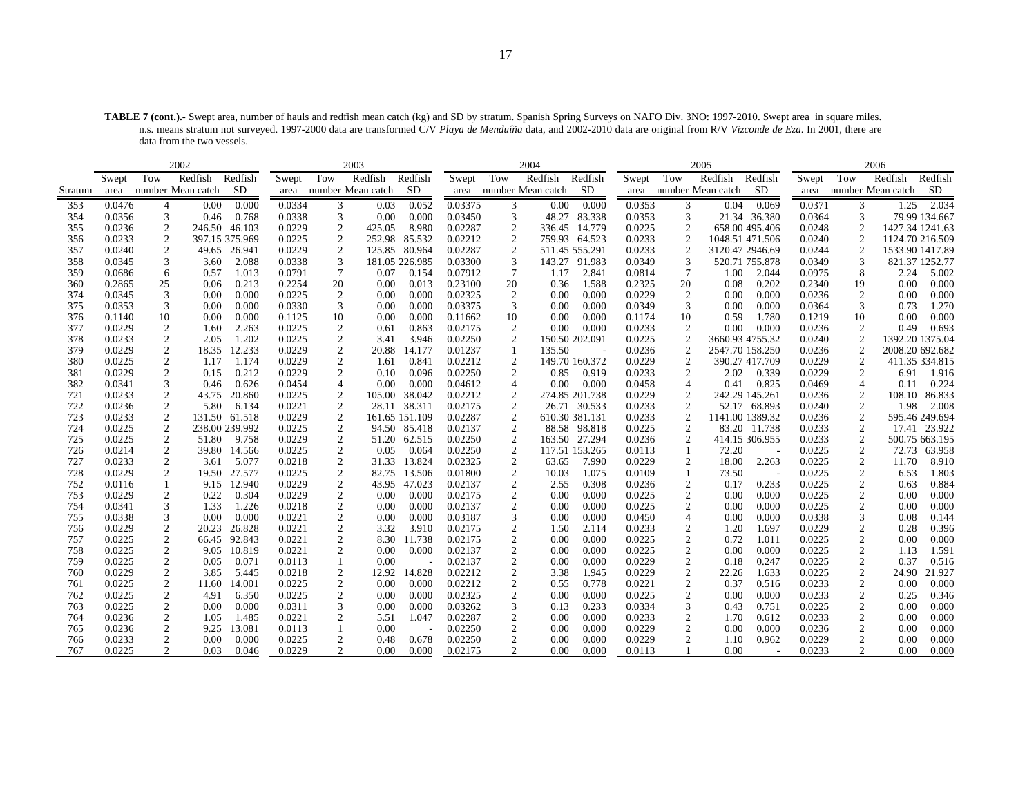**TABLE 7 (cont.).-** Swept area, number of hauls and redfish mean catch (kg) and SD by stratum. Spanish Spring Surveys on NAFO Div. 3NO: 1997-2010. Swept area in square miles. n.s. means stratum not surveyed. 1997-2000 data are transformed C/V *Playa de Menduíña* data, and 2002-2010 data are original from R/V *Vizconde de Eza*. In 2001, there are data from the two vessels.

| | 2002 | | | | 2003 | | | | 2004 | | | | 2005 | | | | 2006 | | | |
|---|---|---|---|---|---|---|---|---|---|---|---|---|---|---|---|---|---|---|---|---|
| Stratum | Swept area | Tow number | Redfish Mean catch | Redfish SD | Swept area | Tow number | Redfish Mean catch | Redfish SD | Swept area | Tow number | Redfish Mean catch | Redfish SD | Swept area | Tow number | Redfish Mean catch | Redfish SD | Swept area | Tow number | Redfish Mean catch | Redfish SD |
| 353 | 0.0476 | 4 | 0.00 | 0.000 | 0.0334 | 3 | 0.03 | 0.052 | 0.03375 | 3 | 0.00 | 0.000 | 0.0353 | 3 | 0.04 | 0.069 | 0.0371 | 3 | 1.25 | 2.034 |
| 354 | 0.0356 | 3 | 0.46 | 0.768 | 0.0338 | 3 | 0.00 | 0.000 | 0.03450 | 3 | 48.27 | 83.338 | 0.0353 | 3 | 21.34 | 36.380 | 0.0364 | 3 | 79.99 | 134.667 |
| 355 | 0.0236 | 2 | 246.50 | 46.103 | 0.0229 | 2 | 425.05 | 8.980 | 0.02287 | 2 | 336.45 | 14.779 | 0.0225 | 2 | 658.00 | 495.406 | 0.0248 | 2 | 1427.34 | 1241.63 |
| 356 | 0.0233 | 2 | 397.15 | 375.969 | 0.0225 | 2 | 252.98 | 85.532 | 0.02212 | 2 | 759.93 | 64.523 | 0.0233 | 2 | 1048.51 | 471.506 | 0.0240 | 2 | 1124.70 | 216.509 |
| 357 | 0.0240 | 2 | 49.65 | 26.941 | 0.0229 | 2 | 125.85 | 80.964 | 0.02287 | 2 | 511.45 | 555.291 | 0.0233 | 2 | 3120.47 | 2946.69 | 0.0244 | 2 | 1533.90 | 1417.89 |
| 358 | 0.0345 | 3 | 3.60 | 2.088 | 0.0338 | 3 | 181.05 | 226.985 | 0.03300 | 3 | 143.27 | 91.983 | 0.0349 | 3 | 520.71 | 755.878 | 0.0349 | 3 | 821.37 | 1252.77 |
| 359 | 0.0686 | 6 | 0.57 | 1.013 | 0.0791 | 7 | 0.07 | 0.154 | 0.07912 | 7 | 1.17 | 2.841 | 0.0814 | 7 | 1.00 | 2.044 | 0.0975 | 8 | 2.24 | 5.002 |
| 360 | 0.2865 | 25 | 0.06 | 0.213 | 0.2254 | 20 | 0.00 | 0.013 | 0.23100 | 20 | 0.36 | 1.588 | 0.2325 | 20 | 0.08 | 0.202 | 0.2340 | 19 | 0.00 | 0.000 |
| 374 | 0.0345 | 3 | 0.00 | 0.000 | 0.0225 | 2 | 0.00 | 0.000 | 0.02325 | 2 | 0.00 | 0.000 | 0.0229 | 2 | 0.00 | 0.000 | 0.0236 | 2 | 0.00 | 0.000 |
| 375 | 0.0353 | 3 | 0.00 | 0.000 | 0.0330 | 3 | 0.00 | 0.000 | 0.03375 | 3 | 0.00 | 0.000 | 0.0349 | 3 | 0.00 | 0.000 | 0.0364 | 3 | 0.73 | 1.270 |
| 376 | 0.1140 | 10 | 0.00 | 0.000 | 0.1125 | 10 | 0.00 | 0.000 | 0.11662 | 10 | 0.00 | 0.000 | 0.1174 | 10 | 0.59 | 1.780 | 0.1219 | 10 | 0.00 | 0.000 |
| 377 | 0.0229 | 2 | 1.60 | 2.263 | 0.0225 | 2 | 0.61 | 0.863 | 0.02175 | 2 | 0.00 | 0.000 | 0.0233 | 2 | 0.00 | 0.000 | 0.0236 | 2 | 0.49 | 0.693 |
| 378 | 0.0233 | 2 | 2.05 | 1.202 | 0.0225 | 2 | 3.41 | 3.946 | 0.02250 | 2 | 150.50 | 202.091 | 0.0225 | 2 | 3660.93 | 4755.32 | 0.0240 | 2 | 1392.20 | 1375.04 |
| 379 | 0.0229 | 2 | 18.35 | 12.233 | 0.0229 | 2 | 20.88 | 14.177 | 0.01237 | 1 | 135.50 | - | 0.0236 | 2 | 2547.70 | 158.250 | 0.0236 | 2 | 2008.20 | 692.682 |
| 380 | 0.0225 | 2 | 1.17 | 1.174 | 0.0229 | 2 | 1.61 | 0.841 | 0.02212 | 2 | 149.70 | 160.372 | 0.0229 | 2 | 390.27 | 417.709 | 0.0229 | 2 | 411.35 | 334.815 |
| 381 | 0.0229 | 2 | 0.15 | 0.212 | 0.0229 | 2 | 0.10 | 0.096 | 0.02250 | 2 | 0.85 | 0.919 | 0.0233 | 2 | 2.02 | 0.339 | 0.0229 | 2 | 6.91 | 1.916 |
| 382 | 0.0341 | 3 | 0.46 | 0.626 | 0.0454 | 4 | 0.00 | 0.000 | 0.04612 | 4 | 0.00 | 0.000 | 0.0458 | 4 | 0.41 | 0.825 | 0.0469 | 4 | 0.11 | 0.224 |
| 721 | 0.0233 | 2 | 43.75 | 20.860 | 0.0225 | 2 | 105.00 | 38.042 | 0.02212 | 2 | 274.85 | 201.738 | 0.0229 | 2 | 242.29 | 145.261 | 0.0236 | 2 | 108.10 | 86.833 |
| 722 | 0.0236 | 2 | 5.80 | 6.134 | 0.0221 | 2 | 28.11 | 38.311 | 0.02175 | 2 | 26.71 | 30.533 | 0.0233 | 2 | 52.17 | 68.893 | 0.0240 | 2 | 1.98 | 2.008 |
| 723 | 0.0233 | 2 | 131.50 | 61.518 | 0.0229 | 2 | 161.65 | 151.109 | 0.02287 | 2 | 610.30 | 381.131 | 0.0233 | 2 | 1141.00 | 1389.32 | 0.0236 | 2 | 595.46 | 249.694 |
| 724 | 0.0225 | 2 | 238.00 | 239.992 | 0.0225 | 2 | 94.50 | 85.418 | 0.02137 | 2 | 88.58 | 98.818 | 0.0225 | 2 | 83.20 | 11.738 | 0.0233 | 2 | 17.41 | 23.922 |
| 725 | 0.0225 | 2 | 51.80 | 9.758 | 0.0229 | 2 | 51.20 | 62.515 | 0.02250 | 2 | 163.50 | 27.294 | 0.0236 | 2 | 414.15 | 306.955 | 0.0233 | 2 | 500.75 | 663.195 |
| 726 | 0.0214 | 2 | 39.80 | 14.566 | 0.0225 | 2 | 0.05 | 0.064 | 0.02250 | 2 | 117.51 | 153.265 | 0.0113 | 1 | 72.20 | - | 0.0225 | 2 | 72.73 | 63.958 |
| 727 | 0.0233 | 2 | 3.61 | 5.077 | 0.0218 | 2 | 31.33 | 13.824 | 0.02325 | 2 | 63.65 | 7.990 | 0.0229 | 2 | 18.00 | 2.263 | 0.0225 | 2 | 11.70 | 8.910 |
| 728 | 0.0229 | 2 | 19.50 | 27.577 | 0.0225 | 2 | 82.75 | 13.506 | 0.01800 | 2 | 10.03 | 1.075 | 0.0109 | 1 | 73.50 | - | 0.0225 | 2 | 6.53 | 1.803 |
| 752 | 0.0116 | 1 | 9.15 | 12.940 | 0.0229 | 2 | 43.95 | 47.023 | 0.02137 | 2 | 2.55 | 0.308 | 0.0236 | 2 | 0.17 | 0.233 | 0.0225 | 2 | 0.63 | 0.884 |
| 753 | 0.0229 | 2 | 0.22 | 0.304 | 0.0229 | 2 | 0.00 | 0.000 | 0.02175 | 2 | 0.00 | 0.000 | 0.0225 | 2 | 0.00 | 0.000 | 0.0225 | 2 | 0.00 | 0.000 |
| 754 | 0.0341 | 3 | 1.33 | 1.226 | 0.0218 | 2 | 0.00 | 0.000 | 0.02137 | 2 | 0.00 | 0.000 | 0.0225 | 2 | 0.00 | 0.000 | 0.0225 | 2 | 0.00 | 0.000 |
| 755 | 0.0338 | 3 | 0.00 | 0.000 | 0.0221 | 2 | 0.00 | 0.000 | 0.03187 | 3 | 0.00 | 0.000 | 0.0450 | 4 | 0.00 | 0.000 | 0.0338 | 3 | 0.08 | 0.144 |
| 756 | 0.0229 | 2 | 20.23 | 26.828 | 0.0221 | 2 | 3.32 | 3.910 | 0.02175 | 2 | 1.50 | 2.114 | 0.0233 | 2 | 1.20 | 1.697 | 0.0229 | 2 | 0.28 | 0.396 |
| 757 | 0.0225 | 2 | 66.45 | 92.843 | 0.0221 | 2 | 8.30 | 11.738 | 0.02175 | 2 | 0.00 | 0.000 | 0.0225 | 2 | 0.72 | 1.011 | 0.0225 | 2 | 0.00 | 0.000 |
| 758 | 0.0225 | 2 | 9.05 | 10.819 | 0.0221 | 2 | 0.00 | 0.000 | 0.02137 | 2 | 0.00 | 0.000 | 0.0225 | 2 | 0.00 | 0.000 | 0.0225 | 2 | 1.13 | 1.591 |
| 759 | 0.0225 | 2 | 0.05 | 0.071 | 0.0113 | 1 | 0.00 | - | 0.02137 | 2 | 0.00 | 0.000 | 0.0229 | 2 | 0.18 | 0.247 | 0.0225 | 2 | 0.37 | 0.516 |
| 760 | 0.0229 | 2 | 3.85 | 5.445 | 0.0218 | 2 | 12.92 | 14.828 | 0.02212 | 2 | 3.38 | 1.945 | 0.0229 | 2 | 22.26 | 1.633 | 0.0225 | 2 | 24.90 | 21.927 |
| 761 | 0.0225 | 2 | 11.60 | 14.001 | 0.0225 | 2 | 0.00 | 0.000 | 0.02212 | 2 | 0.55 | 0.778 | 0.0221 | 2 | 0.37 | 0.516 | 0.0233 | 2 | 0.00 | 0.000 |
| 762 | 0.0225 | 2 | 4.91 | 6.350 | 0.0225 | 2 | 0.00 | 0.000 | 0.02325 | 2 | 0.00 | 0.000 | 0.0225 | 2 | 0.00 | 0.000 | 0.0233 | 2 | 0.25 | 0.346 |
| 763 | 0.0225 | 2 | 0.00 | 0.000 | 0.0311 | 3 | 0.00 | 0.000 | 0.03262 | 3 | 0.13 | 0.233 | 0.0334 | 3 | 0.43 | 0.751 | 0.0225 | 2 | 0.00 | 0.000 |
| 764 | 0.0236 | 2 | 1.05 | 1.485 | 0.0221 | 2 | 5.51 | 1.047 | 0.02287 | 2 | 0.00 | 0.000 | 0.0233 | 2 | 1.70 | 0.612 | 0.0233 | 2 | 0.00 | 0.000 |
| 765 | 0.0236 | 2 | 9.25 | 13.081 | 0.0113 | 1 | 0.00 | - | 0.02250 | 2 | 0.00 | 0.000 | 0.0229 | 2 | 0.00 | 0.000 | 0.0236 | 2 | 0.00 | 0.000 |
| 766 | 0.0233 | 2 | 0.00 | 0.000 | 0.0225 | 2 | 0.48 | 0.678 | 0.02250 | 2 | 0.00 | 0.000 | 0.0229 | 2 | 1.10 | 0.962 | 0.0229 | 2 | 0.00 | 0.000 |
| 767 | 0.0225 | 2 | 0.03 | 0.046 | 0.0229 | 2 | 0.00 | 0.000 | 0.02175 | 2 | 0.00 | 0.000 | 0.0113 | 1 | 0.00 | - | 0.0233 | 2 | 0.00 | 0.000 |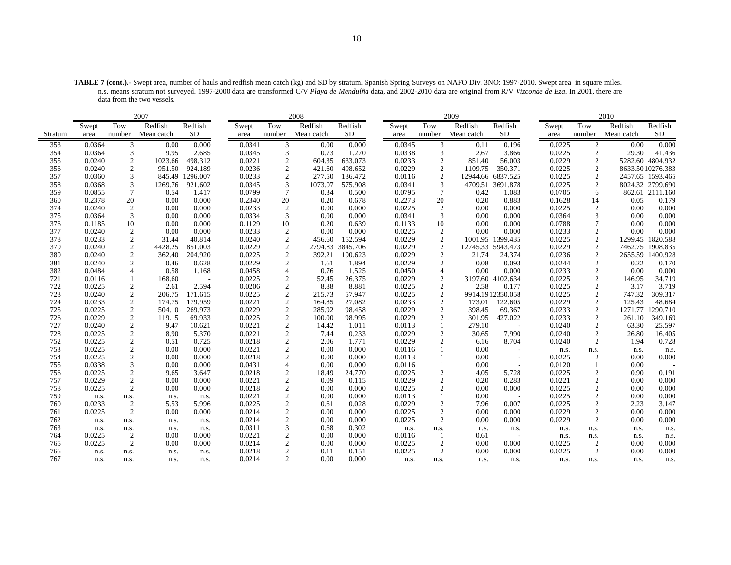**TABLE 7 (cont.).-** Swept area, number of hauls and redfish mean catch (kg) and SD by stratum. Spanish Spring Surveys on NAFO Div. 3NO: 1997-2010. Swept area in square miles. n.s. means stratum not surveyed. 1997-2000 data are transformed C/V *Playa de Menduíña* data, and 2002-2010 data are original from R/V *Vizconde de Eza*. In 2001, there are data from the two vessels.

| | 2007 | | | | 2008 | | | | 2009 | | | | 2010 | | | |
|---|---|---|---|---|---|---|---|---|---|---|---|---|---|---|---|---|
| Stratum | Swept area | Tow number | Redfish Mean catch | Redfish SD | Swept area | Tow number | Redfish Mean catch | Redfish SD | Swept area | Tow number | Redfish Mean catch | Redfish SD | Swept area | Tow number | Redfish Mean catch | Redfish SD |
| 353 | 0.0364 | 3 | 0.00 | 0.000 | 0.0341 | 3 | 0.00 | 0.000 | 0.0345 | 3 | 0.11 | 0.196 | 0.0225 | 2 | 0.00 | 0.000 |
| 354 | 0.0364 | 3 | 9.95 | 2.685 | 0.0345 | 3 | 0.73 | 1.270 | 0.0338 | 3 | 2.67 | 3.866 | 0.0225 | 2 | 29.30 | 41.436 |
| 355 | 0.0240 | 2 | 1023.66 | 498.312 | 0.0221 | 2 | 604.35 | 633.073 | 0.0233 | 2 | 851.40 | 56.003 | 0.0229 | 2 | 5282.60 | 4804.932 |
| 356 | 0.0240 | 2 | 951.50 | 924.189 | 0.0236 | 2 | 421.60 | 498.652 | 0.0229 | 2 | 1109.75 | 350.371 | 0.0225 | 2 | 8633.50 | 10276.383 |
| 357 | 0.0360 | 3 | 845.49 | 1296.007 | 0.0233 | 2 | 277.50 | 136.472 | 0.0116 | 2 | 12944.66 | 6837.525 | 0.0225 | 2 | 2457.65 | 1593.465 |
| 358 | 0.0368 | 3 | 1269.76 | 921.602 | 0.0345 | 3 | 1073.07 | 575.908 | 0.0341 | 3 | 4709.51 | 3691.878 | 0.0225 | 2 | 8024.32 | 2799.690 |
| 359 | 0.0855 | 7 | 0.54 | 1.417 | 0.0799 | 7 | 0.34 | 0.500 | 0.0795 | 7 | 0.42 | 1.083 | 0.0705 | 6 | 862.61 | 2111.160 |
| 360 | 0.2378 | 20 | 0.00 | 0.000 | 0.2340 | 20 | 0.20 | 0.678 | 0.2273 | 20 | 0.20 | 0.883 | 0.1628 | 14 | 0.05 | 0.179 |
| 374 | 0.0240 | 2 | 0.00 | 0.000 | 0.0233 | 2 | 0.00 | 0.000 | 0.0225 | 2 | 0.00 | 0.000 | 0.0225 | 2 | 0.00 | 0.000 |
| 375 | 0.0364 | 3 | 0.00 | 0.000 | 0.0334 | 3 | 0.00 | 0.000 | 0.0341 | 3 | 0.00 | 0.000 | 0.0364 | 3 | 0.00 | 0.000 |
| 376 | 0.1185 | 10 | 0.00 | 0.000 | 0.1129 | 10 | 0.20 | 0.639 | 0.1133 | 10 | 0.00 | 0.000 | 0.0788 | 7 | 0.00 | 0.000 |
| 377 | 0.0240 | 2 | 0.00 | 0.000 | 0.0233 | 2 | 0.00 | 0.000 | 0.0225 | 2 | 0.00 | 0.000 | 0.0233 | 2 | 0.00 | 0.000 |
| 378 | 0.0233 | 2 | 31.44 | 40.814 | 0.0240 | 2 | 456.60 | 152.594 | 0.0229 | 2 | 1001.95 | 1399.435 | 0.0225 | 2 | 1299.45 | 1820.588 |
| 379 | 0.0240 | 2 | 4428.25 | 851.003 | 0.0229 | 2 | 2794.83 | 3845.706 | 0.0229 | 2 | 12745.33 | 5943.473 | 0.0229 | 2 | 7462.75 | 1908.835 |
| 380 | 0.0240 | 2 | 362.40 | 204.920 | 0.0225 | 2 | 392.21 | 190.623 | 0.0229 | 2 | 21.74 | 24.374 | 0.0236 | 2 | 2655.59 | 1400.928 |
| 381 | 0.0240 | 2 | 0.46 | 0.628 | 0.0229 | 2 | 1.61 | 1.894 | 0.0229 | 2 | 0.08 | 0.093 | 0.0244 | 2 | 0.22 | 0.170 |
| 382 | 0.0484 | 4 | 0.58 | 1.168 | 0.0458 | 4 | 0.76 | 1.525 | 0.0450 | 4 | 0.00 | 0.000 | 0.0233 | 2 | 0.00 | 0.000 |
| 721 | 0.0116 | 1 | 168.60 | - | 0.0225 | 2 | 52.45 | 26.375 | 0.0229 | 2 | 3197.60 | 4102.634 | 0.0225 | 2 | 146.95 | 34.719 |
| 722 | 0.0225 | 2 | 2.61 | 2.594 | 0.0206 | 2 | 8.88 | 8.881 | 0.0225 | 2 | 2.58 | 0.177 | 0.0225 | 2 | 3.17 | 3.719 |
| 723 | 0.0240 | 2 | 206.75 | 171.615 | 0.0225 | 2 | 215.73 | 57.947 | 0.0225 | 2 | 9914.19 | 12350.058 | 0.0225 | 2 | 747.32 | 309.317 |
| 724 | 0.0233 | 2 | 174.75 | 179.959 | 0.0221 | 2 | 164.85 | 27.082 | 0.0233 | 2 | 173.01 | 122.605 | 0.0229 | 2 | 125.43 | 48.684 |
| 725 | 0.0225 | 2 | 504.10 | 269.973 | 0.0229 | 2 | 285.92 | 98.458 | 0.0229 | 2 | 398.45 | 69.367 | 0.0233 | 2 | 1271.77 | 1290.710 |
| 726 | 0.0229 | 2 | 119.15 | 69.933 | 0.0225 | 2 | 100.00 | 98.995 | 0.0229 | 2 | 301.95 | 427.022 | 0.0233 | 2 | 261.10 | 349.169 |
| 727 | 0.0240 | 2 | 9.47 | 10.621 | 0.0221 | 2 | 14.42 | 1.011 | 0.0113 | 1 | 279.10 | - | 0.0240 | 2 | 63.30 | 25.597 |
| 728 | 0.0225 | 2 | 8.90 | 5.370 | 0.0221 | 2 | 7.44 | 0.233 | 0.0229 | 2 | 30.65 | 7.990 | 0.0240 | 2 | 26.80 | 16.405 |
| 752 | 0.0225 | 2 | 0.51 | 0.725 | 0.0218 | 2 | 2.06 | 1.771 | 0.0229 | 2 | 6.16 | 8.704 | 0.0240 | 2 | 1.94 | 0.728 |
| 753 | 0.0225 | 2 | 0.00 | 0.000 | 0.0221 | 2 | 0.00 | 0.000 | 0.0116 | 1 | 0.00 | - | n.s. | n.s. | n.s. | n.s. |
| 754 | 0.0225 | 2 | 0.00 | 0.000 | 0.0218 | 2 | 0.00 | 0.000 | 0.0113 | 1 | 0.00 | - | 0.0225 | 2 | 0.00 | 0.000 |
| 755 | 0.0338 | 3 | 0.00 | 0.000 | 0.0431 | 4 | 0.00 | 0.000 | 0.0116 | 1 | 0.00 | - | 0.0120 | 1 | 0.00 | - |
| 756 | 0.0225 | 2 | 9.65 | 13.647 | 0.0218 | 2 | 18.49 | 24.770 | 0.0225 | 2 | 4.05 | 5.728 | 0.0225 | 2 | 0.90 | 0.191 |
| 757 | 0.0229 | 2 | 0.00 | 0.000 | 0.0221 | 2 | 0.09 | 0.115 | 0.0229 | 2 | 0.20 | 0.283 | 0.0221 | 2 | 0.00 | 0.000 |
| 758 | 0.0225 | 2 | 0.00 | 0.000 | 0.0218 | 2 | 0.00 | 0.000 | 0.0225 | 2 | 0.00 | 0.000 | 0.0225 | 2 | 0.00 | 0.000 |
| 759 | n.s. | n.s. | n.s. | n.s. | 0.0221 | 2 | 0.00 | 0.000 | 0.0113 | 1 | 0.00 | - | 0.0225 | 2 | 0.00 | 0.000 |
| 760 | 0.0233 | 2 | 5.53 | 5.996 | 0.0225 | 2 | 0.61 | 0.028 | 0.0229 | 2 | 7.96 | 0.007 | 0.0225 | 2 | 2.23 | 3.147 |
| 761 | 0.0225 | 2 | 0.00 | 0.000 | 0.0214 | 2 | 0.00 | 0.000 | 0.0225 | 2 | 0.00 | 0.000 | 0.0229 | 2 | 0.00 | 0.000 |
| 762 | n.s. | n.s. | n.s. | n.s. | 0.0214 | 2 | 0.00 | 0.000 | 0.0225 | 2 | 0.00 | 0.000 | 0.0229 | 2 | 0.00 | 0.000 |
| 763 | n.s. | n.s. | n.s. | n.s. | 0.0311 | 3 | 0.68 | 0.302 | n.s. | n.s. | n.s. | n.s. | n.s. | n.s. | n.s. | n.s. |
| 764 | 0.0225 | 2 | 0.00 | 0.000 | 0.0221 | 2 | 0.00 | 0.000 | 0.0116 | 1 | 0.61 | - | n.s. | n.s. | n.s. | n.s. |
| 765 | 0.0225 | 2 | 0.00 | 0.000 | 0.0214 | 2 | 0.00 | 0.000 | 0.0225 | 2 | 0.00 | 0.000 | 0.0225 | 2 | 0.00 | 0.000 |
| 766 | n.s. | n.s. | n.s. | n.s. | 0.0218 | 2 | 0.11 | 0.151 | 0.0225 | 2 | 0.00 | 0.000 | 0.0225 | 2 | 0.00 | 0.000 |
| 767 | n.s. | n.s. | n.s. | n.s. | 0.0214 | 2 | 0.00 | 0.000 | n.s. | n.s. | n.s. | n.s. | n.s. | n.s. | n.s. | n.s. |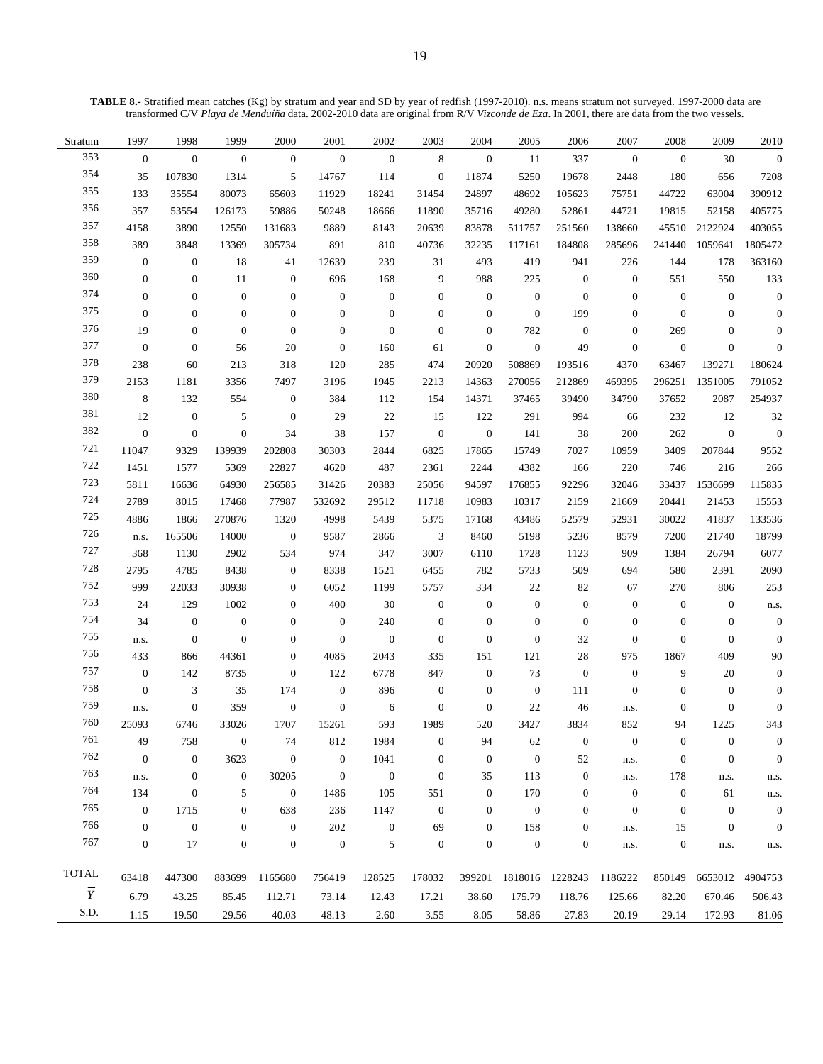**TABLE 8.-** Stratified mean catches (Kg) by stratum and year and SD by year of redfish (1997-2010). n.s. means stratum not surveyed. 1997-2000 data are transformed C/V *Playa de Menduíña* data. 2002-2010 data are original from R/V *Vizconde de Eza*. In 2001, there are data from the two vessels.

| Stratum | 1997 | 1998 | 1999 | 2000 | 2001 | 2002 | 2003 | 2004 | 2005 | 2006 | 2007 | 2008 | 2009 | 2010 |
|---|---|---|---|---|---|---|---|---|---|---|---|---|---|---|
| 353 | 0 | 0 | 0 | 0 | 0 | 0 | 8 | 0 | 11 | 337 | 0 | 0 | 30 | 0 |
| 354 | 35 | 107830 | 1314 | 5 | 14767 | 114 | 0 | 11874 | 5250 | 19678 | 2448 | 180 | 656 | 7208 |
| 355 | 133 | 35554 | 80073 | 65603 | 11929 | 18241 | 31454 | 24897 | 48692 | 105623 | 75751 | 44722 | 63004 | 390912 |
| 356 | 357 | 53554 | 126173 | 59886 | 50248 | 18666 | 11890 | 35716 | 49280 | 52861 | 44721 | 19815 | 52158 | 405775 |
| 357 | 4158 | 3890 | 12550 | 131683 | 9889 | 8143 | 20639 | 83878 | 511757 | 251560 | 138660 | 45510 | 2122924 | 403055 |
| 358 | 389 | 3848 | 13369 | 305734 | 891 | 810 | 40736 | 32235 | 117161 | 184808 | 285696 | 241440 | 1059641 | 1805472 |
| 359 | 0 | 0 | 18 | 41 | 12639 | 239 | 31 | 493 | 419 | 941 | 226 | 144 | 178 | 363160 |
| 360 | 0 | 0 | 11 | 0 | 696 | 168 | 9 | 988 | 225 | 0 | 0 | 551 | 550 | 133 |
| 374 | 0 | 0 | 0 | 0 | 0 | 0 | 0 | 0 | 0 | 0 | 0 | 0 | 0 | 0 |
| 375 | 0 | 0 | 0 | 0 | 0 | 0 | 0 | 0 | 0 | 199 | 0 | 0 | 0 | 0 |
| 376 | 19 | 0 | 0 | 0 | 0 | 0 | 0 | 0 | 782 | 0 | 0 | 269 | 0 | 0 |
| 377 | 0 | 0 | 56 | 20 | 0 | 160 | 61 | 0 | 0 | 49 | 0 | 0 | 0 | 0 |
| 378 | 238 | 60 | 213 | 318 | 120 | 285 | 474 | 20920 | 508869 | 193516 | 4370 | 63467 | 139271 | 180624 |
| 379 | 2153 | 1181 | 3356 | 7497 | 3196 | 1945 | 2213 | 14363 | 270056 | 212869 | 469395 | 296251 | 1351005 | 791052 |
| 380 | 8 | 132 | 554 | 0 | 384 | 112 | 154 | 14371 | 37465 | 39490 | 34790 | 37652 | 2087 | 254937 |
| 381 | 12 | 0 | 5 | 0 | 29 | 22 | 15 | 122 | 291 | 994 | 66 | 232 | 12 | 32 |
| 382 | 0 | 0 | 0 | 34 | 38 | 157 | 0 | 0 | 141 | 38 | 200 | 262 | 0 | 0 |
| 721 | 11047 | 9329 | 139939 | 202808 | 30303 | 2844 | 6825 | 17865 | 15749 | 7027 | 10959 | 3409 | 207844 | 9552 |
| 722 | 1451 | 1577 | 5369 | 22827 | 4620 | 487 | 2361 | 2244 | 4382 | 166 | 220 | 746 | 216 | 266 |
| 723 | 5811 | 16636 | 64930 | 256585 | 31426 | 20383 | 25056 | 94597 | 176855 | 92296 | 32046 | 33437 | 1536699 | 115835 |
| 724 | 2789 | 8015 | 17468 | 77987 | 532692 | 29512 | 11718 | 10983 | 10317 | 2159 | 21669 | 20441 | 21453 | 15553 |
| 725 | 4886 | 1866 | 270876 | 1320 | 4998 | 5439 | 5375 | 17168 | 43486 | 52579 | 52931 | 30022 | 41837 | 133536 |
| 726 | n.s. | 165506 | 14000 | 0 | 9587 | 2866 | 3 | 8460 | 5198 | 5236 | 8579 | 7200 | 21740 | 18799 |
| 727 | 368 | 1130 | 2902 | 534 | 974 | 347 | 3007 | 6110 | 1728 | 1123 | 909 | 1384 | 26794 | 6077 |
| 728 | 2795 | 4785 | 8438 | 0 | 8338 | 1521 | 6455 | 782 | 5733 | 509 | 694 | 580 | 2391 | 2090 |
| 752 | 999 | 22033 | 30938 | 0 | 6052 | 1199 | 5757 | 334 | 22 | 82 | 67 | 270 | 806 | 253 |
| 753 | 24 | 129 | 1002 | 0 | 400 | 30 | 0 | 0 | 0 | 0 | 0 | 0 | 0 | n.s. |
| 754 | 34 | 0 | 0 | 0 | 0 | 240 | 0 | 0 | 0 | 0 | 0 | 0 | 0 | 0 |
| 755 | n.s. | 0 | 0 | 0 | 0 | 0 | 0 | 0 | 0 | 32 | 0 | 0 | 0 | 0 |
| 756 | 433 | 866 | 44361 | 0 | 4085 | 2043 | 335 | 151 | 121 | 28 | 975 | 1867 | 409 | 90 |
| 757 | 0 | 142 | 8735 | 0 | 122 | 6778 | 847 | 0 | 73 | 0 | 0 | 9 | 20 | 0 |
| 758 | 0 | 3 | 35 | 174 | 0 | 896 | 0 | 0 | 0 | 111 | 0 | 0 | 0 | 0 |
| 759 | n.s. | 0 | 359 | 0 | 0 | 6 | 0 | 0 | 22 | 46 | n.s. | 0 | 0 | 0 |
| 760 | 25093 | 6746 | 33026 | 1707 | 15261 | 593 | 1989 | 520 | 3427 | 3834 | 852 | 94 | 1225 | 343 |
| 761 | 49 | 758 | 0 | 74 | 812 | 1984 | 0 | 94 | 62 | 0 | 0 | 0 | 0 | 0 |
| 762 | 0 | 0 | 3623 | 0 | 0 | 1041 | 0 | 0 | 0 | 52 | n.s. | 0 | 0 | 0 |
| 763 | n.s. | 0 | 0 | 30205 | 0 | 0 | 0 | 35 | 113 | 0 | n.s. | 178 | n.s. | n.s. |
| 764 | 134 | 0 | 5 | 0 | 1486 | 105 | 551 | 0 | 170 | 0 | 0 | 0 | 61 | n.s. |
| 765 | 0 | 1715 | 0 | 638 | 236 | 1147 | 0 | 0 | 0 | 0 | 0 | 0 | 0 | 0 |
| 766 | 0 | 0 | 0 | 0 | 202 | 0 | 69 | 0 | 158 | 0 | n.s. | 15 | 0 | 0 |
| 767 | 0 | 17 | 0 | 0 | 0 | 5 | 0 | 0 | 0 | 0 | n.s. | 0 | n.s. | n.s. |
| TOTAL | 63418 | 447300 | 883699 | 1165680 | 756419 | 128525 | 178032 | 399201 | 1818016 | 1228243 | 1186222 | 850149 | 6653012 | 4904753 |
| $\overline{Y}$ | 6.79 | 43.25 | 85.45 | 112.71 | 73.14 | 12.43 | 17.21 | 38.60 | 175.79 | 118.76 | 125.66 | 82.20 | 670.46 | 506.43 |
| S.D. | 1.15 | 19.50 | 29.56 | 40.03 | 48.13 | 2.60 | 3.55 | 8.05 | 58.86 | 27.83 | 20.19 | 29.14 | 172.93 | 81.06 |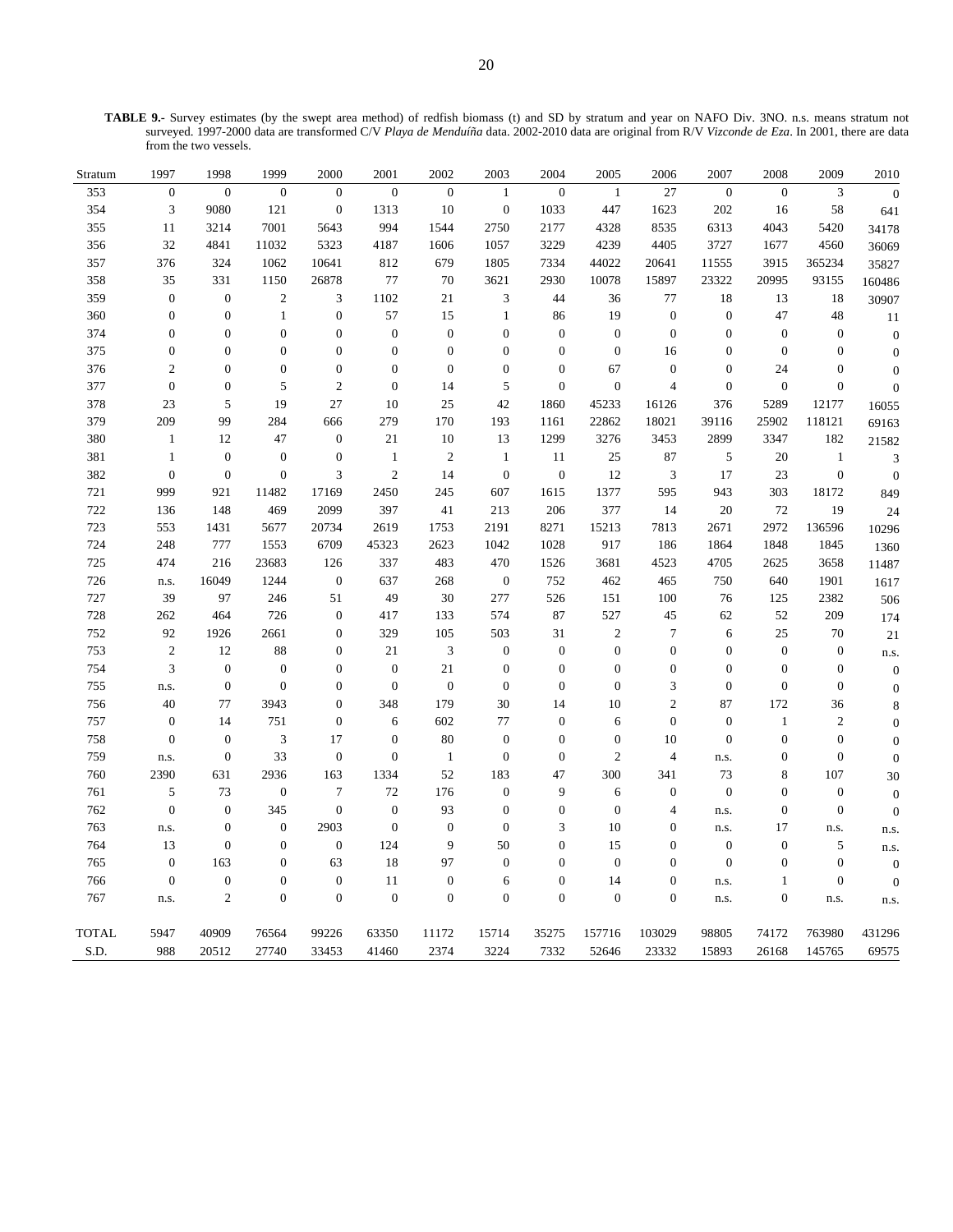**TABLE 9.-** Survey estimates (by the swept area method) of redfish biomass (t) and SD by stratum and year on NAFO Div. 3NO. n.s. means stratum not surveyed. 1997-2000 data are transformed C/V *Playa de Menduíña* data. 2002-2010 data are original from R/V *Vizconde de Eza*. In 2001, there are data from the two vessels.

| Stratum | 1997 | 1998 | 1999 | 2000 | 2001 | 2002 | 2003 | 2004 | 2005 | 2006 | 2007 | 2008 | 2009 | 2010 |
|---|---|---|---|---|---|---|---|---|---|---|---|---|---|---|
| 353 | 0 | 0 | 0 | 0 | 0 | 0 | 1 | 0 | 1 | 27 | 0 | 0 | 3 | 0 |
| 354 | 3 | 9080 | 121 | 0 | 1313 | 10 | 0 | 1033 | 447 | 1623 | 202 | 16 | 58 | 641 |
| 355 | 11 | 3214 | 7001 | 5643 | 994 | 1544 | 2750 | 2177 | 4328 | 8535 | 6313 | 4043 | 5420 | 34178 |
| 356 | 32 | 4841 | 11032 | 5323 | 4187 | 1606 | 1057 | 3229 | 4239 | 4405 | 3727 | 1677 | 4560 | 36069 |
| 357 | 376 | 324 | 1062 | 10641 | 812 | 679 | 1805 | 7334 | 44022 | 20641 | 11555 | 3915 | 365234 | 35827 |
| 358 | 35 | 331 | 1150 | 26878 | 77 | 70 | 3621 | 2930 | 10078 | 15897 | 23322 | 20995 | 93155 | 160486 |
| 359 | 0 | 0 | 2 | 3 | 1102 | 21 | 3 | 44 | 36 | 77 | 18 | 13 | 18 | 30907 |
| 360 | 0 | 0 | 1 | 0 | 57 | 15 | 1 | 86 | 19 | 0 | 0 | 47 | 48 | 11 |
| 374 | 0 | 0 | 0 | 0 | 0 | 0 | 0 | 0 | 0 | 0 | 0 | 0 | 0 | 0 |
| 375 | 0 | 0 | 0 | 0 | 0 | 0 | 0 | 0 | 0 | 16 | 0 | 0 | 0 | 0 |
| 376 | 2 | 0 | 0 | 0 | 0 | 0 | 0 | 0 | 67 | 0 | 0 | 24 | 0 | 0 |
| 377 | 0 | 0 | 5 | 2 | 0 | 14 | 5 | 0 | 0 | 4 | 0 | 0 | 0 | 0 |
| 378 | 23 | 5 | 19 | 27 | 10 | 25 | 42 | 1860 | 45233 | 16126 | 376 | 5289 | 12177 | 16055 |
| 379 | 209 | 99 | 284 | 666 | 279 | 170 | 193 | 1161 | 22862 | 18021 | 39116 | 25902 | 118121 | 69163 |
| 380 | 1 | 12 | 47 | 0 | 21 | 10 | 13 | 1299 | 3276 | 3453 | 2899 | 3347 | 182 | 21582 |
| 381 | 1 | 0 | 0 | 0 | 1 | 2 | 1 | 11 | 25 | 87 | 5 | 20 | 1 | 3 |
| 382 | 0 | 0 | 0 | 3 | 2 | 14 | 0 | 0 | 12 | 3 | 17 | 23 | 0 | 0 |
| 721 | 999 | 921 | 11482 | 17169 | 2450 | 245 | 607 | 1615 | 1377 | 595 | 943 | 303 | 18172 | 849 |
| 722 | 136 | 148 | 469 | 2099 | 397 | 41 | 213 | 206 | 377 | 14 | 20 | 72 | 19 | 24 |
| 723 | 553 | 1431 | 5677 | 20734 | 2619 | 1753 | 2191 | 8271 | 15213 | 7813 | 2671 | 2972 | 136596 | 10296 |
| 724 | 248 | 777 | 1553 | 6709 | 45323 | 2623 | 1042 | 1028 | 917 | 186 | 1864 | 1848 | 1845 | 1360 |
| 725 | 474 | 216 | 23683 | 126 | 337 | 483 | 470 | 1526 | 3681 | 4523 | 4705 | 2625 | 3658 | 11487 |
| 726 | n.s. | 16049 | 1244 | 0 | 637 | 268 | 0 | 752 | 462 | 465 | 750 | 640 | 1901 | 1617 |
| 727 | 39 | 97 | 246 | 51 | 49 | 30 | 277 | 526 | 151 | 100 | 76 | 125 | 2382 | 506 |
| 728 | 262 | 464 | 726 | 0 | 417 | 133 | 574 | 87 | 527 | 45 | 62 | 52 | 209 | 174 |
| 752 | 92 | 1926 | 2661 | 0 | 329 | 105 | 503 | 31 | 2 | 7 | 6 | 25 | 70 | 21 |
| 753 | 2 | 12 | 88 | 0 | 21 | 3 | 0 | 0 | 0 | 0 | 0 | 0 | 0 | n.s. |
| 754 | 3 | 0 | 0 | 0 | 0 | 21 | 0 | 0 | 0 | 0 | 0 | 0 | 0 | 0 |
| 755 | n.s. | 0 | 0 | 0 | 0 | 0 | 0 | 0 | 0 | 3 | 0 | 0 | 0 | 0 |
| 756 | 40 | 77 | 3943 | 0 | 348 | 179 | 30 | 14 | 10 | 2 | 87 | 172 | 36 | 8 |
| 757 | 0 | 14 | 751 | 0 | 6 | 602 | 77 | 0 | 6 | 0 | 0 | 1 | 2 | 0 |
| 758 | 0 | 0 | 3 | 17 | 0 | 80 | 0 | 0 | 0 | 10 | 0 | 0 | 0 | 0 |
| 759 | n.s. | 0 | 33 | 0 | 0 | 1 | 0 | 0 | 2 | 4 | n.s. | 0 | 0 | 0 |
| 760 | 2390 | 631 | 2936 | 163 | 1334 | 52 | 183 | 47 | 300 | 341 | 73 | 8 | 107 | 30 |
| 761 | 5 | 73 | 0 | 7 | 72 | 176 | 0 | 9 | 6 | 0 | 0 | 0 | 0 | 0 |
| 762 | 0 | 0 | 345 | 0 | 0 | 93 | 0 | 0 | 0 | 4 | n.s. | 0 | 0 | 0 |
| 763 | n.s. | 0 | 0 | 2903 | 0 | 0 | 0 | 3 | 10 | 0 | n.s. | 17 | n.s. | n.s. |
| 764 | 13 | 0 | 0 | 0 | 124 | 9 | 50 | 0 | 15 | 0 | 0 | 0 | 5 | n.s. |
| 765 | 0 | 163 | 0 | 63 | 18 | 97 | 0 | 0 | 0 | 0 | 0 | 0 | 0 | 0 |
| 766 | 0 | 0 | 0 | 0 | 11 | 0 | 6 | 0 | 14 | 0 | n.s. | 1 | 0 | 0 |
| 767 | n.s. | 2 | 0 | 0 | 0 | 0 | 0 | 0 | 0 | 0 | n.s. | 0 | n.s. | n.s. |
| TOTAL | 5947 | 40909 | 76564 | 99226 | 63350 | 11172 | 15714 | 35275 | 157716 | 103029 | 98805 | 74172 | 763980 | 431296 |
| S.D. | 988 | 20512 | 27740 | 33453 | 41460 | 2374 | 3224 | 7332 | 52646 | 23332 | 15893 | 26168 | 145765 | 69575 |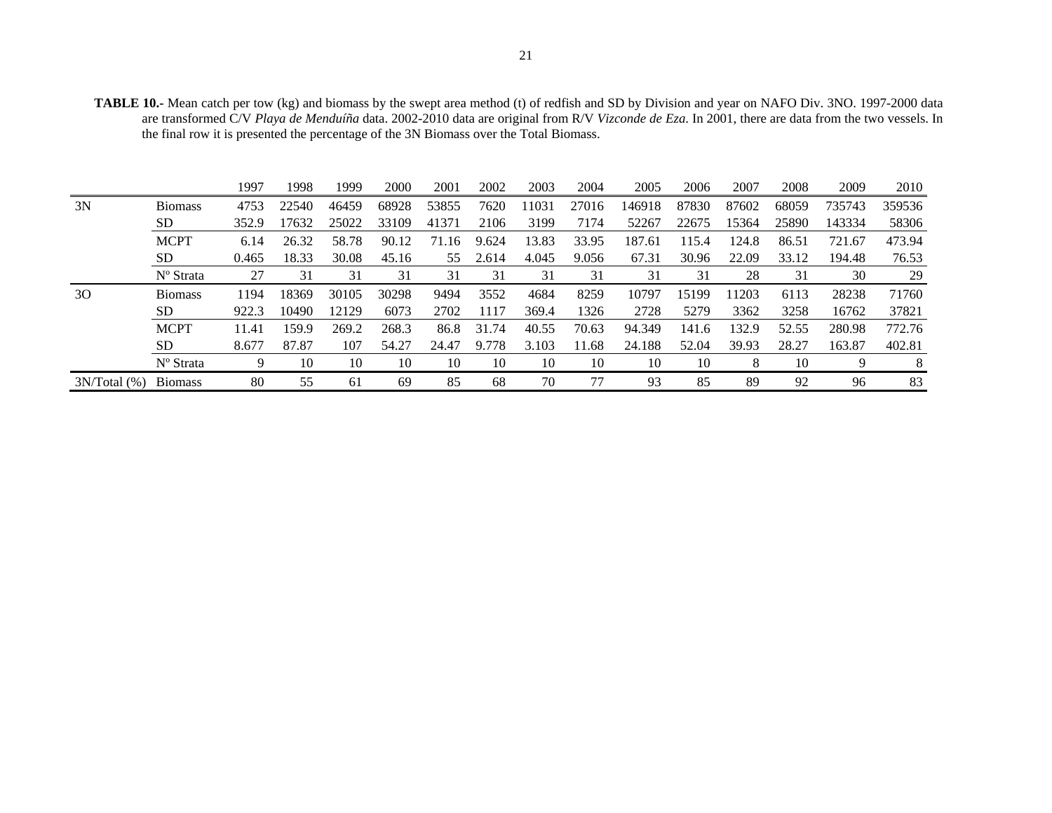**TABLE 10.-** Mean catch per tow (kg) and biomass by the swept area method (t) of redfish and SD by Division and year on NAFO Div. 3NO. 1997-2000 data are transformed C/V *Playa de Menduíña* data. 2002-2010 data are original from R/V *Vizconde de Eza*. In 2001, there are data from the two vessels. In the final row it is presented the percentage of the 3N Biomass over the Total Biomass.

| | | 1997 | 1998 | 1999 | 2000 | 2001 | 2002 | 2003 | 2004 | 2005 | 2006 | 2007 | 2008 | 2009 | 2010 |
|---|---|---|---|---|---|---|---|---|---|---|---|---|---|---|---|
| 3N | Biomass | 4753 | 22540 | 46459 | 68928 | 53855 | 7620 | 11031 | 27016 | 146918 | 87830 | 87602 | 68059 | 735743 | 359536 |
| | SD | 352.9 | 17632 | 25022 | 33109 | 41371 | 2106 | 3199 | 7174 | 52267 | 22675 | 15364 | 25890 | 143334 | 58306 |
| | MCPT | 6.14 | 26.32 | 58.78 | 90.12 | 71.16 | 9.624 | 13.83 | 33.95 | 187.61 | 115.4 | 124.8 | 86.51 | 721.67 | 473.94 |
| | SD | 0.465 | 18.33 | 30.08 | 45.16 | 55 | 2.614 | 4.045 | 9.056 | 67.31 | 30.96 | 22.09 | 33.12 | 194.48 | 76.53 |
| | Nº Strata | 27 | 31 | 31 | 31 | 31 | 31 | 31 | 31 | 31 | 31 | 28 | 31 | 30 | 29 |
| 3O | Biomass | 1194 | 18369 | 30105 | 30298 | 9494 | 3552 | 4684 | 8259 | 10797 | 15199 | 11203 | 6113 | 28238 | 71760 |
| | SD | 922.3 | 10490 | 12129 | 6073 | 2702 | 1117 | 369.4 | 1326 | 2728 | 5279 | 3362 | 3258 | 16762 | 37821 |
| | MCPT | 11.41 | 159.9 | 269.2 | 268.3 | 86.8 | 31.74 | 40.55 | 70.63 | 94.349 | 141.6 | 132.9 | 52.55 | 280.98 | 772.76 |
| | SD | 8.677 | 87.87 | 107 | 54.27 | 24.47 | 9.778 | 3.103 | 11.68 | 24.188 | 52.04 | 39.93 | 28.27 | 163.87 | 402.81 |
| | Nº Strata | 9 | 10 | 10 | 10 | 10 | 10 | 10 | 10 | 10 | 10 | 8 | 10 | 9 | 8 |
| 3N/Total (%) | Biomass | 80 | 55 | 61 | 69 | 85 | 68 | 70 | 77 | 93 | 85 | 89 | 92 | 96 | 83 |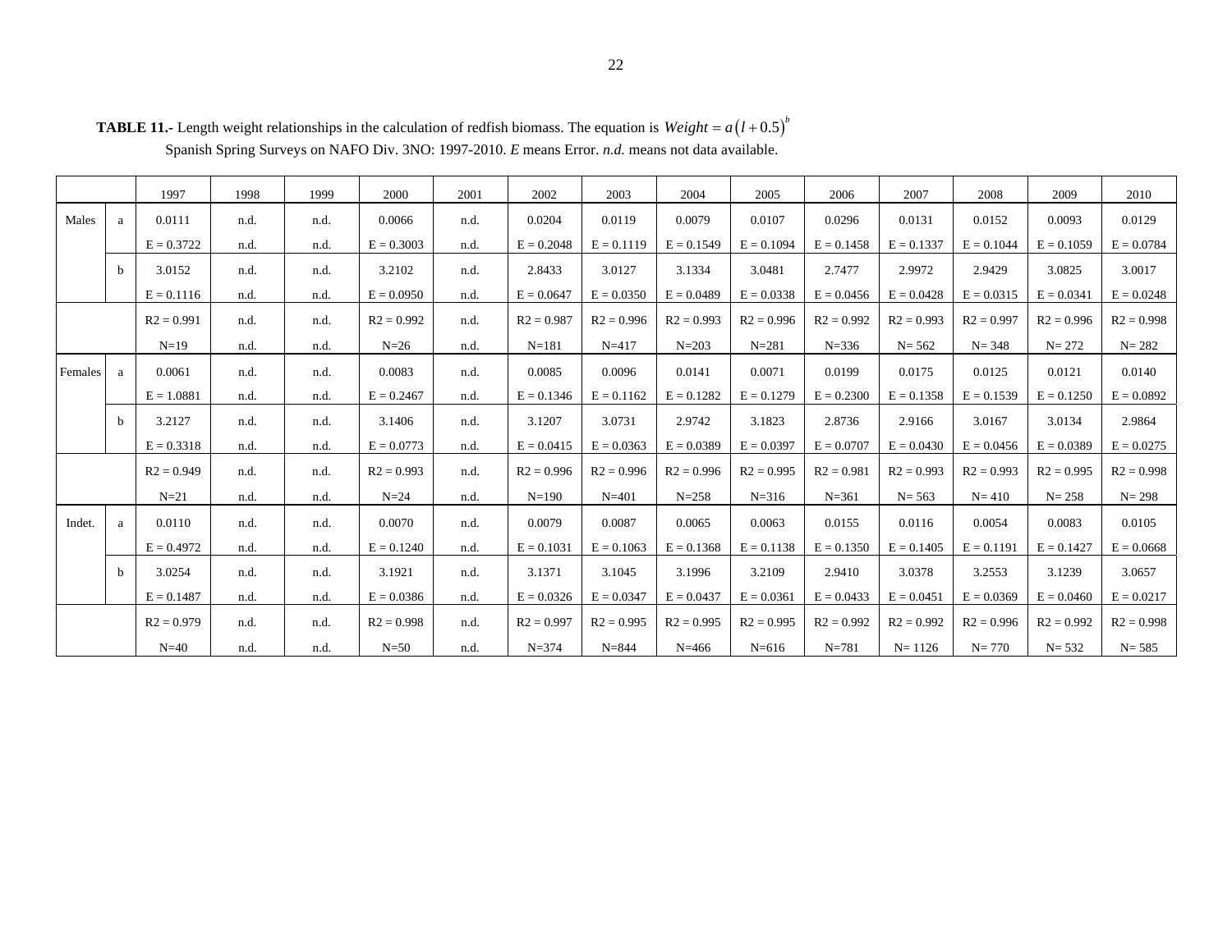**TABLE 11.-** Length weight relationships in the calculation of redfish biomass. The equation is $Weight = a\left(l + 0.5\right)^{b}$ Spanish Spring Surveys on NAFO Div. 3NO: 1997-2010. *E* means Error. *n.d.* means not data available.

| | | 1997 | 1998 | 1999 | 2000 | 2001 | 2002 | 2003 | 2004 | 2005 | 2006 | 2007 | 2008 | 2009 | 2010 |
|---|---|---|---|---|---|---|---|---|---|---|---|---|---|---|---|
| Males | a | 0.0111 | n.d. | n.d. | 0.0066 | n.d. | 0.0204 | 0.0119 | 0.0079 | 0.0107 | 0.0296 | 0.0131 | 0.0152 | 0.0093 | 0.0129 |
| | | E = 0.3722 | n.d. | n.d. | E = 0.3003 | n.d. | E = 0.2048 | E = 0.1119 | E = 0.1549 | E = 0.1094 | E = 0.1458 | E = 0.1337 | E = 0.1044 | E = 0.1059 | E = 0.0784 |
| | b | 3.0152 | n.d. | n.d. | 3.2102 | n.d. | 2.8433 | 3.0127 | 3.1334 | 3.0481 | 2.7477 | 2.9972 | 2.9429 | 3.0825 | 3.0017 |
| | | E = 0.1116 | n.d. | n.d. | E = 0.0950 | n.d. | E = 0.0647 | E = 0.0350 | E = 0.0489 | E = 0.0338 | E = 0.0456 | E = 0.0428 | E = 0.0315 | E = 0.0341 | E = 0.0248 |
| | | R2 = 0.991 | n.d. | n.d. | R2 = 0.992 | n.d. | R2 = 0.987 | R2 = 0.996 | R2 = 0.993 | R2 = 0.996 | R2 = 0.992 | R2 = 0.993 | R2 = 0.997 | R2 = 0.996 | R2 = 0.998 |
| | | N=19 | n.d. | n.d. | N=26 | n.d. | N=181 | N=417 | N=203 | N=281 | N=336 | N= 562 | N= 348 | N= 272 | N= 282 |
| Females | a | 0.0061 | n.d. | n.d. | 0.0083 | n.d. | 0.0085 | 0.0096 | 0.0141 | 0.0071 | 0.0199 | 0.0175 | 0.0125 | 0.0121 | 0.0140 |
| | | E = 1.0881 | n.d. | n.d. | E = 0.2467 | n.d. | E = 0.1346 | E = 0.1162 | E = 0.1282 | E = 0.1279 | E = 0.2300 | E = 0.1358 | E = 0.1539 | E = 0.1250 | E = 0.0892 |
| | b | 3.2127 | n.d. | n.d. | 3.1406 | n.d. | 3.1207 | 3.0731 | 2.9742 | 3.1823 | 2.8736 | 2.9166 | 3.0167 | 3.0134 | 2.9864 |
| | | E = 0.3318 | n.d. | n.d. | E = 0.0773 | n.d. | E = 0.0415 | E = 0.0363 | E = 0.0389 | E = 0.0397 | E = 0.0707 | E = 0.0430 | E = 0.0456 | E = 0.0389 | E = 0.0275 |
| | | R2 = 0.949 | n.d. | n.d. | R2 = 0.993 | n.d. | R2 = 0.996 | R2 = 0.996 | R2 = 0.996 | R2 = 0.995 | R2 = 0.981 | R2 = 0.993 | R2 = 0.993 | R2 = 0.995 | R2 = 0.998 |
| | | N=21 | n.d. | n.d. | N=24 | n.d. | N=190 | N=401 | N=258 | N=316 | N=361 | N= 563 | N= 410 | N= 258 | N= 298 |
| Indet. | a | 0.0110 | n.d. | n.d. | 0.0070 | n.d. | 0.0079 | 0.0087 | 0.0065 | 0.0063 | 0.0155 | 0.0116 | 0.0054 | 0.0083 | 0.0105 |
| | | E = 0.4972 | n.d. | n.d. | E = 0.1240 | n.d. | E = 0.1031 | E = 0.1063 | E = 0.1368 | E = 0.1138 | E = 0.1350 | E = 0.1405 | E = 0.1191 | E = 0.1427 | E = 0.0668 |
| | b | 3.0254 | n.d. | n.d. | 3.1921 | n.d. | 3.1371 | 3.1045 | 3.1996 | 3.2109 | 2.9410 | 3.0378 | 3.2553 | 3.1239 | 3.0657 |
| | | E = 0.1487 | n.d. | n.d. | E = 0.0386 | n.d. | E = 0.0326 | E = 0.0347 | E = 0.0437 | E = 0.0361 | E = 0.0433 | E = 0.0451 | E = 0.0369 | E = 0.0460 | E = 0.0217 |
| | | R2 = 0.979 | n.d. | n.d. | R2 = 0.998 | n.d. | R2 = 0.997 | R2 = 0.995 | R2 = 0.995 | R2 = 0.995 | R2 = 0.992 | R2 = 0.992 | R2 = 0.996 | R2 = 0.992 | R2 = 0.998 |
| | | N=40 | n.d. | n.d. | N=50 | n.d. | N=374 | N=844 | N=466 | N=616 | N=781 | N= 1126 | N= 770 | N= 532 | N= 585 |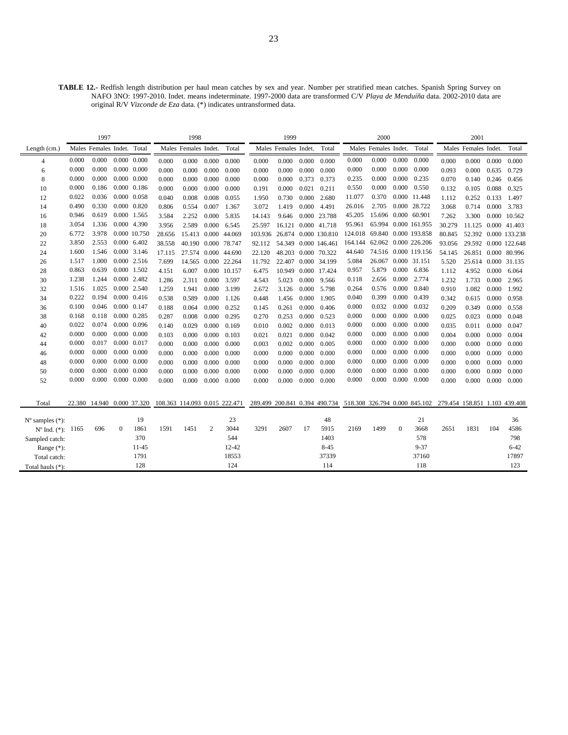**TABLE 12.-** Redfish length distribution per haul mean catches by sex and year. Number per stratified mean catches. Spanish Spring Survey on NAFO 3NO: 1997-2010. Indet. means indeterminate. 1997-2000 data are transformed C/V *Playa de Menduíña* data. 2002-2010 data are original R/V *Vizconde de Eza* data. (*) indicates untransformed data.

| | 1997 | | | | 1998 | | | | 1999 | | | | 2000 | | | | 2001 | | | |
|---|---|---|---|---|---|---|---|---|---|---|---|---|---|---|---|---|---|---|---|---|
| Length (cm.) | Males | Females | Indet. | Total | Males | Females | Indet. | Total | Males | Females | Indet. | Total | Males | Females | Indet. | Total | Males | Females | Indet. | Total |
| 4 | 0.000 | 0.000 | 0.000 | 0.000 | 0.000 | 0.000 | 0.000 | 0.000 | 0.000 | 0.000 | 0.000 | 0.000 | 0.000 | 0.000 | 0.000 | 0.000 | 0.000 | 0.000 | 0.000 | 0.000 |
| 6 | 0.000 | 0.000 | 0.000 | 0.000 | 0.000 | 0.000 | 0.000 | 0.000 | 0.000 | 0.000 | 0.000 | 0.000 | 0.000 | 0.000 | 0.000 | 0.000 | 0.093 | 0.000 | 0.635 | 0.729 |
| 8 | 0.000 | 0.000 | 0.000 | 0.000 | 0.000 | 0.000 | 0.000 | 0.000 | 0.000 | 0.000 | 0.373 | 0.373 | 0.235 | 0.000 | 0.000 | 0.235 | 0.070 | 0.140 | 0.246 | 0.456 |
| 10 | 0.000 | 0.186 | 0.000 | 0.186 | 0.000 | 0.000 | 0.000 | 0.000 | 0.191 | 0.000 | 0.021 | 0.211 | 0.550 | 0.000 | 0.000 | 0.550 | 0.132 | 0.105 | 0.088 | 0.325 |
| 12 | 0.022 | 0.036 | 0.000 | 0.058 | 0.040 | 0.008 | 0.008 | 0.055 | 1.950 | 0.730 | 0.000 | 2.680 | 11.077 | 0.370 | 0.000 | 11.448 | 1.112 | 0.252 | 0.133 | 1.497 |
| 14 | 0.490 | 0.330 | 0.000 | 0.820 | 0.806 | 0.554 | 0.007 | 1.367 | 3.072 | 1.419 | 0.000 | 4.491 | 26.016 | 2.705 | 0.000 | 28.722 | 3.068 | 0.714 | 0.000 | 3.783 |
| 16 | 0.946 | 0.619 | 0.000 | 1.565 | 3.584 | 2.252 | 0.000 | 5.835 | 14.143 | 9.646 | 0.000 | 23.788 | 45.205 | 15.696 | 0.000 | 60.901 | 7.262 | 3.300 | 0.000 | 10.562 |
| 18 | 3.054 | 1.336 | 0.000 | 4.390 | 3.956 | 2.589 | 0.000 | 6.545 | 25.597 | 16.121 | 0.000 | 41.718 | 95.961 | 65.994 | 0.000 | 161.955 | 30.279 | 11.125 | 0.000 | 41.403 |
| 20 | 6.772 | 3.978 | 0.000 | 10.750 | 28.656 | 15.413 | 0.000 | 44.069 | 103.936 | 26.874 | 0.000 | 130.810 | 124.018 | 69.840 | 0.000 | 193.858 | 80.845 | 52.392 | 0.000 | 133.238 |
| 22 | 3.850 | 2.553 | 0.000 | 6.402 | 38.558 | 40.190 | 0.000 | 78.747 | 92.112 | 54.349 | 0.000 | 146.461 | 164.144 | 62.062 | 0.000 | 226.206 | 93.056 | 29.592 | 0.000 | 122.648 |
| 24 | 1.600 | 1.546 | 0.000 | 3.146 | 17.115 | 27.574 | 0.000 | 44.690 | 22.120 | 48.203 | 0.000 | 70.322 | 44.640 | 74.516 | 0.000 | 119.156 | 54.145 | 26.851 | 0.000 | 80.996 |
| 26 | 1.517 | 1.000 | 0.000 | 2.516 | 7.699 | 14.565 | 0.000 | 22.264 | 11.792 | 22.407 | 0.000 | 34.199 | 5.084 | 26.067 | 0.000 | 31.151 | 5.520 | 25.614 | 0.000 | 31.135 |
| 28 | 0.863 | 0.639 | 0.000 | 1.502 | 4.151 | 6.007 | 0.000 | 10.157 | 6.475 | 10.949 | 0.000 | 17.424 | 0.957 | 5.879 | 0.000 | 6.836 | 1.112 | 4.952 | 0.000 | 6.064 |
| 30 | 1.238 | 1.244 | 0.000 | 2.482 | 1.286 | 2.311 | 0.000 | 3.597 | 4.543 | 5.023 | 0.000 | 9.566 | 0.118 | 2.656 | 0.000 | 2.774 | 1.232 | 1.733 | 0.000 | 2.965 |
| 32 | 1.516 | 1.025 | 0.000 | 2.540 | 1.259 | 1.941 | 0.000 | 3.199 | 2.672 | 3.126 | 0.000 | 5.798 | 0.264 | 0.576 | 0.000 | 0.840 | 0.910 | 1.082 | 0.000 | 1.992 |
| 34 | 0.222 | 0.194 | 0.000 | 0.416 | 0.538 | 0.589 | 0.000 | 1.126 | 0.448 | 1.456 | 0.000 | 1.905 | 0.040 | 0.399 | 0.000 | 0.439 | 0.342 | 0.615 | 0.000 | 0.958 |
| 36 | 0.100 | 0.046 | 0.000 | 0.147 | 0.188 | 0.064 | 0.000 | 0.252 | 0.145 | 0.261 | 0.000 | 0.406 | 0.000 | 0.032 | 0.000 | 0.032 | 0.209 | 0.349 | 0.000 | 0.558 |
| 38 | 0.168 | 0.118 | 0.000 | 0.285 | 0.287 | 0.008 | 0.000 | 0.295 | 0.270 | 0.253 | 0.000 | 0.523 | 0.000 | 0.000 | 0.000 | 0.000 | 0.025 | 0.023 | 0.000 | 0.048 |
| 40 | 0.022 | 0.074 | 0.000 | 0.096 | 0.140 | 0.029 | 0.000 | 0.169 | 0.010 | 0.002 | 0.000 | 0.013 | 0.000 | 0.000 | 0.000 | 0.000 | 0.035 | 0.011 | 0.000 | 0.047 |
| 42 | 0.000 | 0.000 | 0.000 | 0.000 | 0.103 | 0.000 | 0.000 | 0.103 | 0.021 | 0.021 | 0.000 | 0.042 | 0.000 | 0.000 | 0.000 | 0.000 | 0.004 | 0.000 | 0.000 | 0.004 |
| 44 | 0.000 | 0.017 | 0.000 | 0.017 | 0.000 | 0.000 | 0.000 | 0.000 | 0.003 | 0.002 | 0.000 | 0.005 | 0.000 | 0.000 | 0.000 | 0.000 | 0.000 | 0.000 | 0.000 | 0.000 |
| 46 | 0.000 | 0.000 | 0.000 | 0.000 | 0.000 | 0.000 | 0.000 | 0.000 | 0.000 | 0.000 | 0.000 | 0.000 | 0.000 | 0.000 | 0.000 | 0.000 | 0.000 | 0.000 | 0.000 | 0.000 |
| 48 | 0.000 | 0.000 | 0.000 | 0.000 | 0.000 | 0.000 | 0.000 | 0.000 | 0.000 | 0.000 | 0.000 | 0.000 | 0.000 | 0.000 | 0.000 | 0.000 | 0.000 | 0.000 | 0.000 | 0.000 |
| 50 | 0.000 | 0.000 | 0.000 | 0.000 | 0.000 | 0.000 | 0.000 | 0.000 | 0.000 | 0.000 | 0.000 | 0.000 | 0.000 | 0.000 | 0.000 | 0.000 | 0.000 | 0.000 | 0.000 | 0.000 |
| 52 | 0.000 | 0.000 | 0.000 | 0.000 | 0.000 | 0.000 | 0.000 | 0.000 | 0.000 | 0.000 | 0.000 | 0.000 | 0.000 | 0.000 | 0.000 | 0.000 | 0.000 | 0.000 | 0.000 | 0.000 |
| Total | 22.380 | 14.940 | 0.000 | 37.320 | 108.363 | 114.093 | 0.015 | 222.471 | 289.499 | 200.841 | 0.394 | 490.734 | 518.308 | 326.794 | 0.000 | 845.102 | 279.454 | 158.851 | 1.103 | 439.408 |
| Nº samples (*): | | | | 19 | | | | 23 | | | | 48 | | | | 21 | | | | 36 |
| Nº Ind. (*): | 1165 | 696 | 0 | 1861 | 1591 | 1451 | 2 | 3044 | 3291 | 2607 | 17 | 5915 | 2169 | 1499 | 0 | 3668 | 2651 | 1831 | 104 | 4586 |
| Sampled catch: | | | | 370 | | | | 544 | | | | 1403 | | | | 578 | | | | 798 |
| Range (*): | | | | 11-45 | | | | 12-42 | | | | 8-45 | | | | 9-37 | | | | 6-42 |
| Total catch: | | | | 1791 | | | | 18553 | | | | 37339 | | | | 37160 | | | | 17897 |
| Total hauls (*): | | | | 128 | | | | 124 | | | | 114 | | | | 118 | | | | 123 |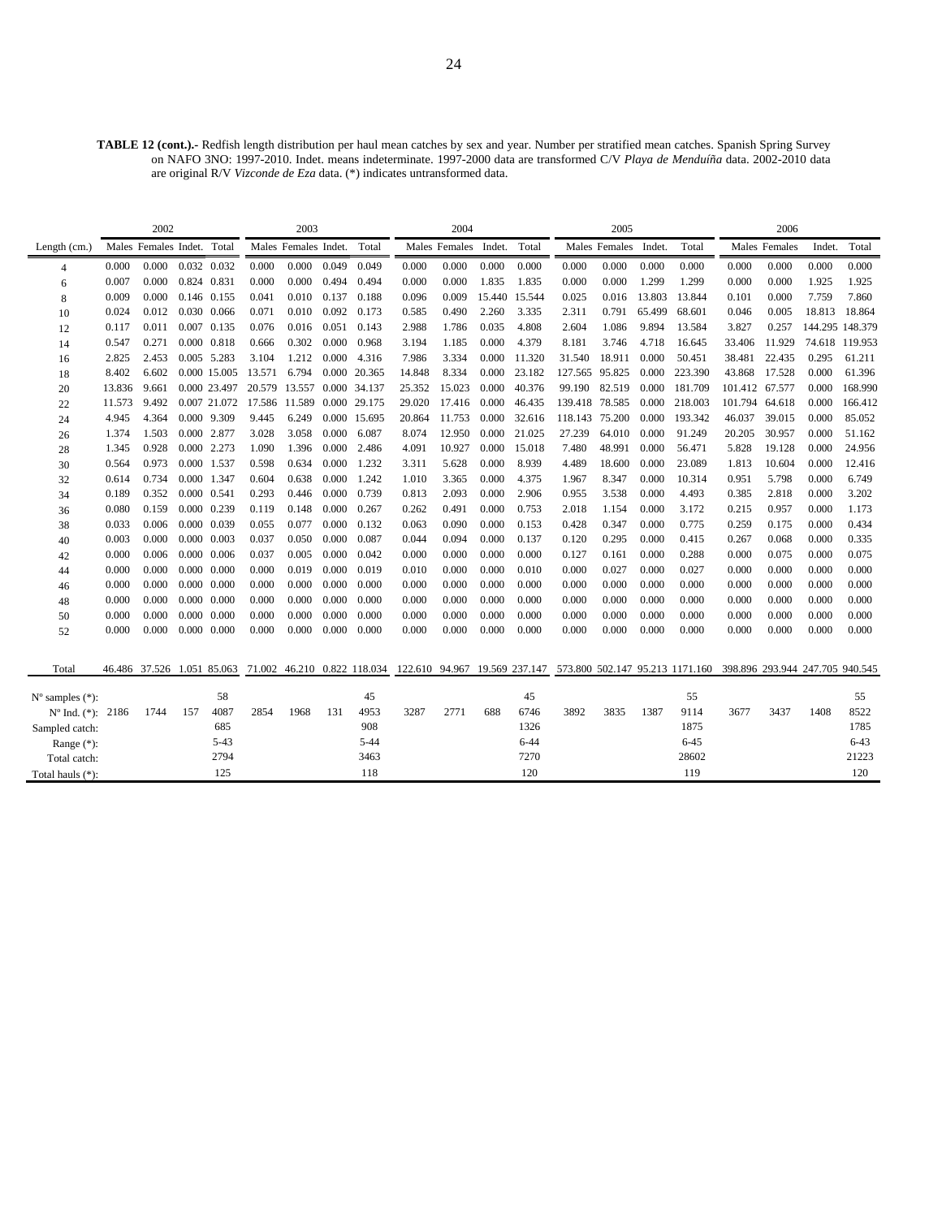**TABLE 12 (cont.).-** Redfish length distribution per haul mean catches by sex and year. Number per stratified mean catches. Spanish Spring Survey on NAFO 3NO: 1997-2010. Indet. means indeterminate. 1997-2000 data are transformed C/V *Playa de Menduíña* data. 2002-2010 data are original R/V *Vizconde de Eza* data. (*) indicates untransformed data.

| | 2002 | | | | 2003 | | | | 2004 | | | | 2005 | | | | 2006 | | | |
|---|---|---|---|---|---|---|---|---|---|---|---|---|---|---|---|---|---|---|---|---|
| Length (cm.) | Males | Females | Indet. | Total | Males | Females | Indet. | Total | Males | Females | Indet. | Total | Males | Females | Indet. | Total | Males | Females | Indet. | Total |
| 4 | 0.000 | 0.000 | 0.032 | 0.032 | 0.000 | 0.000 | 0.049 | 0.049 | 0.000 | 0.000 | 0.000 | 0.000 | 0.000 | 0.000 | 0.000 | 0.000 | 0.000 | 0.000 | 0.000 | 0.000 |
| 6 | 0.007 | 0.000 | 0.824 | 0.831 | 0.000 | 0.000 | 0.494 | 0.494 | 0.000 | 0.000 | 1.835 | 1.835 | 0.000 | 0.000 | 1.299 | 1.299 | 0.000 | 0.000 | 1.925 | 1.925 |
| 8 | 0.009 | 0.000 | 0.146 | 0.155 | 0.041 | 0.010 | 0.137 | 0.188 | 0.096 | 0.009 | 15.440 | 15.544 | 0.025 | 0.016 | 13.803 | 13.844 | 0.101 | 0.000 | 7.759 | 7.860 |
| 10 | 0.024 | 0.012 | 0.030 | 0.066 | 0.071 | 0.010 | 0.092 | 0.173 | 0.585 | 0.490 | 2.260 | 3.335 | 2.311 | 0.791 | 65.499 | 68.601 | 0.046 | 0.005 | 18.813 | 18.864 |
| 12 | 0.117 | 0.011 | 0.007 | 0.135 | 0.076 | 0.016 | 0.051 | 0.143 | 2.988 | 1.786 | 0.035 | 4.808 | 2.604 | 1.086 | 9.894 | 13.584 | 3.827 | 0.257 | 144.295 | 148.379 |
| 14 | 0.547 | 0.271 | 0.000 | 0.818 | 0.666 | 0.302 | 0.000 | 0.968 | 3.194 | 1.185 | 0.000 | 4.379 | 8.181 | 3.746 | 4.718 | 16.645 | 33.406 | 11.929 | 74.618 | 119.953 |
| 16 | 2.825 | 2.453 | 0.005 | 5.283 | 3.104 | 1.212 | 0.000 | 4.316 | 7.986 | 3.334 | 0.000 | 11.320 | 31.540 | 18.911 | 0.000 | 50.451 | 38.481 | 22.435 | 0.295 | 61.211 |
| 18 | 8.402 | 6.602 | 0.000 | 15.005 | 13.571 | 6.794 | 0.000 | 20.365 | 14.848 | 8.334 | 0.000 | 23.182 | 127.565 | 95.825 | 0.000 | 223.390 | 43.868 | 17.528 | 0.000 | 61.396 |
| 20 | 13.836 | 9.661 | 0.000 | 23.497 | 20.579 | 13.557 | 0.000 | 34.137 | 25.352 | 15.023 | 0.000 | 40.376 | 99.190 | 82.519 | 0.000 | 181.709 | 101.412 | 67.577 | 0.000 | 168.990 |
| 22 | 11.573 | 9.492 | 0.007 | 21.072 | 17.586 | 11.589 | 0.000 | 29.175 | 29.020 | 17.416 | 0.000 | 46.435 | 139.418 | 78.585 | 0.000 | 218.003 | 101.794 | 64.618 | 0.000 | 166.412 |
| 24 | 4.945 | 4.364 | 0.000 | 9.309 | 9.445 | 6.249 | 0.000 | 15.695 | 20.864 | 11.753 | 0.000 | 32.616 | 118.143 | 75.200 | 0.000 | 193.342 | 46.037 | 39.015 | 0.000 | 85.052 |
| 26 | 1.374 | 1.503 | 0.000 | 2.877 | 3.028 | 3.058 | 0.000 | 6.087 | 8.074 | 12.950 | 0.000 | 21.025 | 27.239 | 64.010 | 0.000 | 91.249 | 20.205 | 30.957 | 0.000 | 51.162 |
| 28 | 1.345 | 0.928 | 0.000 | 2.273 | 1.090 | 1.396 | 0.000 | 2.486 | 4.091 | 10.927 | 0.000 | 15.018 | 7.480 | 48.991 | 0.000 | 56.471 | 5.828 | 19.128 | 0.000 | 24.956 |
| 30 | 0.564 | 0.973 | 0.000 | 1.537 | 0.598 | 0.634 | 0.000 | 1.232 | 3.311 | 5.628 | 0.000 | 8.939 | 4.489 | 18.600 | 0.000 | 23.089 | 1.813 | 10.604 | 0.000 | 12.416 |
| 32 | 0.614 | 0.734 | 0.000 | 1.347 | 0.604 | 0.638 | 0.000 | 1.242 | 1.010 | 3.365 | 0.000 | 4.375 | 1.967 | 8.347 | 0.000 | 10.314 | 0.951 | 5.798 | 0.000 | 6.749 |
| 34 | 0.189 | 0.352 | 0.000 | 0.541 | 0.293 | 0.446 | 0.000 | 0.739 | 0.813 | 2.093 | 0.000 | 2.906 | 0.955 | 3.538 | 0.000 | 4.493 | 0.385 | 2.818 | 0.000 | 3.202 |
| 36 | 0.080 | 0.159 | 0.000 | 0.239 | 0.119 | 0.148 | 0.000 | 0.267 | 0.262 | 0.491 | 0.000 | 0.753 | 2.018 | 1.154 | 0.000 | 3.172 | 0.215 | 0.957 | 0.000 | 1.173 |
| 38 | 0.033 | 0.006 | 0.000 | 0.039 | 0.055 | 0.077 | 0.000 | 0.132 | 0.063 | 0.090 | 0.000 | 0.153 | 0.428 | 0.347 | 0.000 | 0.775 | 0.259 | 0.175 | 0.000 | 0.434 |
| 40 | 0.003 | 0.000 | 0.000 | 0.003 | 0.037 | 0.050 | 0.000 | 0.087 | 0.044 | 0.094 | 0.000 | 0.137 | 0.120 | 0.295 | 0.000 | 0.415 | 0.267 | 0.068 | 0.000 | 0.335 |
| 42 | 0.000 | 0.006 | 0.000 | 0.006 | 0.037 | 0.005 | 0.000 | 0.042 | 0.000 | 0.000 | 0.000 | 0.000 | 0.127 | 0.161 | 0.000 | 0.288 | 0.000 | 0.075 | 0.000 | 0.075 |
| 44 | 0.000 | 0.000 | 0.000 | 0.000 | 0.000 | 0.019 | 0.000 | 0.019 | 0.010 | 0.000 | 0.000 | 0.010 | 0.000 | 0.027 | 0.000 | 0.027 | 0.000 | 0.000 | 0.000 | 0.000 |
| 46 | 0.000 | 0.000 | 0.000 | 0.000 | 0.000 | 0.000 | 0.000 | 0.000 | 0.000 | 0.000 | 0.000 | 0.000 | 0.000 | 0.000 | 0.000 | 0.000 | 0.000 | 0.000 | 0.000 | 0.000 |
| 48 | 0.000 | 0.000 | 0.000 | 0.000 | 0.000 | 0.000 | 0.000 | 0.000 | 0.000 | 0.000 | 0.000 | 0.000 | 0.000 | 0.000 | 0.000 | 0.000 | 0.000 | 0.000 | 0.000 | 0.000 |
| 50 | 0.000 | 0.000 | 0.000 | 0.000 | 0.000 | 0.000 | 0.000 | 0.000 | 0.000 | 0.000 | 0.000 | 0.000 | 0.000 | 0.000 | 0.000 | 0.000 | 0.000 | 0.000 | 0.000 | 0.000 |
| 52 | 0.000 | 0.000 | 0.000 | 0.000 | 0.000 | 0.000 | 0.000 | 0.000 | 0.000 | 0.000 | 0.000 | 0.000 | 0.000 | 0.000 | 0.000 | 0.000 | 0.000 | 0.000 | 0.000 | 0.000 |
| Total | 46.486 | 37.526 | 1.051 | 85.063 | 71.002 | 46.210 | 0.822 | 118.034 | 122.610 | 94.967 | 19.569 | 237.147 | 573.800 | 502.147 | 95.213 | 1171.160 | 398.896 | 293.944 | 247.705 | 940.545 |
| Nº samples (*): | | | | 58 | | | | 45 | | | | 45 | | | | 55 | | | | 55 |
| Nº Ind. (*): | 2186 | 1744 | 157 | 4087 | 2854 | 1968 | 131 | 4953 | 3287 | 2771 | 688 | 6746 | 3892 | 3835 | 1387 | 9114 | 3677 | 3437 | 1408 | 8522 |
| Sampled catch: | | | | 685 | | | | 908 | | | | 1326 | | | | 1875 | | | | 1785 |
| Range (*): | | | | 5-43 | | | | 5-44 | | | | 6-44 | | | | 6-45 | | | | 6-43 |
| Total catch: | | | | 2794 | | | | 3463 | | | | 7270 | | | | 28602 | | | | 21223 |
| Total hauls (*): | | | | 125 | | | | 118 | | | | 120 | | | | 119 | | | | 120 |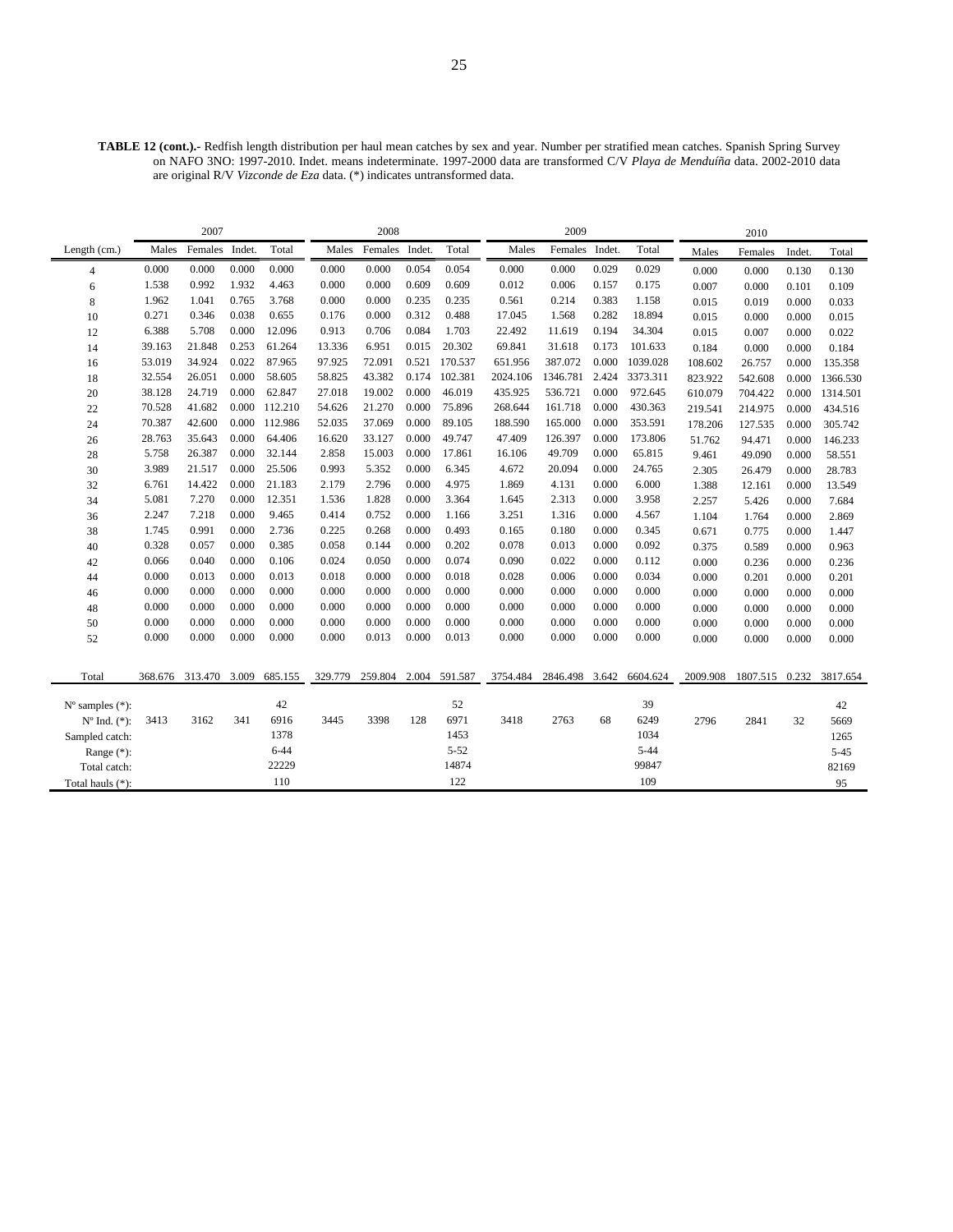**TABLE 12 (cont.).-** Redfish length distribution per haul mean catches by sex and year. Number per stratified mean catches. Spanish Spring Survey on NAFO 3NO: 1997-2010. Indet. means indeterminate. 1997-2000 data are transformed C/V *Playa de Menduíña* data. 2002-2010 data are original R/V *Vizconde de Eza* data. (*) indicates untransformed data.

| | 2007 | | | | 2008 | | | | 2009 | | | | 2010 | | | |
|---|---|---|---|---|---|---|---|---|---|---|---|---|---|---|---|---|
| Length (cm.) | Males | Females | Indet. | Total | Males | Females | Indet. | Total | Males | Females | Indet. | Total | Males | Females | Indet. | Total |
| 4 | 0.000 | 0.000 | 0.000 | 0.000 | 0.000 | 0.000 | 0.054 | 0.054 | 0.000 | 0.000 | 0.029 | 0.029 | 0.000 | 0.000 | 0.130 | 0.130 |
| 6 | 1.538 | 0.992 | 1.932 | 4.463 | 0.000 | 0.000 | 0.609 | 0.609 | 0.012 | 0.006 | 0.157 | 0.175 | 0.007 | 0.000 | 0.101 | 0.109 |
| 8 | 1.962 | 1.041 | 0.765 | 3.768 | 0.000 | 0.000 | 0.235 | 0.235 | 0.561 | 0.214 | 0.383 | 1.158 | 0.015 | 0.019 | 0.000 | 0.033 |
| 10 | 0.271 | 0.346 | 0.038 | 0.655 | 0.176 | 0.000 | 0.312 | 0.488 | 17.045 | 1.568 | 0.282 | 18.894 | 0.015 | 0.000 | 0.000 | 0.015 |
| 12 | 6.388 | 5.708 | 0.000 | 12.096 | 0.913 | 0.706 | 0.084 | 1.703 | 22.492 | 11.619 | 0.194 | 34.304 | 0.015 | 0.007 | 0.000 | 0.022 |
| 14 | 39.163 | 21.848 | 0.253 | 61.264 | 13.336 | 6.951 | 0.015 | 20.302 | 69.841 | 31.618 | 0.173 | 101.633 | 0.184 | 0.000 | 0.000 | 0.184 |
| 16 | 53.019 | 34.924 | 0.022 | 87.965 | 97.925 | 72.091 | 0.521 | 170.537 | 651.956 | 387.072 | 0.000 | 1039.028 | 108.602 | 26.757 | 0.000 | 135.358 |
| 18 | 32.554 | 26.051 | 0.000 | 58.605 | 58.825 | 43.382 | 0.174 | 102.381 | 2024.106 | 1346.781 | 2.424 | 3373.311 | 823.922 | 542.608 | 0.000 | 1366.530 |
| 20 | 38.128 | 24.719 | 0.000 | 62.847 | 27.018 | 19.002 | 0.000 | 46.019 | 435.925 | 536.721 | 0.000 | 972.645 | 610.079 | 704.422 | 0.000 | 1314.501 |
| 22 | 70.528 | 41.682 | 0.000 | 112.210 | 54.626 | 21.270 | 0.000 | 75.896 | 268.644 | 161.718 | 0.000 | 430.363 | 219.541 | 214.975 | 0.000 | 434.516 |
| 24 | 70.387 | 42.600 | 0.000 | 112.986 | 52.035 | 37.069 | 0.000 | 89.105 | 188.590 | 165.000 | 0.000 | 353.591 | 178.206 | 127.535 | 0.000 | 305.742 |
| 26 | 28.763 | 35.643 | 0.000 | 64.406 | 16.620 | 33.127 | 0.000 | 49.747 | 47.409 | 126.397 | 0.000 | 173.806 | 51.762 | 94.471 | 0.000 | 146.233 |
| 28 | 5.758 | 26.387 | 0.000 | 32.144 | 2.858 | 15.003 | 0.000 | 17.861 | 16.106 | 49.709 | 0.000 | 65.815 | 9.461 | 49.090 | 0.000 | 58.551 |
| 30 | 3.989 | 21.517 | 0.000 | 25.506 | 0.993 | 5.352 | 0.000 | 6.345 | 4.672 | 20.094 | 0.000 | 24.765 | 2.305 | 26.479 | 0.000 | 28.783 |
| 32 | 6.761 | 14.422 | 0.000 | 21.183 | 2.179 | 2.796 | 0.000 | 4.975 | 1.869 | 4.131 | 0.000 | 6.000 | 1.388 | 12.161 | 0.000 | 13.549 |
| 34 | 5.081 | 7.270 | 0.000 | 12.351 | 1.536 | 1.828 | 0.000 | 3.364 | 1.645 | 2.313 | 0.000 | 3.958 | 2.257 | 5.426 | 0.000 | 7.684 |
| 36 | 2.247 | 7.218 | 0.000 | 9.465 | 0.414 | 0.752 | 0.000 | 1.166 | 3.251 | 1.316 | 0.000 | 4.567 | 1.104 | 1.764 | 0.000 | 2.869 |
| 38 | 1.745 | 0.991 | 0.000 | 2.736 | 0.225 | 0.268 | 0.000 | 0.493 | 0.165 | 0.180 | 0.000 | 0.345 | 0.671 | 0.775 | 0.000 | 1.447 |
| 40 | 0.328 | 0.057 | 0.000 | 0.385 | 0.058 | 0.144 | 0.000 | 0.202 | 0.078 | 0.013 | 0.000 | 0.092 | 0.375 | 0.589 | 0.000 | 0.963 |
| 42 | 0.066 | 0.040 | 0.000 | 0.106 | 0.024 | 0.050 | 0.000 | 0.074 | 0.090 | 0.022 | 0.000 | 0.112 | 0.000 | 0.236 | 0.000 | 0.236 |
| 44 | 0.000 | 0.013 | 0.000 | 0.013 | 0.018 | 0.000 | 0.000 | 0.018 | 0.028 | 0.006 | 0.000 | 0.034 | 0.000 | 0.201 | 0.000 | 0.201 |
| 46 | 0.000 | 0.000 | 0.000 | 0.000 | 0.000 | 0.000 | 0.000 | 0.000 | 0.000 | 0.000 | 0.000 | 0.000 | 0.000 | 0.000 | 0.000 | 0.000 |
| 48 | 0.000 | 0.000 | 0.000 | 0.000 | 0.000 | 0.000 | 0.000 | 0.000 | 0.000 | 0.000 | 0.000 | 0.000 | 0.000 | 0.000 | 0.000 | 0.000 |
| 50 | 0.000 | 0.000 | 0.000 | 0.000 | 0.000 | 0.000 | 0.000 | 0.000 | 0.000 | 0.000 | 0.000 | 0.000 | 0.000 | 0.000 | 0.000 | 0.000 |
| 52 | 0.000 | 0.000 | 0.000 | 0.000 | 0.000 | 0.013 | 0.000 | 0.013 | 0.000 | 0.000 | 0.000 | 0.000 | 0.000 | 0.000 | 0.000 | 0.000 |
| Total | 368.676 | 313.470 | 3.009 | 685.155 | 329.779 | 259.804 | 2.004 | 591.587 | 3754.484 | 2846.498 | 3.642 | 6604.624 | 2009.908 | 1807.515 | 0.232 | 3817.654 |
| Nº samples (*): | | | | 42 | | | | 52 | | | | 39 | | | | 42 |
| Nº Ind. (*): | 3413 | 3162 | 341 | 6916 | 3445 | 3398 | 128 | 6971 | 3418 | 2763 | 68 | 6249 | 2796 | 2841 | 32 | 5669 |
| Sampled catch: | | | | 1378 | | | | 1453 | | | | 1034 | | | | 1265 |
| Range (*): | | | | 6-44 | | | | 5-52 | | | | 5-44 | | | | 5-45 |
| Total catch: | | | | 22229 | | | | 14874 | | | | 99847 | | | | 82169 |
| Total hauls (*): | | | | 110 | | | | 122 | | | | 109 | | | | 95 |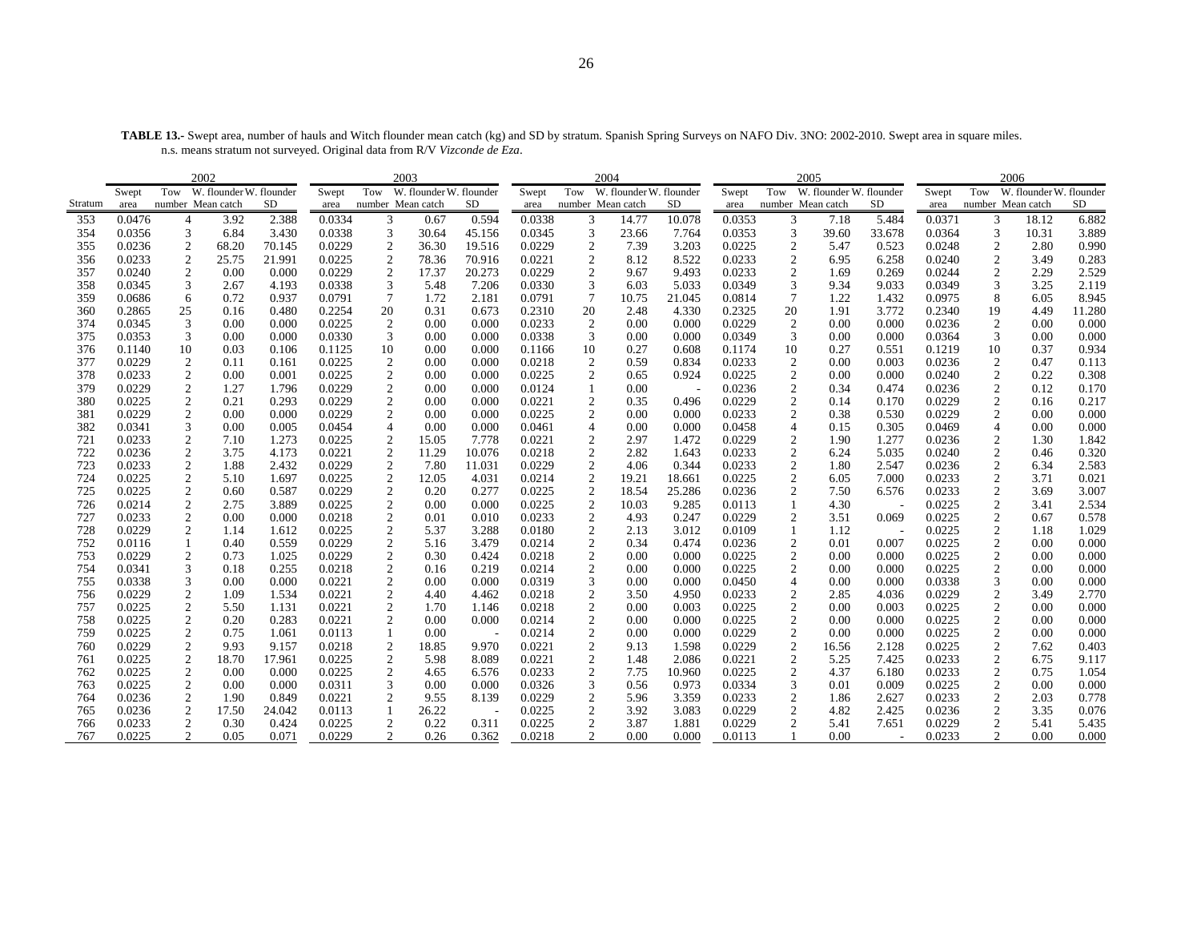**TABLE 13.-** Swept area, number of hauls and Witch flounder mean catch (kg) and SD by stratum. Spanish Spring Surveys on NAFO Div. 3NO: 2002-2010. Swept area in square miles. n.s. means stratum not surveyed. Original data from R/V *Vizconde de Eza*.

| | 2002 | | | | 2003 | | | | 2004 | | | | 2005 | | | | 2006 | | | |
|---|---|---|---|---|---|---|---|---|---|---|---|---|---|---|---|---|---|---|---|---|
| Stratum | Swept area | Tow number | W. flounder Mean catch | W. flounder SD | Swept area | Tow number | W. flounder Mean catch | W. flounder SD | Swept area | Tow number | W. flounder Mean catch | W. flounder SD | Swept area | Tow number | W. flounder Mean catch | W. flounder SD | Swept area | Tow number | W. flounder Mean catch | W. flounder SD |
| 353 | 0.0476 | 4 | 3.92 | 2.388 | 0.0334 | 3 | 0.67 | 0.594 | 0.0338 | 3 | 14.77 | 10.078 | 0.0353 | 3 | 7.18 | 5.484 | 0.0371 | 3 | 18.12 | 6.882 |
| 354 | 0.0356 | 3 | 6.84 | 3.430 | 0.0338 | 3 | 30.64 | 45.156 | 0.0345 | 3 | 23.66 | 7.764 | 0.0353 | 3 | 39.60 | 33.678 | 0.0364 | 3 | 10.31 | 3.889 |
| 355 | 0.0236 | 2 | 68.20 | 70.145 | 0.0229 | 2 | 36.30 | 19.516 | 0.0229 | 2 | 7.39 | 3.203 | 0.0225 | 2 | 5.47 | 0.523 | 0.0248 | 2 | 2.80 | 0.990 |
| 356 | 0.0233 | 2 | 25.75 | 21.991 | 0.0225 | 2 | 78.36 | 70.916 | 0.0221 | 2 | 8.12 | 8.522 | 0.0233 | 2 | 6.95 | 6.258 | 0.0240 | 2 | 3.49 | 0.283 |
| 357 | 0.0240 | 2 | 0.00 | 0.000 | 0.0229 | 2 | 17.37 | 20.273 | 0.0229 | 2 | 9.67 | 9.493 | 0.0233 | 2 | 1.69 | 0.269 | 0.0244 | 2 | 2.29 | 2.529 |
| 358 | 0.0345 | 3 | 2.67 | 4.193 | 0.0338 | 3 | 5.48 | 7.206 | 0.0330 | 3 | 6.03 | 5.033 | 0.0349 | 3 | 9.34 | 9.033 | 0.0349 | 3 | 3.25 | 2.119 |
| 359 | 0.0686 | 6 | 0.72 | 0.937 | 0.0791 | 7 | 1.72 | 2.181 | 0.0791 | 7 | 10.75 | 21.045 | 0.0814 | 7 | 1.22 | 1.432 | 0.0975 | 8 | 6.05 | 8.945 |
| 360 | 0.2865 | 25 | 0.16 | 0.480 | 0.2254 | 20 | 0.31 | 0.673 | 0.2310 | 20 | 2.48 | 4.330 | 0.2325 | 20 | 1.91 | 3.772 | 0.2340 | 19 | 4.49 | 11.280 |
| 374 | 0.0345 | 3 | 0.00 | 0.000 | 0.0225 | 2 | 0.00 | 0.000 | 0.0233 | 2 | 0.00 | 0.000 | 0.0229 | 2 | 0.00 | 0.000 | 0.0236 | 2 | 0.00 | 0.000 |
| 375 | 0.0353 | 3 | 0.00 | 0.000 | 0.0330 | 3 | 0.00 | 0.000 | 0.0338 | 3 | 0.00 | 0.000 | 0.0349 | 3 | 0.00 | 0.000 | 0.0364 | 3 | 0.00 | 0.000 |
| 376 | 0.1140 | 10 | 0.03 | 0.106 | 0.1125 | 10 | 0.00 | 0.000 | 0.1166 | 10 | 0.27 | 0.608 | 0.1174 | 10 | 0.27 | 0.551 | 0.1219 | 10 | 0.37 | 0.934 |
| 377 | 0.0229 | 2 | 0.11 | 0.161 | 0.0225 | 2 | 0.00 | 0.000 | 0.0218 | 2 | 0.59 | 0.834 | 0.0233 | 2 | 0.00 | 0.003 | 0.0236 | 2 | 0.47 | 0.113 |
| 378 | 0.0233 | 2 | 0.00 | 0.001 | 0.0225 | 2 | 0.00 | 0.000 | 0.0225 | 2 | 0.65 | 0.924 | 0.0225 | 2 | 0.00 | 0.000 | 0.0240 | 2 | 0.22 | 0.308 |
| 379 | 0.0229 | 2 | 1.27 | 1.796 | 0.0229 | 2 | 0.00 | 0.000 | 0.0124 | 1 | 0.00 | - | 0.0236 | 2 | 0.34 | 0.474 | 0.0236 | 2 | 0.12 | 0.170 |
| 380 | 0.0225 | 2 | 0.21 | 0.293 | 0.0229 | 2 | 0.00 | 0.000 | 0.0221 | 2 | 0.35 | 0.496 | 0.0229 | 2 | 0.14 | 0.170 | 0.0229 | 2 | 0.16 | 0.217 |
| 381 | 0.0229 | 2 | 0.00 | 0.000 | 0.0229 | 2 | 0.00 | 0.000 | 0.0225 | 2 | 0.00 | 0.000 | 0.0233 | 2 | 0.38 | 0.530 | 0.0229 | 2 | 0.00 | 0.000 |
| 382 | 0.0341 | 3 | 0.00 | 0.005 | 0.0454 | 4 | 0.00 | 0.000 | 0.0461 | 4 | 0.00 | 0.000 | 0.0458 | 4 | 0.15 | 0.305 | 0.0469 | 4 | 0.00 | 0.000 |
| 721 | 0.0233 | 2 | 7.10 | 1.273 | 0.0225 | 2 | 15.05 | 7.778 | 0.0221 | 2 | 2.97 | 1.472 | 0.0229 | 2 | 1.90 | 1.277 | 0.0236 | 2 | 1.30 | 1.842 |
| 722 | 0.0236 | 2 | 3.75 | 4.173 | 0.0221 | 2 | 11.29 | 10.076 | 0.0218 | 2 | 2.82 | 1.643 | 0.0233 | 2 | 6.24 | 5.035 | 0.0240 | 2 | 0.46 | 0.320 |
| 723 | 0.0233 | 2 | 1.88 | 2.432 | 0.0229 | 2 | 7.80 | 11.031 | 0.0229 | 2 | 4.06 | 0.344 | 0.0233 | 2 | 1.80 | 2.547 | 0.0236 | 2 | 6.34 | 2.583 |
| 724 | 0.0225 | 2 | 5.10 | 1.697 | 0.0225 | 2 | 12.05 | 4.031 | 0.0214 | 2 | 19.21 | 18.661 | 0.0225 | 2 | 6.05 | 7.000 | 0.0233 | 2 | 3.71 | 0.021 |
| 725 | 0.0225 | 2 | 0.60 | 0.587 | 0.0229 | 2 | 0.20 | 0.277 | 0.0225 | 2 | 18.54 | 25.286 | 0.0236 | 2 | 7.50 | 6.576 | 0.0233 | 2 | 3.69 | 3.007 |
| 726 | 0.0214 | 2 | 2.75 | 3.889 | 0.0225 | 2 | 0.00 | 0.000 | 0.0225 | 2 | 10.03 | 9.285 | 0.0113 | 1 | 4.30 | - | 0.0225 | 2 | 3.41 | 2.534 |
| 727 | 0.0233 | 2 | 0.00 | 0.000 | 0.0218 | 2 | 0.01 | 0.010 | 0.0233 | 2 | 4.93 | 0.247 | 0.0229 | 2 | 3.51 | 0.069 | 0.0225 | 2 | 0.67 | 0.578 |
| 728 | 0.0229 | 2 | 1.14 | 1.612 | 0.0225 | 2 | 5.37 | 3.288 | 0.0180 | 2 | 2.13 | 3.012 | 0.0109 | 1 | 1.12 | - | 0.0225 | 2 | 1.18 | 1.029 |
| 752 | 0.0116 | 1 | 0.40 | 0.559 | 0.0229 | 2 | 5.16 | 3.479 | 0.0214 | 2 | 0.34 | 0.474 | 0.0236 | 2 | 0.01 | 0.007 | 0.0225 | 2 | 0.00 | 0.000 |
| 753 | 0.0229 | 2 | 0.73 | 1.025 | 0.0229 | 2 | 0.30 | 0.424 | 0.0218 | 2 | 0.00 | 0.000 | 0.0225 | 2 | 0.00 | 0.000 | 0.0225 | 2 | 0.00 | 0.000 |
| 754 | 0.0341 | 3 | 0.18 | 0.255 | 0.0218 | 2 | 0.16 | 0.219 | 0.0214 | 2 | 0.00 | 0.000 | 0.0225 | 2 | 0.00 | 0.000 | 0.0225 | 2 | 0.00 | 0.000 |
| 755 | 0.0338 | 3 | 0.00 | 0.000 | 0.0221 | 2 | 0.00 | 0.000 | 0.0319 | 3 | 0.00 | 0.000 | 0.0450 | 4 | 0.00 | 0.000 | 0.0338 | 3 | 0.00 | 0.000 |
| 756 | 0.0229 | 2 | 1.09 | 1.534 | 0.0221 | 2 | 4.40 | 4.462 | 0.0218 | 2 | 3.50 | 4.950 | 0.0233 | 2 | 2.85 | 4.036 | 0.0229 | 2 | 3.49 | 2.770 |
| 757 | 0.0225 | 2 | 5.50 | 1.131 | 0.0221 | 2 | 1.70 | 1.146 | 0.0218 | 2 | 0.00 | 0.003 | 0.0225 | 2 | 0.00 | 0.003 | 0.0225 | 2 | 0.00 | 0.000 |
| 758 | 0.0225 | 2 | 0.20 | 0.283 | 0.0221 | 2 | 0.00 | 0.000 | 0.0214 | 2 | 0.00 | 0.000 | 0.0225 | 2 | 0.00 | 0.000 | 0.0225 | 2 | 0.00 | 0.000 |
| 759 | 0.0225 | 2 | 0.75 | 1.061 | 0.0113 | 1 | 0.00 | - | 0.0214 | 2 | 0.00 | 0.000 | 0.0229 | 2 | 0.00 | 0.000 | 0.0225 | 2 | 0.00 | 0.000 |
| 760 | 0.0229 | 2 | 9.93 | 9.157 | 0.0218 | 2 | 18.85 | 9.970 | 0.0221 | 2 | 9.13 | 1.598 | 0.0229 | 2 | 16.56 | 2.128 | 0.0225 | 2 | 7.62 | 0.403 |
| 761 | 0.0225 | 2 | 18.70 | 17.961 | 0.0225 | 2 | 5.98 | 8.089 | 0.0221 | 2 | 1.48 | 2.086 | 0.0221 | 2 | 5.25 | 7.425 | 0.0233 | 2 | 6.75 | 9.117 |
| 762 | 0.0225 | 2 | 0.00 | 0.000 | 0.0225 | 2 | 4.65 | 6.576 | 0.0233 | 2 | 7.75 | 10.960 | 0.0225 | 2 | 4.37 | 6.180 | 0.0233 | 2 | 0.75 | 1.054 |
| 763 | 0.0225 | 2 | 0.00 | 0.000 | 0.0311 | 3 | 0.00 | 0.000 | 0.0326 | 3 | 0.56 | 0.973 | 0.0334 | 3 | 0.01 | 0.009 | 0.0225 | 2 | 0.00 | 0.000 |
| 764 | 0.0236 | 2 | 1.90 | 0.849 | 0.0221 | 2 | 9.55 | 8.139 | 0.0229 | 2 | 5.96 | 3.359 | 0.0233 | 2 | 1.86 | 2.627 | 0.0233 | 2 | 2.03 | 0.778 |
| 765 | 0.0236 | 2 | 17.50 | 24.042 | 0.0113 | 1 | 26.22 | - | 0.0225 | 2 | 3.92 | 3.083 | 0.0229 | 2 | 4.82 | 2.425 | 0.0236 | 2 | 3.35 | 0.076 |
| 766 | 0.0233 | 2 | 0.30 | 0.424 | 0.0225 | 2 | 0.22 | 0.311 | 0.0225 | 2 | 3.87 | 1.881 | 0.0229 | 2 | 5.41 | 7.651 | 0.0229 | 2 | 5.41 | 5.435 |
| 767 | 0.0225 | 2 | 0.05 | 0.071 | 0.0229 | 2 | 0.26 | 0.362 | 0.0218 | 2 | 0.00 | 0.000 | 0.0113 | 1 | 0.00 | - | 0.0233 | 2 | 0.00 | 0.000 |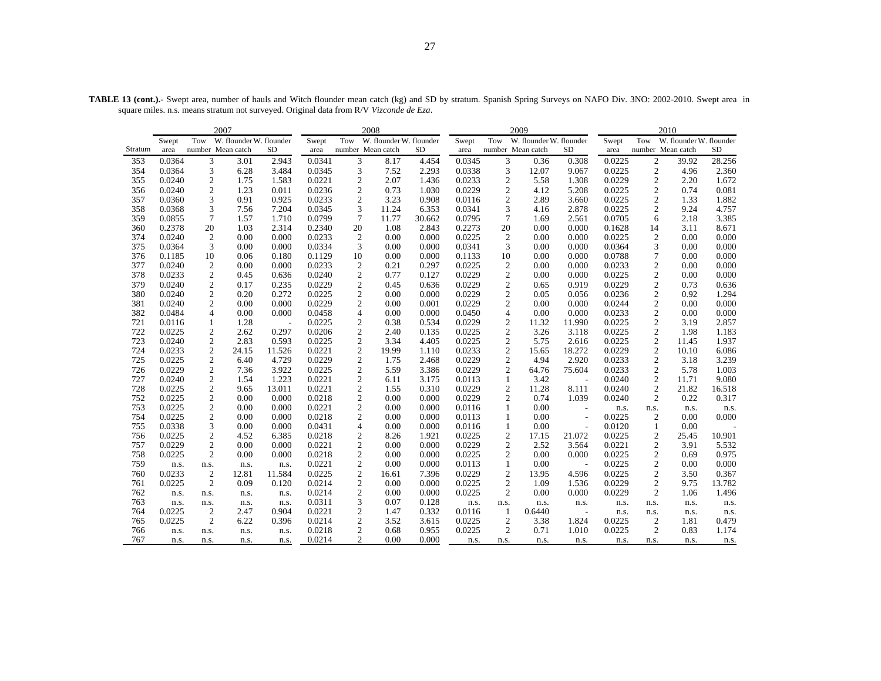**TABLE 13 (cont.).-** Swept area, number of hauls and Witch flounder mean catch (kg) and SD by stratum. Spanish Spring Surveys on NAFO Div. 3NO: 2002-2010. Swept area in square miles. n.s. means stratum not surveyed. Original data from R/V *Vizconde de Eza*.

| | 2007 | | | | 2008 | | | | 2009 | | | | 2010 | | | |
|---|---|---|---|---|---|---|---|---|---|---|---|---|---|---|---|---|
| Stratum | Swept area | Tow number | W. flounder Mean catch | W. flounder SD | Swept area | Tow number | W. flounder Mean catch | W. flounder SD | Swept area | Tow number | W. flounder Mean catch | W. flounder SD | Swept area | Tow number | W. flounder Mean catch | W. flounder SD |
| 353 | 0.0364 | 3 | 3.01 | 2.943 | 0.0341 | 3 | 8.17 | 4.454 | 0.0345 | 3 | 0.36 | 0.308 | 0.0225 | 2 | 39.92 | 28.256 |
| 354 | 0.0364 | 3 | 6.28 | 3.484 | 0.0345 | 3 | 7.52 | 2.293 | 0.0338 | 3 | 12.07 | 9.067 | 0.0225 | 2 | 4.96 | 2.360 |
| 355 | 0.0240 | 2 | 1.75 | 1.583 | 0.0221 | 2 | 2.07 | 1.436 | 0.0233 | 2 | 5.58 | 1.308 | 0.0229 | 2 | 2.20 | 1.672 |
| 356 | 0.0240 | 2 | 1.23 | 0.011 | 0.0236 | 2 | 0.73 | 1.030 | 0.0229 | 2 | 4.12 | 5.208 | 0.0225 | 2 | 0.74 | 0.081 |
| 357 | 0.0360 | 3 | 0.91 | 0.925 | 0.0233 | 2 | 3.23 | 0.908 | 0.0116 | 2 | 2.89 | 3.660 | 0.0225 | 2 | 1.33 | 1.882 |
| 358 | 0.0368 | 3 | 7.56 | 7.204 | 0.0345 | 3 | 11.24 | 6.353 | 0.0341 | 3 | 4.16 | 2.878 | 0.0225 | 2 | 9.24 | 4.757 |
| 359 | 0.0855 | 7 | 1.57 | 1.710 | 0.0799 | 7 | 11.77 | 30.662 | 0.0795 | 7 | 1.69 | 2.561 | 0.0705 | 6 | 2.18 | 3.385 |
| 360 | 0.2378 | 20 | 1.03 | 2.314 | 0.2340 | 20 | 1.08 | 2.843 | 0.2273 | 20 | 0.00 | 0.000 | 0.1628 | 14 | 3.11 | 8.671 |
| 374 | 0.0240 | 2 | 0.00 | 0.000 | 0.0233 | 2 | 0.00 | 0.000 | 0.0225 | 2 | 0.00 | 0.000 | 0.0225 | 2 | 0.00 | 0.000 |
| 375 | 0.0364 | 3 | 0.00 | 0.000 | 0.0334 | 3 | 0.00 | 0.000 | 0.0341 | 3 | 0.00 | 0.000 | 0.0364 | 3 | 0.00 | 0.000 |
| 376 | 0.1185 | 10 | 0.06 | 0.180 | 0.1129 | 10 | 0.00 | 0.000 | 0.1133 | 10 | 0.00 | 0.000 | 0.0788 | 7 | 0.00 | 0.000 |
| 377 | 0.0240 | 2 | 0.00 | 0.000 | 0.0233 | 2 | 0.21 | 0.297 | 0.0225 | 2 | 0.00 | 0.000 | 0.0233 | 2 | 0.00 | 0.000 |
| 378 | 0.0233 | 2 | 0.45 | 0.636 | 0.0240 | 2 | 0.77 | 0.127 | 0.0229 | 2 | 0.00 | 0.000 | 0.0225 | 2 | 0.00 | 0.000 |
| 379 | 0.0240 | 2 | 0.17 | 0.235 | 0.0229 | 2 | 0.45 | 0.636 | 0.0229 | 2 | 0.65 | 0.919 | 0.0229 | 2 | 0.73 | 0.636 |
| 380 | 0.0240 | 2 | 0.20 | 0.272 | 0.0225 | 2 | 0.00 | 0.000 | 0.0229 | 2 | 0.05 | 0.056 | 0.0236 | 2 | 0.92 | 1.294 |
| 381 | 0.0240 | 2 | 0.00 | 0.000 | 0.0229 | 2 | 0.00 | 0.001 | 0.0229 | 2 | 0.00 | 0.000 | 0.0244 | 2 | 0.00 | 0.000 |
| 382 | 0.0484 | 4 | 0.00 | 0.000 | 0.0458 | 4 | 0.00 | 0.000 | 0.0450 | 4 | 0.00 | 0.000 | 0.0233 | 2 | 0.00 | 0.000 |
| 721 | 0.0116 | 1 | 1.28 | - | 0.0225 | 2 | 0.38 | 0.534 | 0.0229 | 2 | 11.32 | 11.990 | 0.0225 | 2 | 3.19 | 2.857 |
| 722 | 0.0225 | 2 | 2.62 | 0.297 | 0.0206 | 2 | 2.40 | 0.135 | 0.0225 | 2 | 3.26 | 3.118 | 0.0225 | 2 | 1.98 | 1.183 |
| 723 | 0.0240 | 2 | 2.83 | 0.593 | 0.0225 | 2 | 3.34 | 4.405 | 0.0225 | 2 | 5.75 | 2.616 | 0.0225 | 2 | 11.45 | 1.937 |
| 724 | 0.0233 | 2 | 24.15 | 11.526 | 0.0221 | 2 | 19.99 | 1.110 | 0.0233 | 2 | 15.65 | 18.272 | 0.0229 | 2 | 10.10 | 6.086 |
| 725 | 0.0225 | 2 | 6.40 | 4.729 | 0.0229 | 2 | 1.75 | 2.468 | 0.0229 | 2 | 4.94 | 2.920 | 0.0233 | 2 | 3.18 | 3.239 |
| 726 | 0.0229 | 2 | 7.36 | 3.922 | 0.0225 | 2 | 5.59 | 3.386 | 0.0229 | 2 | 64.76 | 75.604 | 0.0233 | 2 | 5.78 | 1.003 |
| 727 | 0.0240 | 2 | 1.54 | 1.223 | 0.0221 | 2 | 6.11 | 3.175 | 0.0113 | 1 | 3.42 | - | 0.0240 | 2 | 11.71 | 9.080 |
| 728 | 0.0225 | 2 | 9.65 | 13.011 | 0.0221 | 2 | 1.55 | 0.310 | 0.0229 | 2 | 11.28 | 8.111 | 0.0240 | 2 | 21.82 | 16.518 |
| 752 | 0.0225 | 2 | 0.00 | 0.000 | 0.0218 | 2 | 0.00 | 0.000 | 0.0229 | 2 | 0.74 | 1.039 | 0.0240 | 2 | 0.22 | 0.317 |
| 753 | 0.0225 | 2 | 0.00 | 0.000 | 0.0221 | 2 | 0.00 | 0.000 | 0.0116 | 1 | 0.00 | - | n.s. | n.s. | n.s. | n.s. |
| 754 | 0.0225 | 2 | 0.00 | 0.000 | 0.0218 | 2 | 0.00 | 0.000 | 0.0113 | 1 | 0.00 | - | 0.0225 | 2 | 0.00 | 0.000 |
| 755 | 0.0338 | 3 | 0.00 | 0.000 | 0.0431 | 4 | 0.00 | 0.000 | 0.0116 | 1 | 0.00 | - | 0.0120 | 1 | 0.00 | - |
| 756 | 0.0225 | 2 | 4.52 | 6.385 | 0.0218 | 2 | 8.26 | 1.921 | 0.0225 | 2 | 17.15 | 21.072 | 0.0225 | 2 | 25.45 | 10.901 |
| 757 | 0.0229 | 2 | 0.00 | 0.000 | 0.0221 | 2 | 0.00 | 0.000 | 0.0229 | 2 | 2.52 | 3.564 | 0.0221 | 2 | 3.91 | 5.532 |
| 758 | 0.0225 | 2 | 0.00 | 0.000 | 0.0218 | 2 | 0.00 | 0.000 | 0.0225 | 2 | 0.00 | 0.000 | 0.0225 | 2 | 0.69 | 0.975 |
| 759 | n.s. | n.s. | n.s. | n.s. | 0.0221 | 2 | 0.00 | 0.000 | 0.0113 | 1 | 0.00 | - | 0.0225 | 2 | 0.00 | 0.000 |
| 760 | 0.0233 | 2 | 12.81 | 11.584 | 0.0225 | 2 | 16.61 | 7.396 | 0.0229 | 2 | 13.95 | 4.596 | 0.0225 | 2 | 3.50 | 0.367 |
| 761 | 0.0225 | 2 | 0.09 | 0.120 | 0.0214 | 2 | 0.00 | 0.000 | 0.0225 | 2 | 1.09 | 1.536 | 0.0229 | 2 | 9.75 | 13.782 |
| 762 | n.s. | n.s. | n.s. | n.s. | 0.0214 | 2 | 0.00 | 0.000 | 0.0225 | 2 | 0.00 | 0.000 | 0.0229 | 2 | 1.06 | 1.496 |
| 763 | n.s. | n.s. | n.s. | n.s. | 0.0311 | 3 | 0.07 | 0.128 | n.s. | n.s. | n.s. | n.s. | n.s. | n.s. | n.s. | n.s. |
| 764 | 0.0225 | 2 | 2.47 | 0.904 | 0.0221 | 2 | 1.47 | 0.332 | 0.0116 | 1 | 0.6440 | - | n.s. | n.s. | n.s. | n.s. |
| 765 | 0.0225 | 2 | 6.22 | 0.396 | 0.0214 | 2 | 3.52 | 3.615 | 0.0225 | 2 | 3.38 | 1.824 | 0.0225 | 2 | 1.81 | 0.479 |
| 766 | n.s. | n.s. | n.s. | n.s. | 0.0218 | 2 | 0.68 | 0.955 | 0.0225 | 2 | 0.71 | 1.010 | 0.0225 | 2 | 0.83 | 1.174 |
| 767 | n.s. | n.s. | n.s. | n.s. | 0.0214 | 2 | 0.00 | 0.000 | n.s. | n.s. | n.s. | n.s. | n.s. | n.s. | n.s. | n.s. |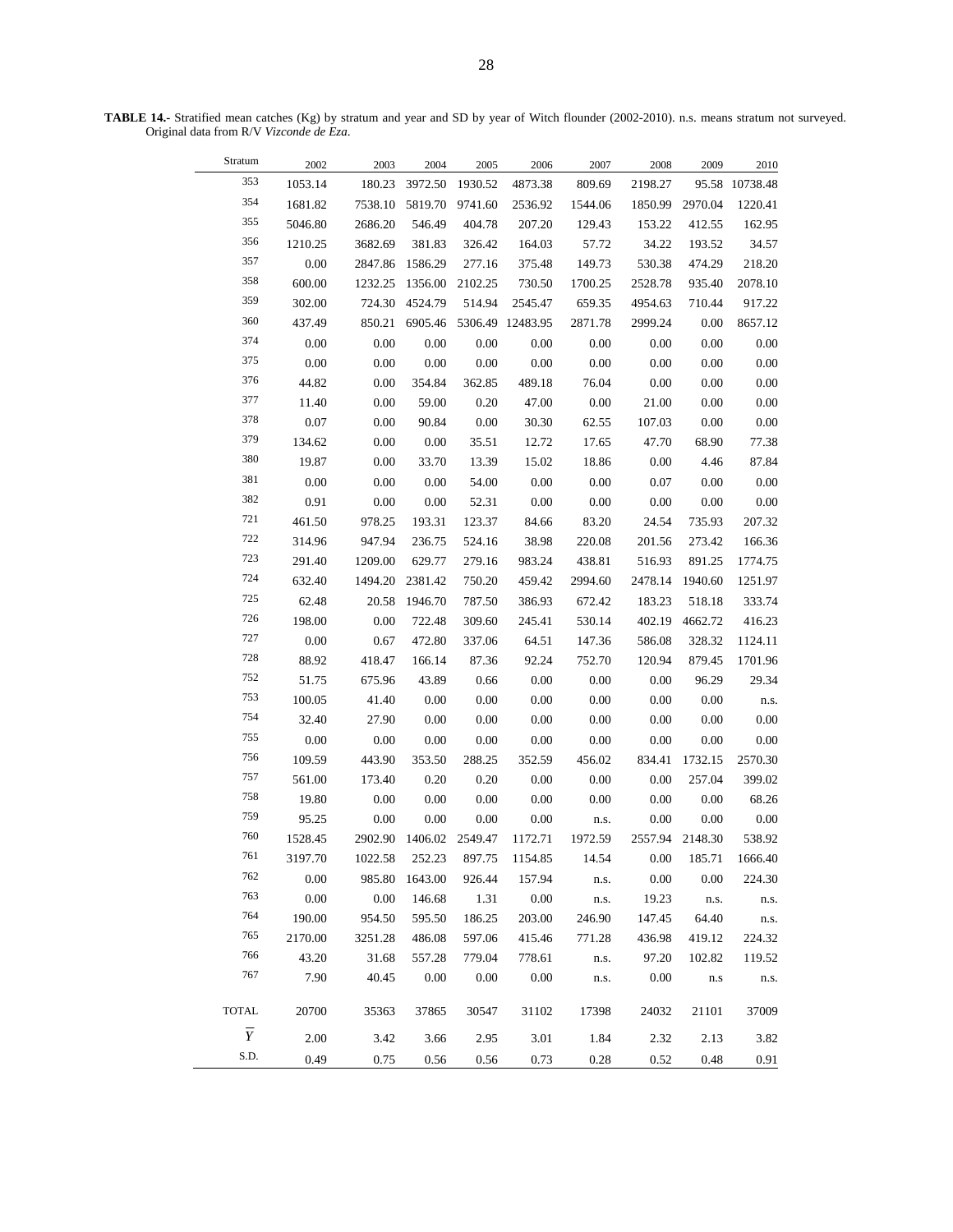**TABLE 14.-** Stratified mean catches (Kg) by stratum and year and SD by year of Witch flounder (2002-2010). n.s. means stratum not surveyed. Original data from R/V *Vizconde de Eza*.

| Stratum | 2002 | 2003 | 2004 | 2005 | 2006 | 2007 | 2008 | 2009 | 2010 |
|---|---|---|---|---|---|---|---|---|---|
| 353 | 1053.14 | 180.23 | 3972.50 | 1930.52 | 4873.38 | 809.69 | 2198.27 | 95.58 | 10738.48 |
| 354 | 1681.82 | 7538.10 | 5819.70 | 9741.60 | 2536.92 | 1544.06 | 1850.99 | 2970.04 | 1220.41 |
| 355 | 5046.80 | 2686.20 | 546.49 | 404.78 | 207.20 | 129.43 | 153.22 | 412.55 | 162.95 |
| 356 | 1210.25 | 3682.69 | 381.83 | 326.42 | 164.03 | 57.72 | 34.22 | 193.52 | 34.57 |
| 357 | 0.00 | 2847.86 | 1586.29 | 277.16 | 375.48 | 149.73 | 530.38 | 474.29 | 218.20 |
| 358 | 600.00 | 1232.25 | 1356.00 | 2102.25 | 730.50 | 1700.25 | 2528.78 | 935.40 | 2078.10 |
| 359 | 302.00 | 724.30 | 4524.79 | 514.94 | 2545.47 | 659.35 | 4954.63 | 710.44 | 917.22 |
| 360 | 437.49 | 850.21 | 6905.46 | 5306.49 | 12483.95 | 2871.78 | 2999.24 | 0.00 | 8657.12 |
| 374 | 0.00 | 0.00 | 0.00 | 0.00 | 0.00 | 0.00 | 0.00 | 0.00 | 0.00 |
| 375 | 0.00 | 0.00 | 0.00 | 0.00 | 0.00 | 0.00 | 0.00 | 0.00 | 0.00 |
| 376 | 44.82 | 0.00 | 354.84 | 362.85 | 489.18 | 76.04 | 0.00 | 0.00 | 0.00 |
| 377 | 11.40 | 0.00 | 59.00 | 0.20 | 47.00 | 0.00 | 21.00 | 0.00 | 0.00 |
| 378 | 0.07 | 0.00 | 90.84 | 0.00 | 30.30 | 62.55 | 107.03 | 0.00 | 0.00 |
| 379 | 134.62 | 0.00 | 0.00 | 35.51 | 12.72 | 17.65 | 47.70 | 68.90 | 77.38 |
| 380 | 19.87 | 0.00 | 33.70 | 13.39 | 15.02 | 18.86 | 0.00 | 4.46 | 87.84 |
| 381 | 0.00 | 0.00 | 0.00 | 54.00 | 0.00 | 0.00 | 0.07 | 0.00 | 0.00 |
| 382 | 0.91 | 0.00 | 0.00 | 52.31 | 0.00 | 0.00 | 0.00 | 0.00 | 0.00 |
| 721 | 461.50 | 978.25 | 193.31 | 123.37 | 84.66 | 83.20 | 24.54 | 735.93 | 207.32 |
| 722 | 314.96 | 947.94 | 236.75 | 524.16 | 38.98 | 220.08 | 201.56 | 273.42 | 166.36 |
| 723 | 291.40 | 1209.00 | 629.77 | 279.16 | 983.24 | 438.81 | 516.93 | 891.25 | 1774.75 |
| 724 | 632.40 | 1494.20 | 2381.42 | 750.20 | 459.42 | 2994.60 | 2478.14 | 1940.60 | 1251.97 |
| 725 | 62.48 | 20.58 | 1946.70 | 787.50 | 386.93 | 672.42 | 183.23 | 518.18 | 333.74 |
| 726 | 198.00 | 0.00 | 722.48 | 309.60 | 245.41 | 530.14 | 402.19 | 4662.72 | 416.23 |
| 727 | 0.00 | 0.67 | 472.80 | 337.06 | 64.51 | 147.36 | 586.08 | 328.32 | 1124.11 |
| 728 | 88.92 | 418.47 | 166.14 | 87.36 | 92.24 | 752.70 | 120.94 | 879.45 | 1701.96 |
| 752 | 51.75 | 675.96 | 43.89 | 0.66 | 0.00 | 0.00 | 0.00 | 96.29 | 29.34 |
| 753 | 100.05 | 41.40 | 0.00 | 0.00 | 0.00 | 0.00 | 0.00 | 0.00 | n.s. |
| 754 | 32.40 | 27.90 | 0.00 | 0.00 | 0.00 | 0.00 | 0.00 | 0.00 | 0.00 |
| 755 | 0.00 | 0.00 | 0.00 | 0.00 | 0.00 | 0.00 | 0.00 | 0.00 | 0.00 |
| 756 | 109.59 | 443.90 | 353.50 | 288.25 | 352.59 | 456.02 | 834.41 | 1732.15 | 2570.30 |
| 757 | 561.00 | 173.40 | 0.20 | 0.20 | 0.00 | 0.00 | 0.00 | 257.04 | 399.02 |
| 758 | 19.80 | 0.00 | 0.00 | 0.00 | 0.00 | 0.00 | 0.00 | 0.00 | 68.26 |
| 759 | 95.25 | 0.00 | 0.00 | 0.00 | 0.00 | n.s. | 0.00 | 0.00 | 0.00 |
| 760 | 1528.45 | 2902.90 | 1406.02 | 2549.47 | 1172.71 | 1972.59 | 2557.94 | 2148.30 | 538.92 |
| 761 | 3197.70 | 1022.58 | 252.23 | 897.75 | 1154.85 | 14.54 | 0.00 | 185.71 | 1666.40 |
| 762 | 0.00 | 985.80 | 1643.00 | 926.44 | 157.94 | n.s. | 0.00 | 0.00 | 224.30 |
| 763 | 0.00 | 0.00 | 146.68 | 1.31 | 0.00 | n.s. | 19.23 | n.s. | n.s. |
| 764 | 190.00 | 954.50 | 595.50 | 186.25 | 203.00 | 246.90 | 147.45 | 64.40 | n.s. |
| 765 | 2170.00 | 3251.28 | 486.08 | 597.06 | 415.46 | 771.28 | 436.98 | 419.12 | 224.32 |
| 766 | 43.20 | 31.68 | 557.28 | 779.04 | 778.61 | n.s. | 97.20 | 102.82 | 119.52 |
| 767 | 7.90 | 40.45 | 0.00 | 0.00 | 0.00 | n.s. | 0.00 | n.s | n.s. |
| TOTAL | 20700 | 35363 | 37865 | 30547 | 31102 | 17398 | 24032 | 21101 | 37009 |
| $\overline{Y}$ | 2.00 | 3.42 | 3.66 | 2.95 | 3.01 | 1.84 | 2.32 | 2.13 | 3.82 |
| S.D. | 0.49 | 0.75 | 0.56 | 0.56 | 0.73 | 0.28 | 0.52 | 0.48 | 0.91 |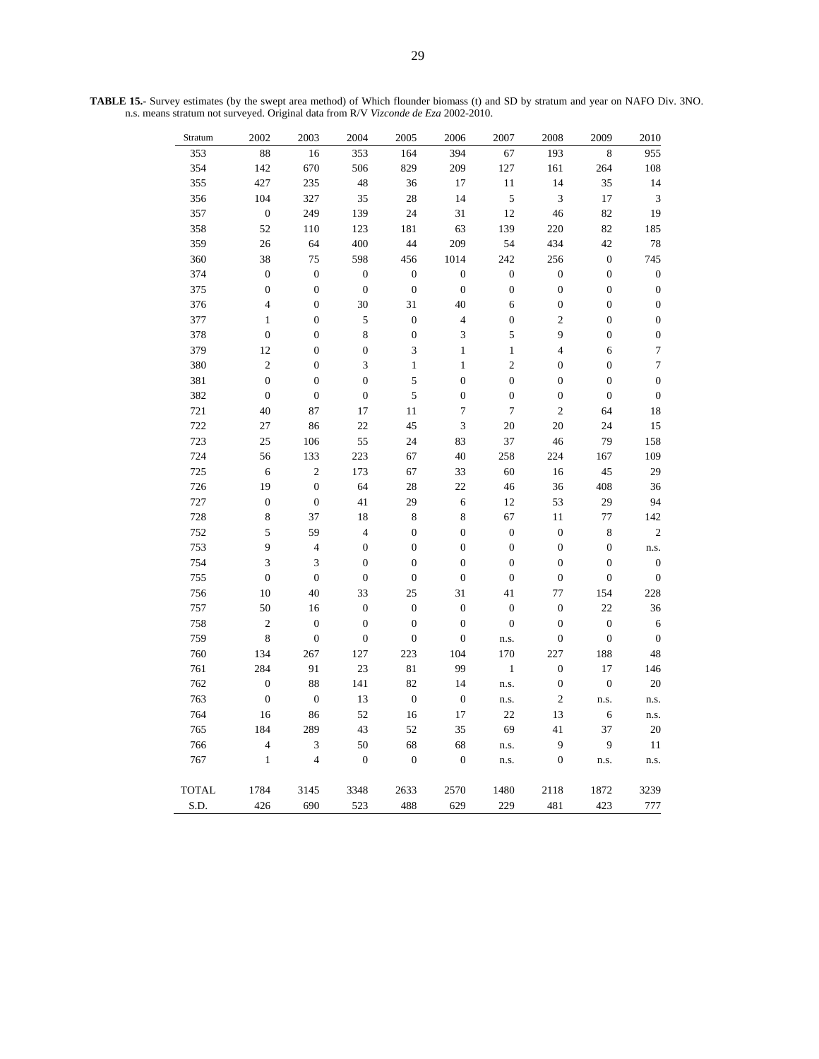**TABLE 15.-** Survey estimates (by the swept area method) of Which flounder biomass (t) and SD by stratum and year on NAFO Div. 3NO. n.s. means stratum not surveyed. Original data from R/V *Vizconde de Eza* 2002-2010.

| Stratum | 2002 | 2003 | 2004 | 2005 | 2006 | 2007 | 2008 | 2009 | 2010 |
|---|---|---|---|---|---|---|---|---|---|
| 353 | 88 | 16 | 353 | 164 | 394 | 67 | 193 | 8 | 955 |
| 354 | 142 | 670 | 506 | 829 | 209 | 127 | 161 | 264 | 108 |
| 355 | 427 | 235 | 48 | 36 | 17 | 11 | 14 | 35 | 14 |
| 356 | 104 | 327 | 35 | 28 | 14 | 5 | 3 | 17 | 3 |
| 357 | 0 | 249 | 139 | 24 | 31 | 12 | 46 | 82 | 19 |
| 358 | 52 | 110 | 123 | 181 | 63 | 139 | 220 | 82 | 185 |
| 359 | 26 | 64 | 400 | 44 | 209 | 54 | 434 | 42 | 78 |
| 360 | 38 | 75 | 598 | 456 | 1014 | 242 | 256 | 0 | 745 |
| 374 | 0 | 0 | 0 | 0 | 0 | 0 | 0 | 0 | 0 |
| 375 | 0 | 0 | 0 | 0 | 0 | 0 | 0 | 0 | 0 |
| 376 | 4 | 0 | 30 | 31 | 40 | 6 | 0 | 0 | 0 |
| 377 | 1 | 0 | 5 | 0 | 4 | 0 | 2 | 0 | 0 |
| 378 | 0 | 0 | 8 | 0 | 3 | 5 | 9 | 0 | 0 |
| 379 | 12 | 0 | 0 | 3 | 1 | 1 | 4 | 6 | 7 |
| 380 | 2 | 0 | 3 | 1 | 1 | 2 | 0 | 0 | 7 |
| 381 | 0 | 0 | 0 | 5 | 0 | 0 | 0 | 0 | 0 |
| 382 | 0 | 0 | 0 | 5 | 0 | 0 | 0 | 0 | 0 |
| 721 | 40 | 87 | 17 | 11 | 7 | 7 | 2 | 64 | 18 |
| 722 | 27 | 86 | 22 | 45 | 3 | 20 | 20 | 24 | 15 |
| 723 | 25 | 106 | 55 | 24 | 83 | 37 | 46 | 79 | 158 |
| 724 | 56 | 133 | 223 | 67 | 40 | 258 | 224 | 167 | 109 |
| 725 | 6 | 2 | 173 | 67 | 33 | 60 | 16 | 45 | 29 |
| 726 | 19 | 0 | 64 | 28 | 22 | 46 | 36 | 408 | 36 |
| 727 | 0 | 0 | 41 | 29 | 6 | 12 | 53 | 29 | 94 |
| 728 | 8 | 37 | 18 | 8 | 8 | 67 | 11 | 77 | 142 |
| 752 | 5 | 59 | 4 | 0 | 0 | 0 | 0 | 8 | 2 |
| 753 | 9 | 4 | 0 | 0 | 0 | 0 | 0 | 0 | n.s. |
| 754 | 3 | 3 | 0 | 0 | 0 | 0 | 0 | 0 | 0 |
| 755 | 0 | 0 | 0 | 0 | 0 | 0 | 0 | 0 | 0 |
| 756 | 10 | 40 | 33 | 25 | 31 | 41 | 77 | 154 | 228 |
| 757 | 50 | 16 | 0 | 0 | 0 | 0 | 0 | 22 | 36 |
| 758 | 2 | 0 | 0 | 0 | 0 | 0 | 0 | 0 | 6 |
| 759 | 8 | 0 | 0 | 0 | 0 | n.s. | 0 | 0 | 0 |
| 760 | 134 | 267 | 127 | 223 | 104 | 170 | 227 | 188 | 48 |
| 761 | 284 | 91 | 23 | 81 | 99 | 1 | 0 | 17 | 146 |
| 762 | 0 | 88 | 141 | 82 | 14 | n.s. | 0 | 0 | 20 |
| 763 | 0 | 0 | 13 | 0 | 0 | n.s. | 2 | n.s. | n.s. |
| 764 | 16 | 86 | 52 | 16 | 17 | 22 | 13 | 6 | n.s. |
| 765 | 184 | 289 | 43 | 52 | 35 | 69 | 41 | 37 | 20 |
| 766 | 4 | 3 | 50 | 68 | 68 | n.s. | 9 | 9 | 11 |
| 767 | 1 | 4 | 0 | 0 | 0 | n.s. | 0 | n.s. | n.s. |
| TOTAL | 1784 | 3145 | 3348 | 2633 | 2570 | 1480 | 2118 | 1872 | 3239 |
| S.D. | 426 | 690 | 523 | 488 | 629 | 229 | 481 | 423 | 777 |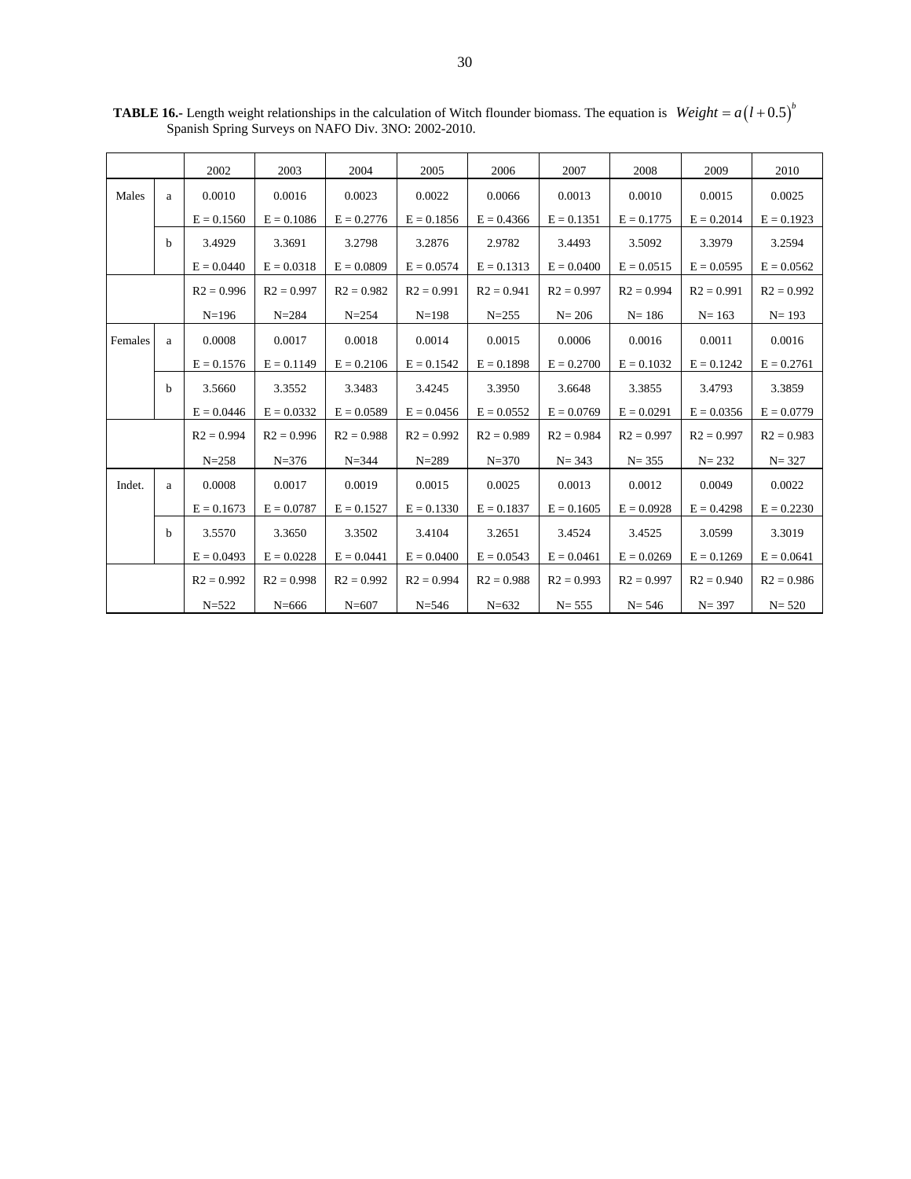**TABLE 16.-** Length weight relationships in the calculation of Witch flounder biomass. The equation is $Weight = a\left(l + 0.5\right)^{b}$ Spanish Spring Surveys on NAFO Div. 3NO: 2002-2010.

| | | 2002 | 2003 | 2004 | 2005 | 2006 | 2007 | 2008 | 2009 | 2010 |
|---|---|---|---|---|---|---|---|---|---|---|
| Males | a | 0.0010 | 0.0016 | 0.0023 | 0.0022 | 0.0066 | 0.0013 | 0.0010 | 0.0015 | 0.0025 |
| | | E = 0.1560 | E = 0.1086 | E = 0.2776 | E = 0.1856 | E = 0.4366 | E = 0.1351 | E = 0.1775 | E = 0.2014 | E = 0.1923 |
| | b | 3.4929 | 3.3691 | 3.2798 | 3.2876 | 2.9782 | 3.4493 | 3.5092 | 3.3979 | 3.2594 |
| | | E = 0.0440 | E = 0.0318 | E = 0.0809 | E = 0.0574 | E = 0.1313 | E = 0.0400 | E = 0.0515 | E = 0.0595 | E = 0.0562 |
| | | R2 = 0.996 | R2 = 0.997 | R2 = 0.982 | R2 = 0.991 | R2 = 0.941 | R2 = 0.997 | R2 = 0.994 | R2 = 0.991 | R2 = 0.992 |
| | | N=196 | N=284 | N=254 | N=198 | N=255 | N= 206 | N= 186 | N= 163 | N= 193 |
| Females | a | 0.0008 | 0.0017 | 0.0018 | 0.0014 | 0.0015 | 0.0006 | 0.0016 | 0.0011 | 0.0016 |
| | | E = 0.1576 | E = 0.1149 | E = 0.2106 | E = 0.1542 | E = 0.1898 | E = 0.2700 | E = 0.1032 | E = 0.1242 | E = 0.2761 |
| | b | 3.5660 | 3.3552 | 3.3483 | 3.4245 | 3.3950 | 3.6648 | 3.3855 | 3.4793 | 3.3859 |
| | | E = 0.0446 | E = 0.0332 | E = 0.0589 | E = 0.0456 | E = 0.0552 | E = 0.0769 | E = 0.0291 | E = 0.0356 | E = 0.0779 |
| | | R2 = 0.994 | R2 = 0.996 | R2 = 0.988 | R2 = 0.992 | R2 = 0.989 | R2 = 0.984 | R2 = 0.997 | R2 = 0.997 | R2 = 0.983 |
| | | N=258 | N=376 | N=344 | N=289 | N=370 | N= 343 | N= 355 | N= 232 | N= 327 |
| Indet. | a | 0.0008 | 0.0017 | 0.0019 | 0.0015 | 0.0025 | 0.0013 | 0.0012 | 0.0049 | 0.0022 |
| | | E = 0.1673 | E = 0.0787 | E = 0.1527 | E = 0.1330 | E = 0.1837 | E = 0.1605 | E = 0.0928 | E = 0.4298 | E = 0.2230 |
| | b | 3.5570 | 3.3650 | 3.3502 | 3.4104 | 3.2651 | 3.4524 | 3.4525 | 3.0599 | 3.3019 |
| | | E = 0.0493 | E = 0.0228 | E = 0.0441 | E = 0.0400 | E = 0.0543 | E = 0.0461 | E = 0.0269 | E = 0.1269 | E = 0.0641 |
| | | R2 = 0.992 | R2 = 0.998 | R2 = 0.992 | R2 = 0.994 | R2 = 0.988 | R2 = 0.993 | R2 = 0.997 | R2 = 0.940 | R2 = 0.986 |
| | | N=522 | N=666 | N=607 | N=546 | N=632 | N= 555 | N= 546 | N= 397 | N= 520 |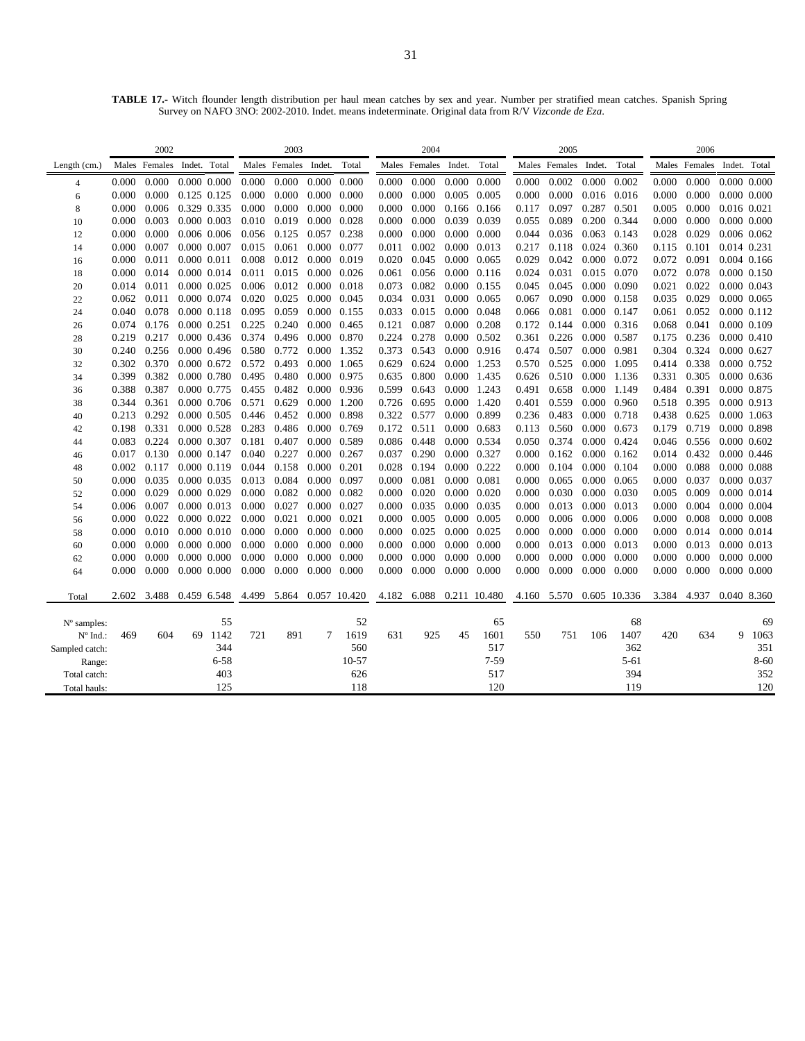**TABLE 17.-** Witch flounder length distribution per haul mean catches by sex and year. Number per stratified mean catches. Spanish Spring Survey on NAFO 3NO: 2002-2010. Indet. means indeterminate. Original data from R/V *Vizconde de Eza*.

| | 2002 | | | | 2003 | | | | 2004 | | | | 2005 | | | | 2006 | | | |
|---|---|---|---|---|---|---|---|---|---|---|---|---|---|---|---|---|---|---|---|---|
| Length (cm.) | Males | Females | Indet. | Total | Males | Females | Indet. | Total | Males | Females | Indet. | Total | Males | Females | Indet. | Total | Males | Females | Indet. | Total |
| 4 | 0.000 | 0.000 | 0.000 | 0.000 | 0.000 | 0.000 | 0.000 | 0.000 | 0.000 | 0.000 | 0.000 | 0.000 | 0.000 | 0.002 | 0.000 | 0.002 | 0.000 | 0.000 | 0.000 | 0.000 |
| 6 | 0.000 | 0.000 | 0.125 | 0.125 | 0.000 | 0.000 | 0.000 | 0.000 | 0.000 | 0.000 | 0.005 | 0.005 | 0.000 | 0.000 | 0.016 | 0.016 | 0.000 | 0.000 | 0.000 | 0.000 |
| 8 | 0.000 | 0.006 | 0.329 | 0.335 | 0.000 | 0.000 | 0.000 | 0.000 | 0.000 | 0.000 | 0.166 | 0.166 | 0.117 | 0.097 | 0.287 | 0.501 | 0.005 | 0.000 | 0.016 | 0.021 |
| 10 | 0.000 | 0.003 | 0.000 | 0.003 | 0.010 | 0.019 | 0.000 | 0.028 | 0.000 | 0.000 | 0.039 | 0.039 | 0.055 | 0.089 | 0.200 | 0.344 | 0.000 | 0.000 | 0.000 | 0.000 |
| 12 | 0.000 | 0.000 | 0.006 | 0.006 | 0.056 | 0.125 | 0.057 | 0.238 | 0.000 | 0.000 | 0.000 | 0.000 | 0.044 | 0.036 | 0.063 | 0.143 | 0.028 | 0.029 | 0.006 | 0.062 |
| 14 | 0.000 | 0.007 | 0.000 | 0.007 | 0.015 | 0.061 | 0.000 | 0.077 | 0.011 | 0.002 | 0.000 | 0.013 | 0.217 | 0.118 | 0.024 | 0.360 | 0.115 | 0.101 | 0.014 | 0.231 |
| 16 | 0.000 | 0.011 | 0.000 | 0.011 | 0.008 | 0.012 | 0.000 | 0.019 | 0.020 | 0.045 | 0.000 | 0.065 | 0.029 | 0.042 | 0.000 | 0.072 | 0.072 | 0.091 | 0.004 | 0.166 |
| 18 | 0.000 | 0.014 | 0.000 | 0.014 | 0.011 | 0.015 | 0.000 | 0.026 | 0.061 | 0.056 | 0.000 | 0.116 | 0.024 | 0.031 | 0.015 | 0.070 | 0.072 | 0.078 | 0.000 | 0.150 |
| 20 | 0.014 | 0.011 | 0.000 | 0.025 | 0.006 | 0.012 | 0.000 | 0.018 | 0.073 | 0.082 | 0.000 | 0.155 | 0.045 | 0.045 | 0.000 | 0.090 | 0.021 | 0.022 | 0.000 | 0.043 |
| 22 | 0.062 | 0.011 | 0.000 | 0.074 | 0.020 | 0.025 | 0.000 | 0.045 | 0.034 | 0.031 | 0.000 | 0.065 | 0.067 | 0.090 | 0.000 | 0.158 | 0.035 | 0.029 | 0.000 | 0.065 |
| 24 | 0.040 | 0.078 | 0.000 | 0.118 | 0.095 | 0.059 | 0.000 | 0.155 | 0.033 | 0.015 | 0.000 | 0.048 | 0.066 | 0.081 | 0.000 | 0.147 | 0.061 | 0.052 | 0.000 | 0.112 |
| 26 | 0.074 | 0.176 | 0.000 | 0.251 | 0.225 | 0.240 | 0.000 | 0.465 | 0.121 | 0.087 | 0.000 | 0.208 | 0.172 | 0.144 | 0.000 | 0.316 | 0.068 | 0.041 | 0.000 | 0.109 |
| 28 | 0.219 | 0.217 | 0.000 | 0.436 | 0.374 | 0.496 | 0.000 | 0.870 | 0.224 | 0.278 | 0.000 | 0.502 | 0.361 | 0.226 | 0.000 | 0.587 | 0.175 | 0.236 | 0.000 | 0.410 |
| 30 | 0.240 | 0.256 | 0.000 | 0.496 | 0.580 | 0.772 | 0.000 | 1.352 | 0.373 | 0.543 | 0.000 | 0.916 | 0.474 | 0.507 | 0.000 | 0.981 | 0.304 | 0.324 | 0.000 | 0.627 |
| 32 | 0.302 | 0.370 | 0.000 | 0.672 | 0.572 | 0.493 | 0.000 | 1.065 | 0.629 | 0.624 | 0.000 | 1.253 | 0.570 | 0.525 | 0.000 | 1.095 | 0.414 | 0.338 | 0.000 | 0.752 |
| 34 | 0.399 | 0.382 | 0.000 | 0.780 | 0.495 | 0.480 | 0.000 | 0.975 | 0.635 | 0.800 | 0.000 | 1.435 | 0.626 | 0.510 | 0.000 | 1.136 | 0.331 | 0.305 | 0.000 | 0.636 |
| 36 | 0.388 | 0.387 | 0.000 | 0.775 | 0.455 | 0.482 | 0.000 | 0.936 | 0.599 | 0.643 | 0.000 | 1.243 | 0.491 | 0.658 | 0.000 | 1.149 | 0.484 | 0.391 | 0.000 | 0.875 |
| 38 | 0.344 | 0.361 | 0.000 | 0.706 | 0.571 | 0.629 | 0.000 | 1.200 | 0.726 | 0.695 | 0.000 | 1.420 | 0.401 | 0.559 | 0.000 | 0.960 | 0.518 | 0.395 | 0.000 | 0.913 |
| 40 | 0.213 | 0.292 | 0.000 | 0.505 | 0.446 | 0.452 | 0.000 | 0.898 | 0.322 | 0.577 | 0.000 | 0.899 | 0.236 | 0.483 | 0.000 | 0.718 | 0.438 | 0.625 | 0.000 | 1.063 |
| 42 | 0.198 | 0.331 | 0.000 | 0.528 | 0.283 | 0.486 | 0.000 | 0.769 | 0.172 | 0.511 | 0.000 | 0.683 | 0.113 | 0.560 | 0.000 | 0.673 | 0.179 | 0.719 | 0.000 | 0.898 |
| 44 | 0.083 | 0.224 | 0.000 | 0.307 | 0.181 | 0.407 | 0.000 | 0.589 | 0.086 | 0.448 | 0.000 | 0.534 | 0.050 | 0.374 | 0.000 | 0.424 | 0.046 | 0.556 | 0.000 | 0.602 |
| 46 | 0.017 | 0.130 | 0.000 | 0.147 | 0.040 | 0.227 | 0.000 | 0.267 | 0.037 | 0.290 | 0.000 | 0.327 | 0.000 | 0.162 | 0.000 | 0.162 | 0.014 | 0.432 | 0.000 | 0.446 |
| 48 | 0.002 | 0.117 | 0.000 | 0.119 | 0.044 | 0.158 | 0.000 | 0.201 | 0.028 | 0.194 | 0.000 | 0.222 | 0.000 | 0.104 | 0.000 | 0.104 | 0.000 | 0.088 | 0.000 | 0.088 |
| 50 | 0.000 | 0.035 | 0.000 | 0.035 | 0.013 | 0.084 | 0.000 | 0.097 | 0.000 | 0.081 | 0.000 | 0.081 | 0.000 | 0.065 | 0.000 | 0.065 | 0.000 | 0.037 | 0.000 | 0.037 |
| 52 | 0.000 | 0.029 | 0.000 | 0.029 | 0.000 | 0.082 | 0.000 | 0.082 | 0.000 | 0.020 | 0.000 | 0.020 | 0.000 | 0.030 | 0.000 | 0.030 | 0.005 | 0.009 | 0.000 | 0.014 |
| 54 | 0.006 | 0.007 | 0.000 | 0.013 | 0.000 | 0.027 | 0.000 | 0.027 | 0.000 | 0.035 | 0.000 | 0.035 | 0.000 | 0.013 | 0.000 | 0.013 | 0.000 | 0.004 | 0.000 | 0.004 |
| 56 | 0.000 | 0.022 | 0.000 | 0.022 | 0.000 | 0.021 | 0.000 | 0.021 | 0.000 | 0.005 | 0.000 | 0.005 | 0.000 | 0.006 | 0.000 | 0.006 | 0.000 | 0.008 | 0.000 | 0.008 |
| 58 | 0.000 | 0.010 | 0.000 | 0.010 | 0.000 | 0.000 | 0.000 | 0.000 | 0.000 | 0.025 | 0.000 | 0.025 | 0.000 | 0.000 | 0.000 | 0.000 | 0.000 | 0.014 | 0.000 | 0.014 |
| 60 | 0.000 | 0.000 | 0.000 | 0.000 | 0.000 | 0.000 | 0.000 | 0.000 | 0.000 | 0.000 | 0.000 | 0.000 | 0.000 | 0.013 | 0.000 | 0.013 | 0.000 | 0.013 | 0.000 | 0.013 |
| 62 | 0.000 | 0.000 | 0.000 | 0.000 | 0.000 | 0.000 | 0.000 | 0.000 | 0.000 | 0.000 | 0.000 | 0.000 | 0.000 | 0.000 | 0.000 | 0.000 | 0.000 | 0.000 | 0.000 | 0.000 |
| 64 | 0.000 | 0.000 | 0.000 | 0.000 | 0.000 | 0.000 | 0.000 | 0.000 | 0.000 | 0.000 | 0.000 | 0.000 | 0.000 | 0.000 | 0.000 | 0.000 | 0.000 | 0.000 | 0.000 | 0.000 |
| Total | 2.602 | 3.488 | 0.459 | 6.548 | 4.499 | 5.864 | 0.057 | 10.420 | 4.182 | 6.088 | 0.211 | 10.480 | 4.160 | 5.570 | 0.605 | 10.336 | 3.384 | 4.937 | 0.040 | 8.360 |
| Nº samples: | | | | 55 | | | | 52 | | | | 65 | | | | 68 | | | | 69 |
| Nº Ind.: | 469 | 604 | 69 | 1142 | 721 | 891 | 7 | 1619 | 631 | 925 | 45 | 1601 | 550 | 751 | 106 | 1407 | 420 | 634 | 9 | 1063 |
| Sampled catch: | | | | 344 | | | | 560 | | | | 517 | | | | 362 | | | | 351 |
| Range: | | | | 6-58 | | | | 10-57 | | | | 7-59 | | | | 5-61 | | | | 8-60 |
| Total catch: | | | | 403 | | | | 626 | | | | 517 | | | | 394 | | | | 352 |
| Total hauls: | | | | 125 | | | | 118 | | | | 120 | | | | 119 | | | | 120 |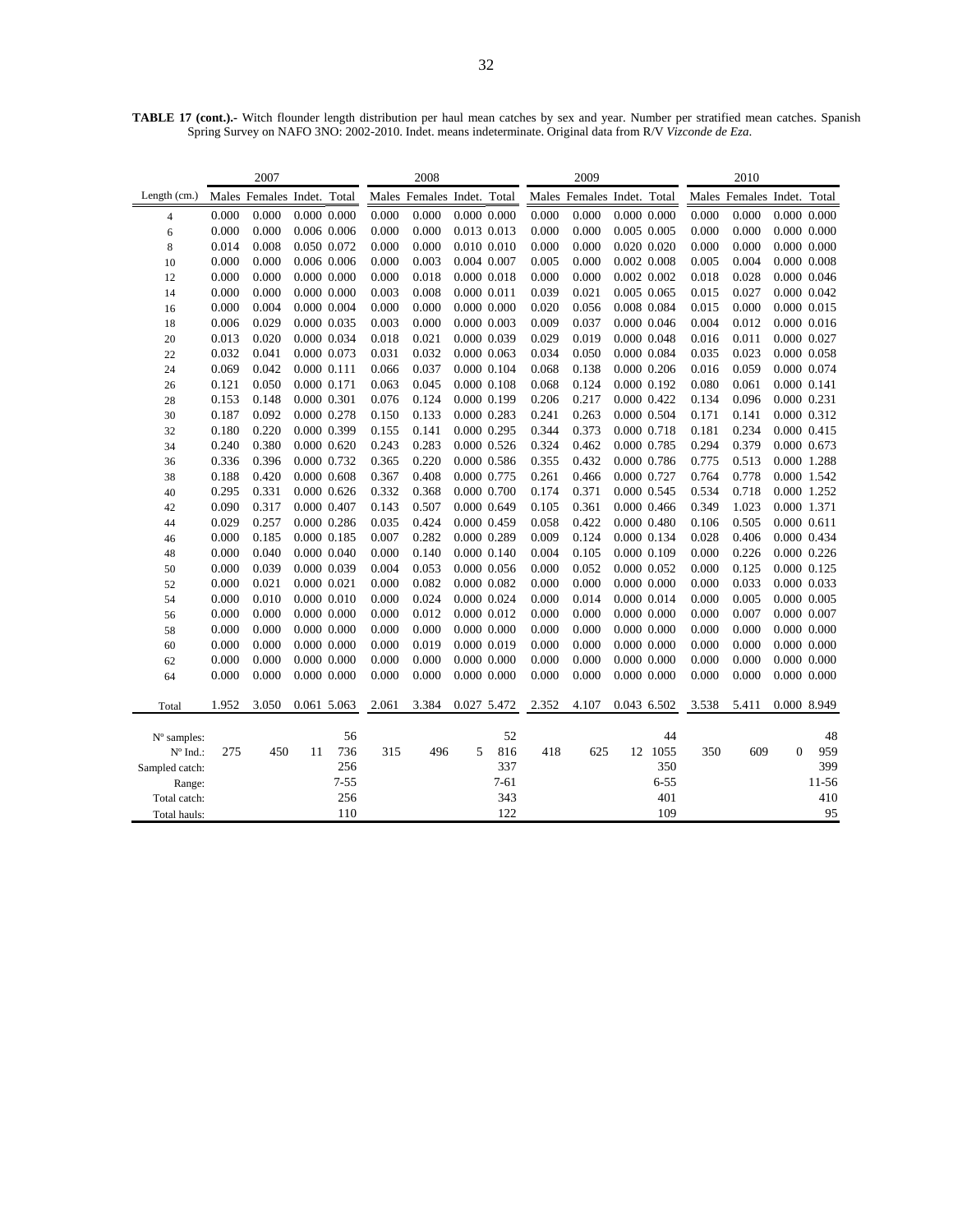**TABLE 17 (cont.).-** Witch flounder length distribution per haul mean catches by sex and year. Number per stratified mean catches. Spanish Spring Survey on NAFO 3NO: 2002-2010. Indet. means indeterminate. Original data from R/V *Vizconde de Eza*.

| | 2007 | | | | 2008 | | | | 2009 | | | | 2010 | | | |
|---|---|---|---|---|---|---|---|---|---|---|---|---|---|---|---|---|
| Length (cm.) | Males | Females | Indet. | Total | Males | Females | Indet. | Total | Males | Females | Indet. | Total | Males | Females | Indet. | Total |
| 4 | 0.000 | 0.000 | 0.000 | 0.000 | 0.000 | 0.000 | 0.000 | 0.000 | 0.000 | 0.000 | 0.000 | 0.000 | 0.000 | 0.000 | 0.000 | 0.000 |
| 6 | 0.000 | 0.000 | 0.006 | 0.006 | 0.000 | 0.000 | 0.013 | 0.013 | 0.000 | 0.000 | 0.005 | 0.005 | 0.000 | 0.000 | 0.000 | 0.000 |
| 8 | 0.014 | 0.008 | 0.050 | 0.072 | 0.000 | 0.000 | 0.010 | 0.010 | 0.000 | 0.000 | 0.020 | 0.020 | 0.000 | 0.000 | 0.000 | 0.000 |
| 10 | 0.000 | 0.000 | 0.006 | 0.006 | 0.000 | 0.003 | 0.004 | 0.007 | 0.005 | 0.000 | 0.002 | 0.008 | 0.005 | 0.004 | 0.000 | 0.008 |
| 12 | 0.000 | 0.000 | 0.000 | 0.000 | 0.000 | 0.018 | 0.000 | 0.018 | 0.000 | 0.000 | 0.002 | 0.002 | 0.018 | 0.028 | 0.000 | 0.046 |
| 14 | 0.000 | 0.000 | 0.000 | 0.000 | 0.003 | 0.008 | 0.000 | 0.011 | 0.039 | 0.021 | 0.005 | 0.065 | 0.015 | 0.027 | 0.000 | 0.042 |
| 16 | 0.000 | 0.004 | 0.000 | 0.004 | 0.000 | 0.000 | 0.000 | 0.000 | 0.020 | 0.056 | 0.008 | 0.084 | 0.015 | 0.000 | 0.000 | 0.015 |
| 18 | 0.006 | 0.029 | 0.000 | 0.035 | 0.003 | 0.000 | 0.000 | 0.003 | 0.009 | 0.037 | 0.000 | 0.046 | 0.004 | 0.012 | 0.000 | 0.016 |
| 20 | 0.013 | 0.020 | 0.000 | 0.034 | 0.018 | 0.021 | 0.000 | 0.039 | 0.029 | 0.019 | 0.000 | 0.048 | 0.016 | 0.011 | 0.000 | 0.027 |
| 22 | 0.032 | 0.041 | 0.000 | 0.073 | 0.031 | 0.032 | 0.000 | 0.063 | 0.034 | 0.050 | 0.000 | 0.084 | 0.035 | 0.023 | 0.000 | 0.058 |
| 24 | 0.069 | 0.042 | 0.000 | 0.111 | 0.066 | 0.037 | 0.000 | 0.104 | 0.068 | 0.138 | 0.000 | 0.206 | 0.016 | 0.059 | 0.000 | 0.074 |
| 26 | 0.121 | 0.050 | 0.000 | 0.171 | 0.063 | 0.045 | 0.000 | 0.108 | 0.068 | 0.124 | 0.000 | 0.192 | 0.080 | 0.061 | 0.000 | 0.141 |
| 28 | 0.153 | 0.148 | 0.000 | 0.301 | 0.076 | 0.124 | 0.000 | 0.199 | 0.206 | 0.217 | 0.000 | 0.422 | 0.134 | 0.096 | 0.000 | 0.231 |
| 30 | 0.187 | 0.092 | 0.000 | 0.278 | 0.150 | 0.133 | 0.000 | 0.283 | 0.241 | 0.263 | 0.000 | 0.504 | 0.171 | 0.141 | 0.000 | 0.312 |
| 32 | 0.180 | 0.220 | 0.000 | 0.399 | 0.155 | 0.141 | 0.000 | 0.295 | 0.344 | 0.373 | 0.000 | 0.718 | 0.181 | 0.234 | 0.000 | 0.415 |
| 34 | 0.240 | 0.380 | 0.000 | 0.620 | 0.243 | 0.283 | 0.000 | 0.526 | 0.324 | 0.462 | 0.000 | 0.785 | 0.294 | 0.379 | 0.000 | 0.673 |
| 36 | 0.336 | 0.396 | 0.000 | 0.732 | 0.365 | 0.220 | 0.000 | 0.586 | 0.355 | 0.432 | 0.000 | 0.786 | 0.775 | 0.513 | 0.000 | 1.288 |
| 38 | 0.188 | 0.420 | 0.000 | 0.608 | 0.367 | 0.408 | 0.000 | 0.775 | 0.261 | 0.466 | 0.000 | 0.727 | 0.764 | 0.778 | 0.000 | 1.542 |
| 40 | 0.295 | 0.331 | 0.000 | 0.626 | 0.332 | 0.368 | 0.000 | 0.700 | 0.174 | 0.371 | 0.000 | 0.545 | 0.534 | 0.718 | 0.000 | 1.252 |
| 42 | 0.090 | 0.317 | 0.000 | 0.407 | 0.143 | 0.507 | 0.000 | 0.649 | 0.105 | 0.361 | 0.000 | 0.466 | 0.349 | 1.023 | 0.000 | 1.371 |
| 44 | 0.029 | 0.257 | 0.000 | 0.286 | 0.035 | 0.424 | 0.000 | 0.459 | 0.058 | 0.422 | 0.000 | 0.480 | 0.106 | 0.505 | 0.000 | 0.611 |
| 46 | 0.000 | 0.185 | 0.000 | 0.185 | 0.007 | 0.282 | 0.000 | 0.289 | 0.009 | 0.124 | 0.000 | 0.134 | 0.028 | 0.406 | 0.000 | 0.434 |
| 48 | 0.000 | 0.040 | 0.000 | 0.040 | 0.000 | 0.140 | 0.000 | 0.140 | 0.004 | 0.105 | 0.000 | 0.109 | 0.000 | 0.226 | 0.000 | 0.226 |
| 50 | 0.000 | 0.039 | 0.000 | 0.039 | 0.004 | 0.053 | 0.000 | 0.056 | 0.000 | 0.052 | 0.000 | 0.052 | 0.000 | 0.125 | 0.000 | 0.125 |
| 52 | 0.000 | 0.021 | 0.000 | 0.021 | 0.000 | 0.082 | 0.000 | 0.082 | 0.000 | 0.000 | 0.000 | 0.000 | 0.000 | 0.033 | 0.000 | 0.033 |
| 54 | 0.000 | 0.010 | 0.000 | 0.010 | 0.000 | 0.024 | 0.000 | 0.024 | 0.000 | 0.014 | 0.000 | 0.014 | 0.000 | 0.005 | 0.000 | 0.005 |
| 56 | 0.000 | 0.000 | 0.000 | 0.000 | 0.000 | 0.012 | 0.000 | 0.012 | 0.000 | 0.000 | 0.000 | 0.000 | 0.000 | 0.007 | 0.000 | 0.007 |
| 58 | 0.000 | 0.000 | 0.000 | 0.000 | 0.000 | 0.000 | 0.000 | 0.000 | 0.000 | 0.000 | 0.000 | 0.000 | 0.000 | 0.000 | 0.000 | 0.000 |
| 60 | 0.000 | 0.000 | 0.000 | 0.000 | 0.000 | 0.019 | 0.000 | 0.019 | 0.000 | 0.000 | 0.000 | 0.000 | 0.000 | 0.000 | 0.000 | 0.000 |
| 62 | 0.000 | 0.000 | 0.000 | 0.000 | 0.000 | 0.000 | 0.000 | 0.000 | 0.000 | 0.000 | 0.000 | 0.000 | 0.000 | 0.000 | 0.000 | 0.000 |
| 64 | 0.000 | 0.000 | 0.000 | 0.000 | 0.000 | 0.000 | 0.000 | 0.000 | 0.000 | 0.000 | 0.000 | 0.000 | 0.000 | 0.000 | 0.000 | 0.000 |
| Total | 1.952 | 3.050 | 0.061 | 5.063 | 2.061 | 3.384 | 0.027 | 5.472 | 2.352 | 4.107 | 0.043 | 6.502 | 3.538 | 5.411 | 0.000 | 8.949 |
| Nº samples: | | | | 56 | | | | 52 | | | | 44 | | | | 48 |
| Nº Ind.: | 275 | 450 | 11 | 736 | 315 | 496 | 5 | 816 | 418 | 625 | 12 | 1055 | 350 | 609 | 0 | 959 |
| Sampled catch: | | | | 256 | | | | 337 | | | | 350 | | | | 399 |
| Range: | | | | 7-55 | | | | 7-61 | | | | 6-55 | | | | 11-56 |
| Total catch: | | | | 256 | | | | 343 | | | | 401 | | | | 410 |
| Total hauls: | | | | 110 | | | | 122 | | | | 109 | | | | 95 |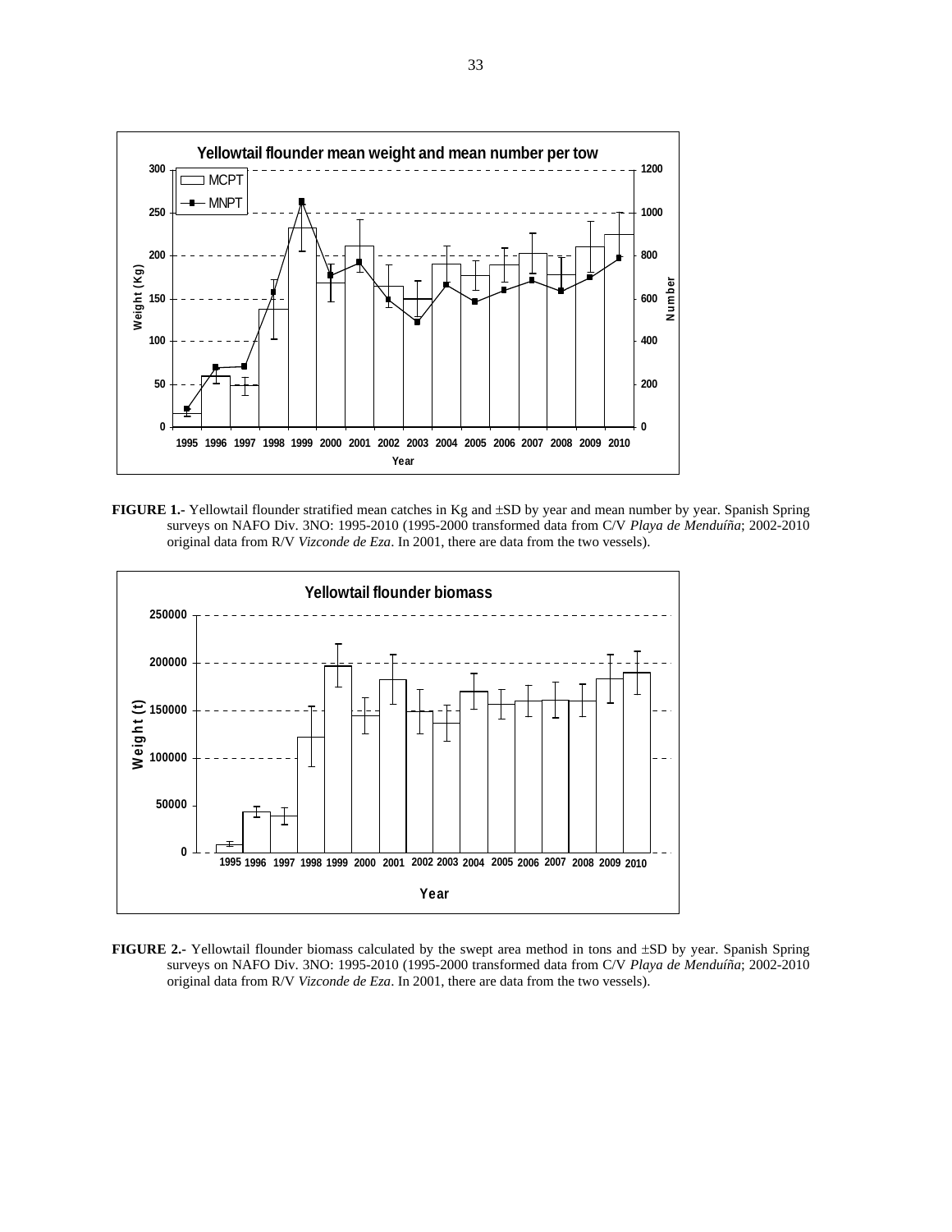**FIGURE 1.-** Yellowtail flounder stratified mean catches in Kg and ±SD by year and mean number by year. Spanish Spring surveys on NAFO Div. 3NO: 1995-2010 (1995-2000 transformed data from C/V *Playa de Menduíña*; 2002-2010 original data from R/V *Vizconde de Eza*. In 2001, there are data from the two vessels).

**FIGURE 2.-** Yellowtail flounder biomass calculated by the swept area method in tons and ±SD by year. Spanish Spring surveys on NAFO Div. 3NO: 1995-2010 (1995-2000 transformed data from C/V *Playa de Menduíña*; 2002-2010 original data from R/V *Vizconde de Eza*. In 2001, there are data from the two vessels).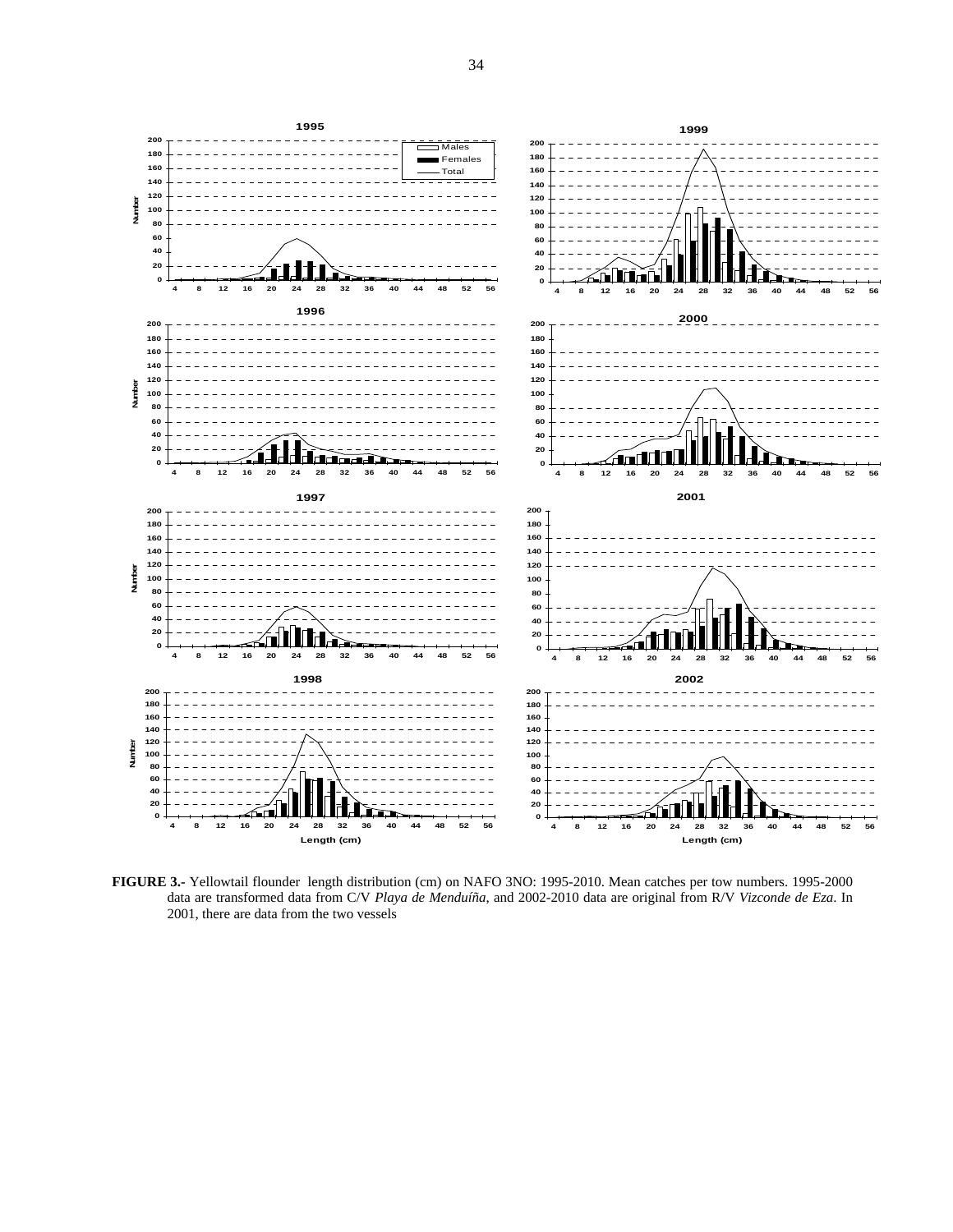**FIGURE 3.-** Yellowtail flounder length distribution (cm) on NAFO 3NO: 1995-2010. Mean catches per tow numbers. 1995-2000 data are transformed data from C/V *Playa de Menduíña*, and 2002-2010 data are original from R/V *Vizconde de Eza*. In 2001, there are data from the two vessels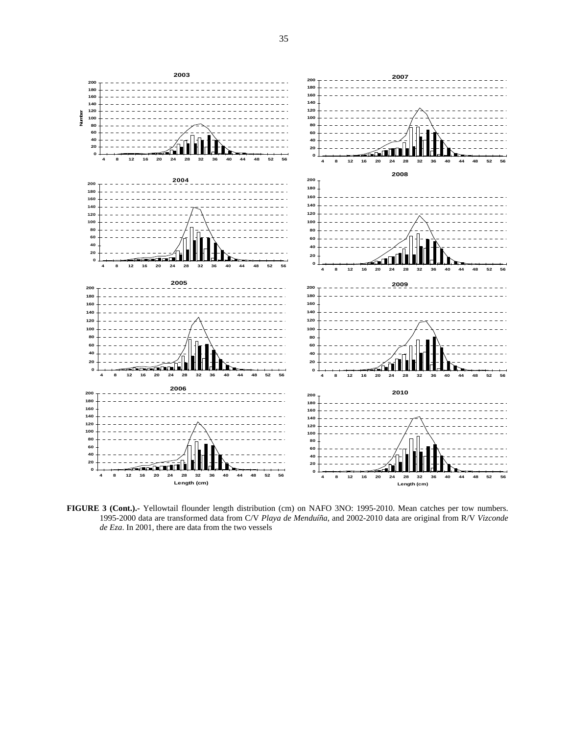**FIGURE 3 (Cont.).-** Yellowtail flounder length distribution (cm) on NAFO 3NO: 1995-2010. Mean catches per tow numbers. 1995-2000 data are transformed data from C/V *Playa de Menduíña*, and 2002-2010 data are original from R/V *Vizconde de Eza*. In 2001, there are data from the two vessels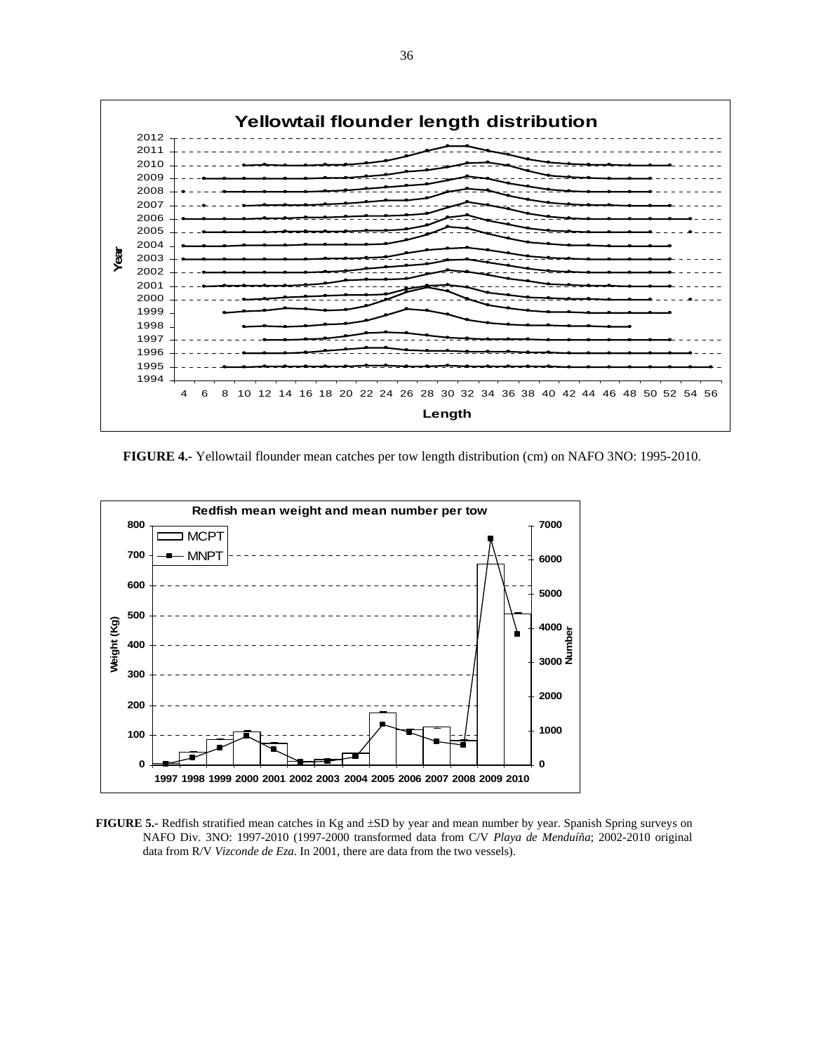**FIGURE 4.-** Yellowtail flounder mean catches per tow length distribution (cm) on NAFO 3NO: 1995-2010.

**FIGURE 5.-** Redfish stratified mean catches in Kg and ±SD by year and mean number by year. Spanish Spring surveys on NAFO Div. 3NO: 1997-2010 (1997-2000 transformed data from C/V *Playa de Menduíña*; 2002-2010 original data from R/V *Vizconde de Eza*. In 2001, there are data from the two vessels).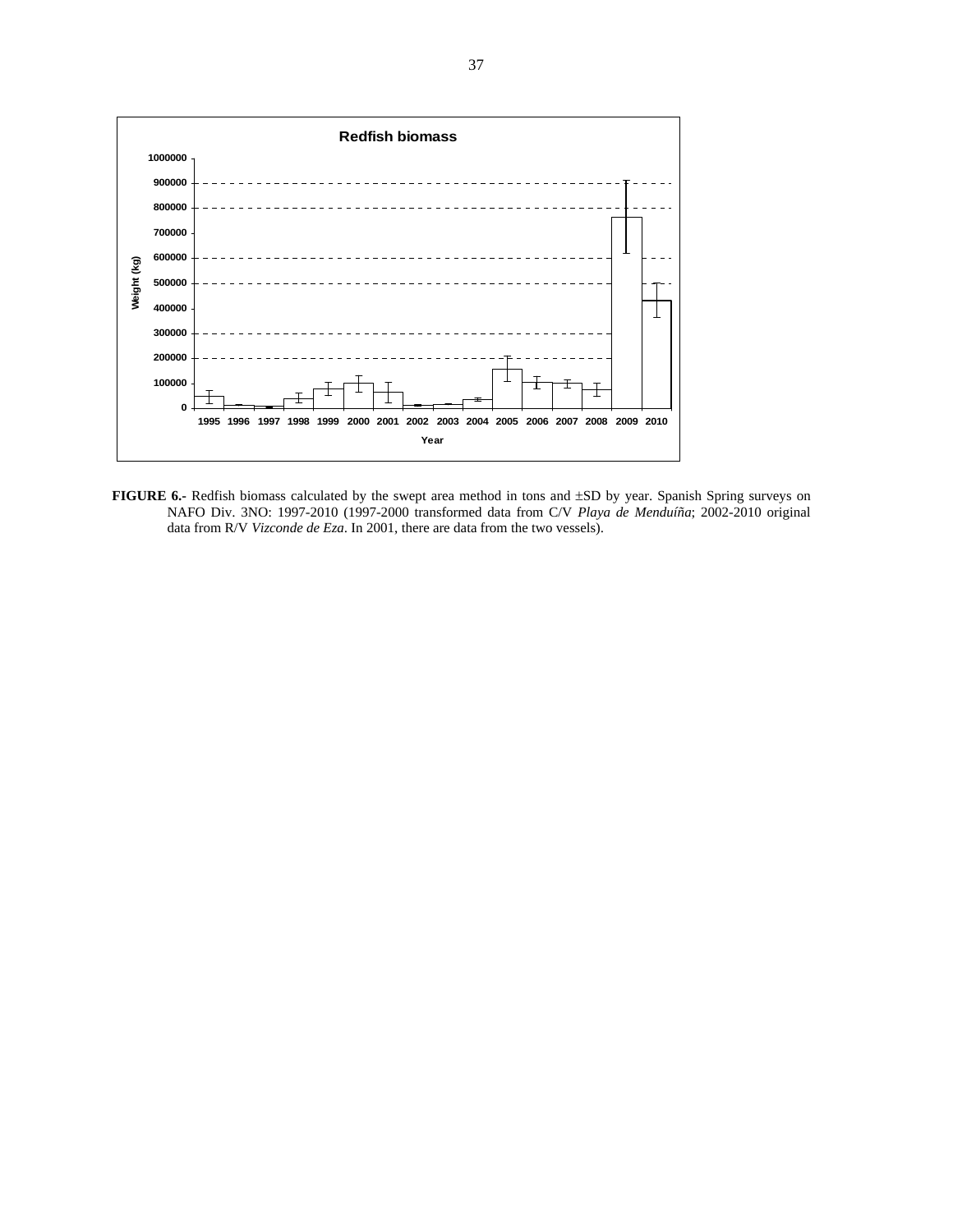**FIGURE 6.-** Redfish biomass calculated by the swept area method in tons and ±SD by year. Spanish Spring surveys on NAFO Div. 3NO: 1997-2010 (1997-2000 transformed data from C/V *Playa de Menduíña*; 2002-2010 original data from R/V *Vizconde de Eza*. In 2001, there are data from the two vessels).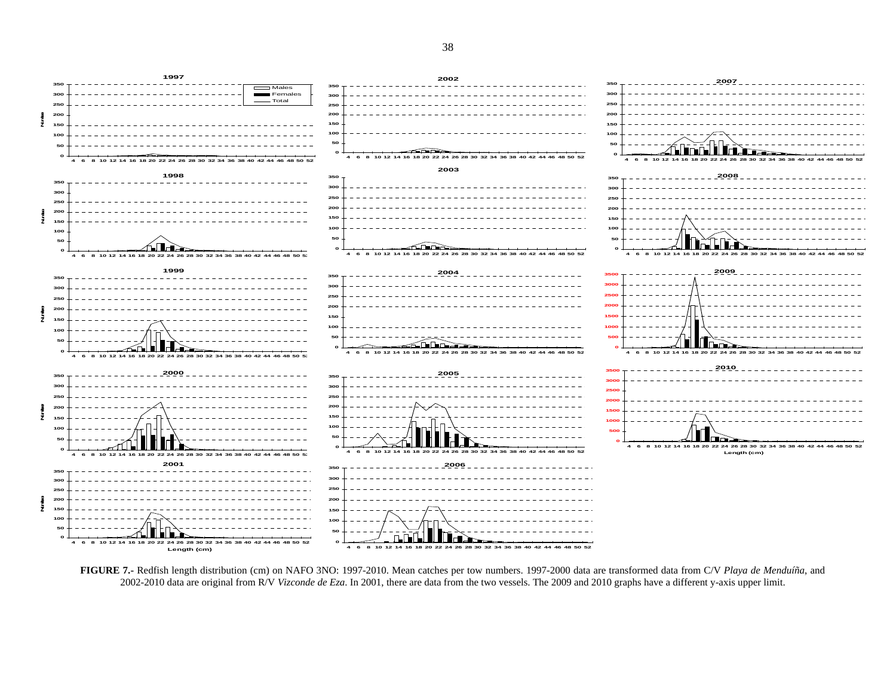**FIGURE 7.-** Redfish length distribution (cm) on NAFO 3NO: 1997-2010. Mean catches per tow numbers. 1997-2000 data are transformed data from C/V *Playa de Menduíña*, and 2002-2010 data are original from R/V *Vizconde de Eza*. In 2001, there are data from the two vessels. The 2009 and 2010 graphs have a different y-axis upper limit.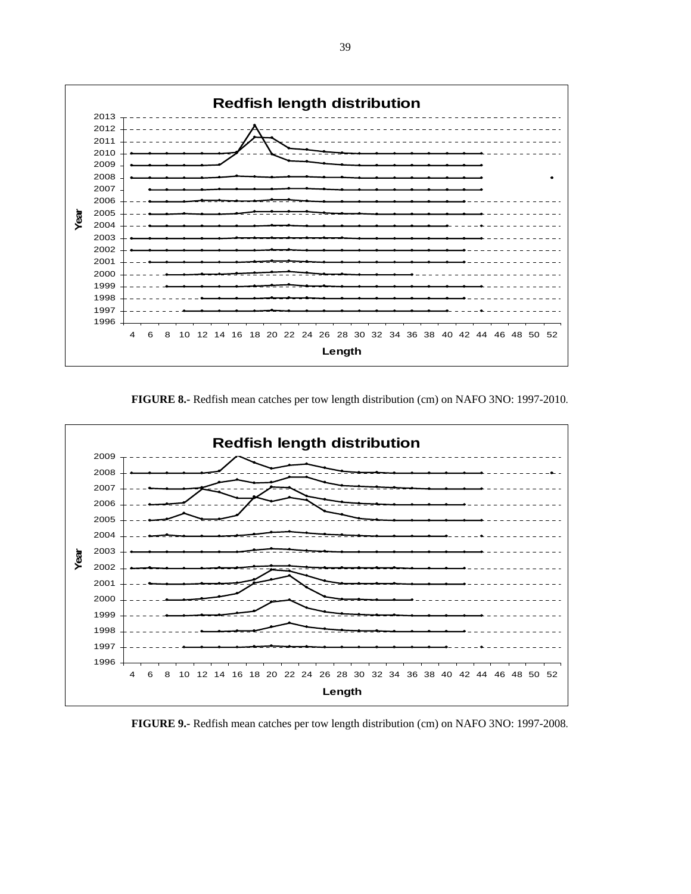**FIGURE 8.-** Redfish mean catches per tow length distribution (cm) on NAFO 3NO: 1997-2010.

**FIGURE 9.-** Redfish mean catches per tow length distribution (cm) on NAFO 3NO: 1997-2008.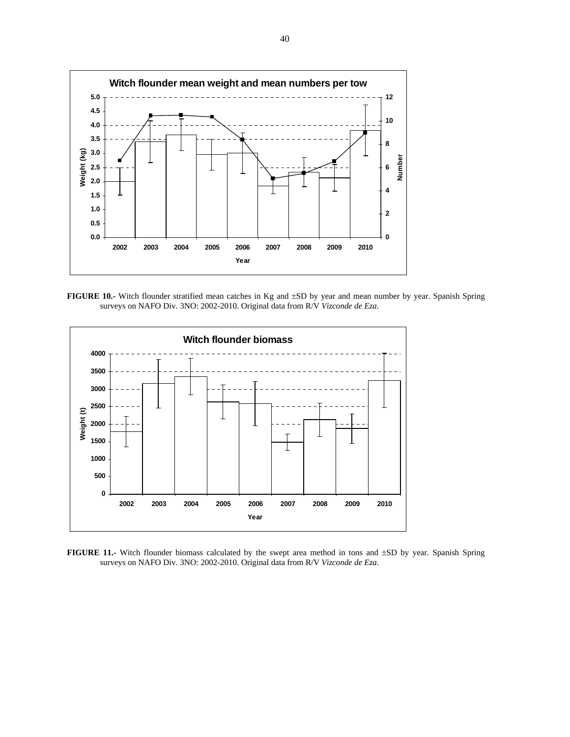**FIGURE 10.-** Witch flounder stratified mean catches in Kg and ±SD by year and mean number by year. Spanish Spring surveys on NAFO Div. 3NO: 2002-2010. Original data from R/V *Vizconde de Eza*.

**FIGURE 11.-** Witch flounder biomass calculated by the swept area method in tons and ±SD by year. Spanish Spring surveys on NAFO Div. 3NO: 2002-2010. Original data from R/V *Vizconde de Eza*.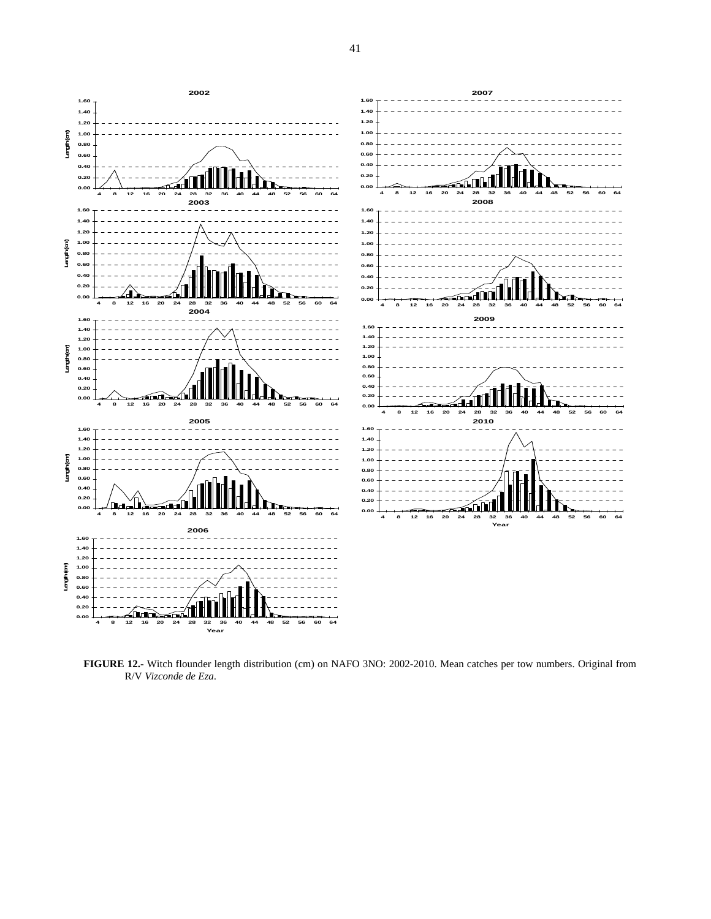**FIGURE 12.-** Witch flounder length distribution (cm) on NAFO 3NO: 2002-2010. Mean catches per tow numbers. Original from R/V *Vizconde de Eza*.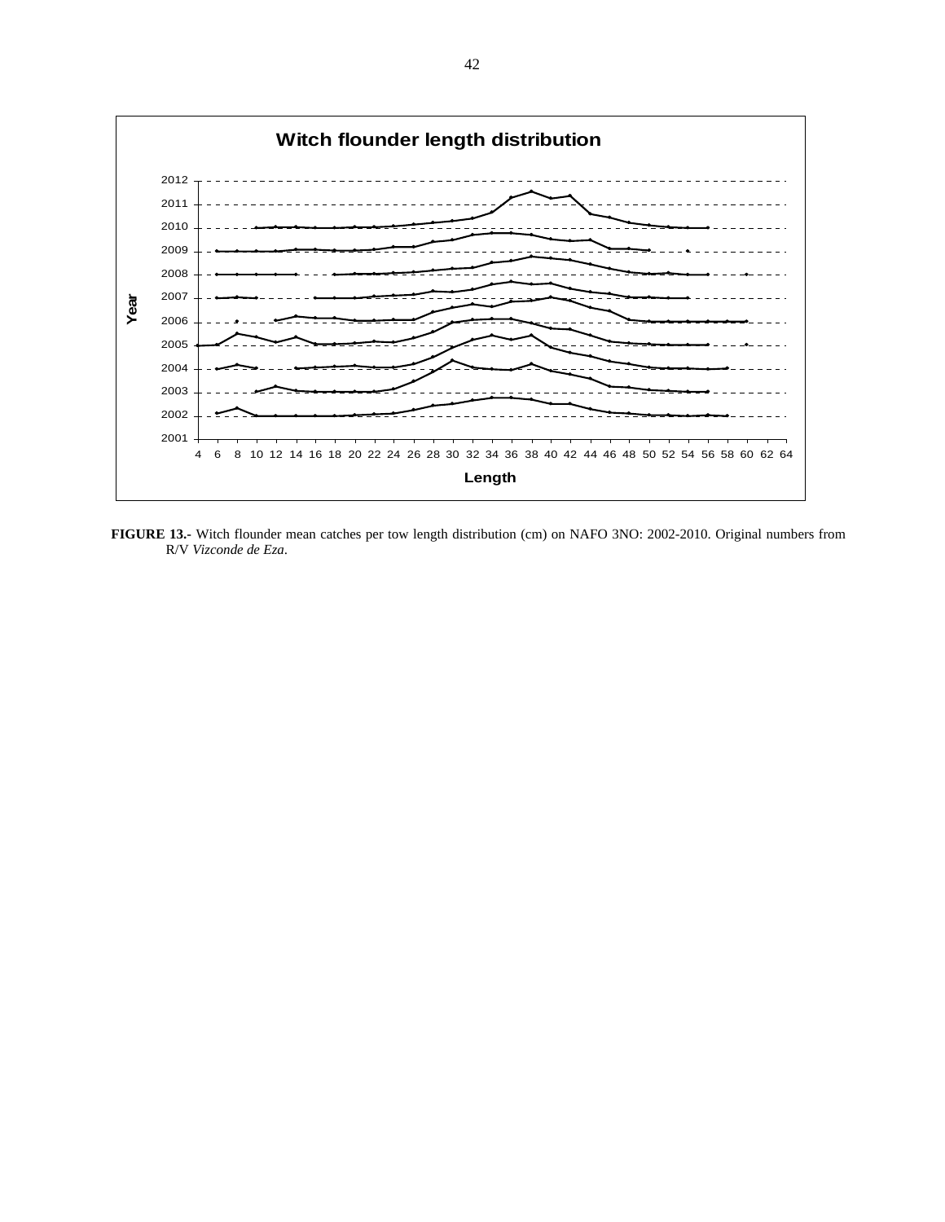Witch flounder length distribution

Year

2012
2011
2010
2009
2008
2007
2006
2005
2004
2003
2002
2001

4 6 8 10 12 14 16 18 20 22 24 26 28 30 32 34 36 38 40 42 44 46 48 50 52 54 56 58 60 62 64

Length

**FIGURE 13.-** Witch flounder mean catches per tow length distribution (cm) on NAFO 3NO: 2002-2010. Original numbers from R/V *Vizconde de Eza*.